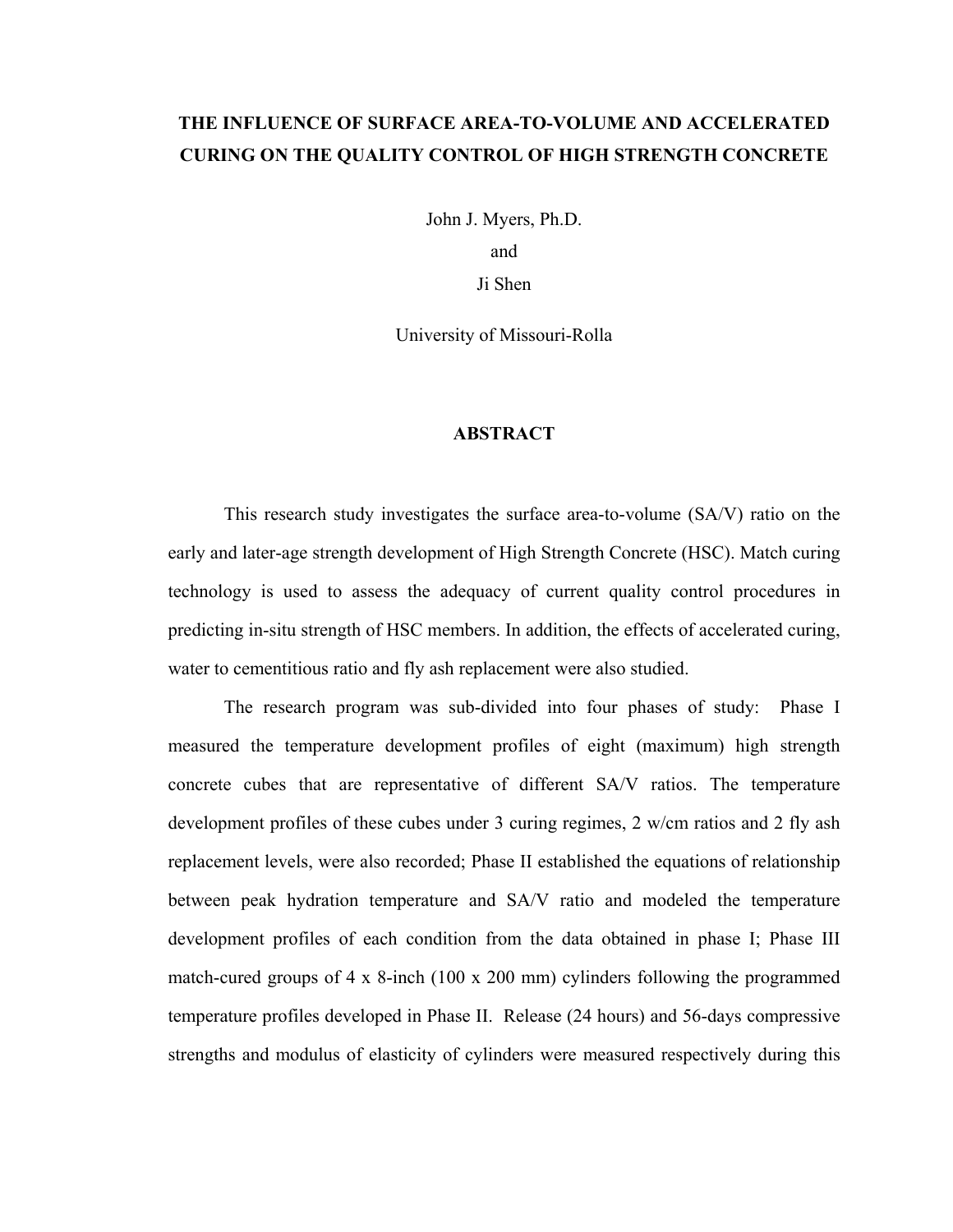# THE INFLUENCE OF SURFACE AREA-TO-VOLUME AND ACCELERATED CURING ON THE QUALITY CONTROL OF HIGH STRENGTH CONCRETE

John J. Myers, Ph.D.

and

Ji Shen

University of Missouri-Rolla

## ABSTRACT

This research study investigates the surface area-to-volume (SA/V) ratio on the early and later-age strength development of High Strength Concrete (HSC). Match curing technology is used to assess the adequacy of current quality control procedures in predicting in-situ strength of HSC members. In addition, the effects of accelerated curing, water to cementitious ratio and fly ash replacement were also studied.

The research program was sub-divided into four phases of study: Phase I measured the temperature development profiles of eight (maximum) high strength concrete cubes that are representative of different SA/V ratios. The temperature development profiles of these cubes under 3 curing regimes, 2 w/cm ratios and 2 fly ash replacement levels, were also recorded; Phase II established the equations of relationship between peak hydration temperature and SA/V ratio and modeled the temperature development profiles of each condition from the data obtained in phase I; Phase III match-cured groups of 4 x 8-inch (100 x 200 mm) cylinders following the programmed temperature profiles developed in Phase II. Release (24 hours) and 56-days compressive strengths and modulus of elasticity of cylinders were measured respectively during this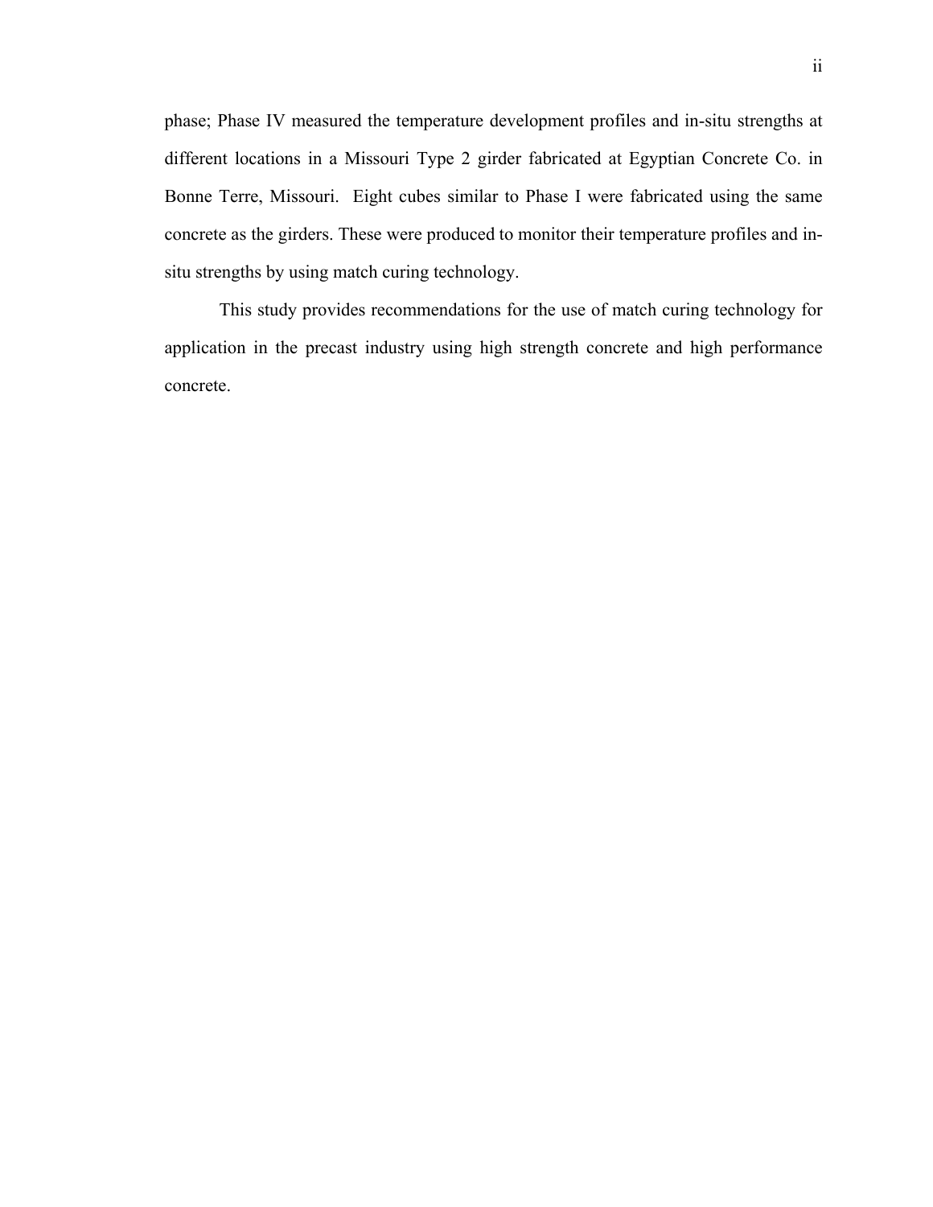phase; Phase IV measured the temperature development profiles and in-situ strengths at different locations in a Missouri Type 2 girder fabricated at Egyptian Concrete Co. in Bonne Terre, Missouri. Eight cubes similar to Phase I were fabricated using the same concrete as the girders. These were produced to monitor their temperature profiles and in-situ strengths by using match curing technology.

This study provides recommendations for the use of match curing technology for application in the precast industry using high strength concrete and high performance concrete.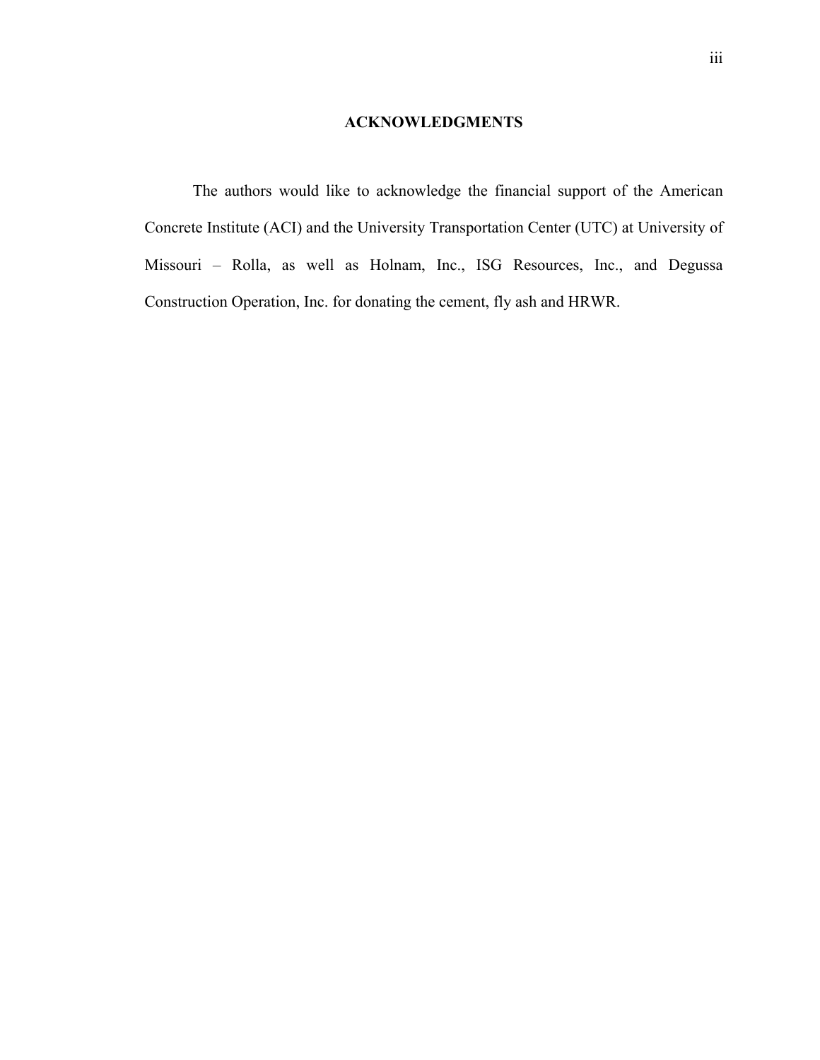## ACKNOWLEDGMENTS

The authors would like to acknowledge the financial support of the American Concrete Institute (ACI) and the University Transportation Center (UTC) at University of Missouri – Rolla, as well as Holnam, Inc., ISG Resources, Inc., and Degussa Construction Operation, Inc. for donating the cement, fly ash and HRWR.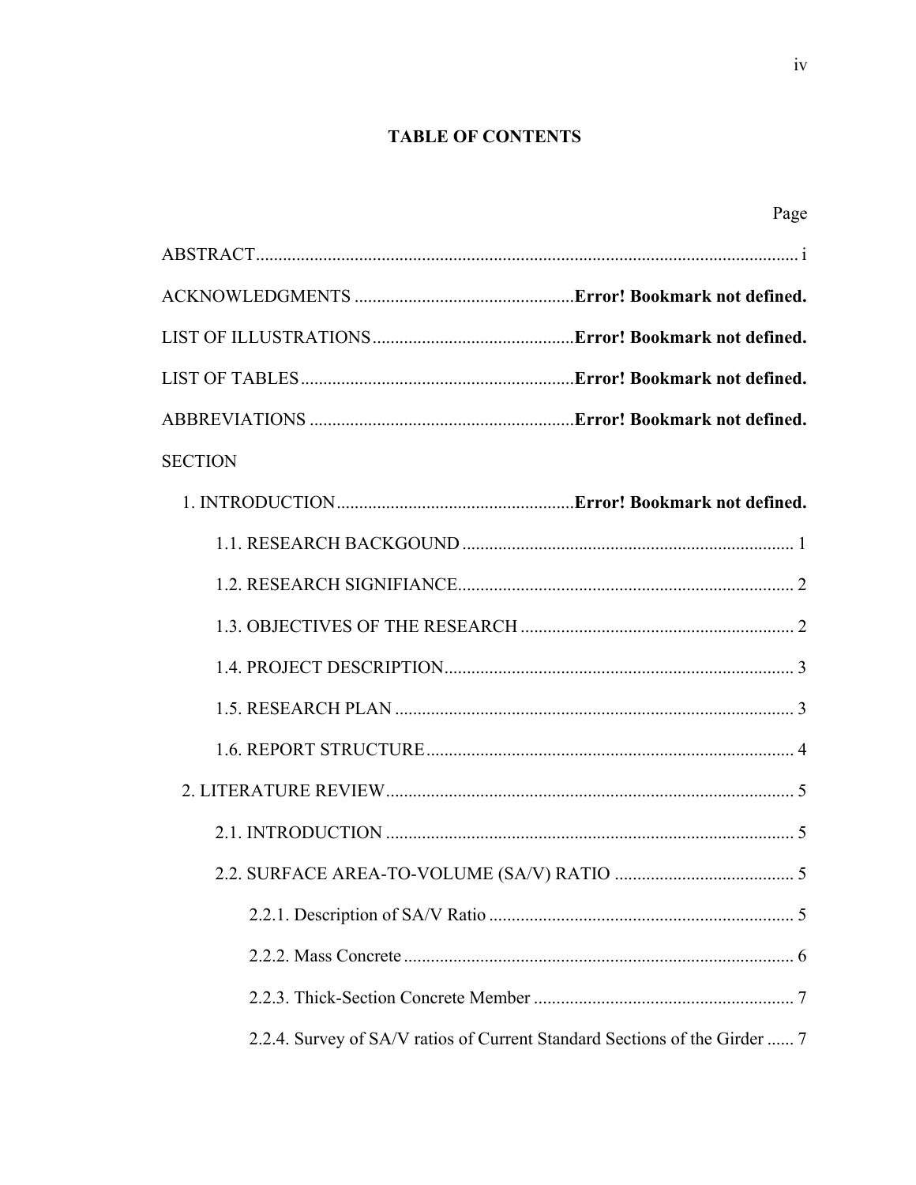# TABLE OF CONTENTS

| | Page |
|---|---|
| ABSTRACT | i |
| ACKNOWLEDGMENTS | **Error! Bookmark not defined.** |
| LIST OF ILLUSTRATIONS | **Error! Bookmark not defined.** |
| LIST OF TABLES | **Error! Bookmark not defined.** |
| ABBREVIATIONS | **Error! Bookmark not defined.** |
| SECTION | |
| 1. INTRODUCTION | **Error! Bookmark not defined.** |
| 1.1. RESEARCH BACKGOUND | 1 |
| 1.2. RESEARCH SIGNIFIANCE | 2 |
| 1.3. OBJECTIVES OF THE RESEARCH | 2 |
| 1.4. PROJECT DESCRIPTION | 3 |
| 1.5. RESEARCH PLAN | 3 |
| 1.6. REPORT STRUCTURE | 4 |
| 2. LITERATURE REVIEW | 5 |
| 2.1. INTRODUCTION | 5 |
| 2.2. SURFACE AREA-TO-VOLUME (SA/V) RATIO | 5 |
| 2.2.1. Description of SA/V Ratio | 5 |
| 2.2.2. Mass Concrete | 6 |
| 2.2.3. Thick-Section Concrete Member | 7 |
| 2.2.4. Survey of SA/V ratios of Current Standard Sections of the Girder | 7 |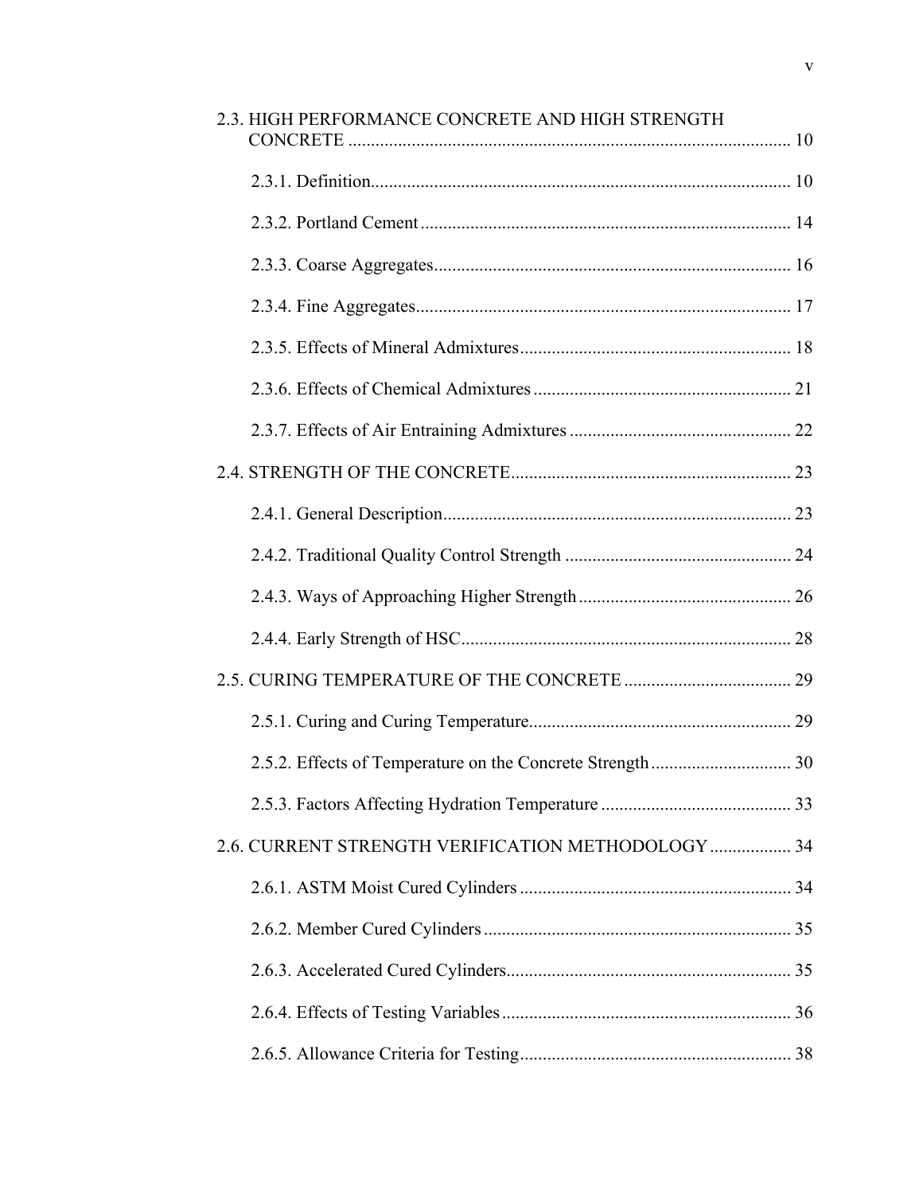2.3. HIGH PERFORMANCE CONCRETE AND HIGH STRENGTH CONCRETE ........................................................................................ 10

2.3.1. Definition........................................................................................ 10

2.3.2. Portland Cement ............................................................................. 14

2.3.3. Coarse Aggregates.......................................................................... 16

2.3.4. Fine Aggregates.............................................................................. 17

2.3.5. Effects of Mineral Admixtures ........................................................ 18

2.3.6. Effects of Chemical Admixtures ..................................................... 21

2.3.7. Effects of Air Entraining Admixtures ............................................. 22

2.4. STRENGTH OF THE CONCRETE.......................................................... 23

2.4.1. General Description........................................................................ 23

2.4.2. Traditional Quality Control Strength .............................................. 24

2.4.3. Ways of Approaching Higher Strength ........................................... 26

2.4.4. Early Strength of HSC..................................................................... 28

2.5. CURING TEMPERATURE OF THE CONCRETE .................................. 29

2.5.1. Curing and Curing Temperature...................................................... 29

2.5.2. Effects of Temperature on the Concrete Strength ............................ 30

2.5.3. Factors Affecting Hydration Temperature ....................................... 33

2.6. CURRENT STRENGTH VERIFICATION METHODOLOGY ................ 34

2.6.1. ASTM Moist Cured Cylinders ........................................................ 34

2.6.2. Member Cured Cylinders ................................................................ 35

2.6.3. Accelerated Cured Cylinders........................................................... 35

2.6.4. Effects of Testing Variables ............................................................ 36

2.6.5. Allowance Criteria for Testing......................................................... 38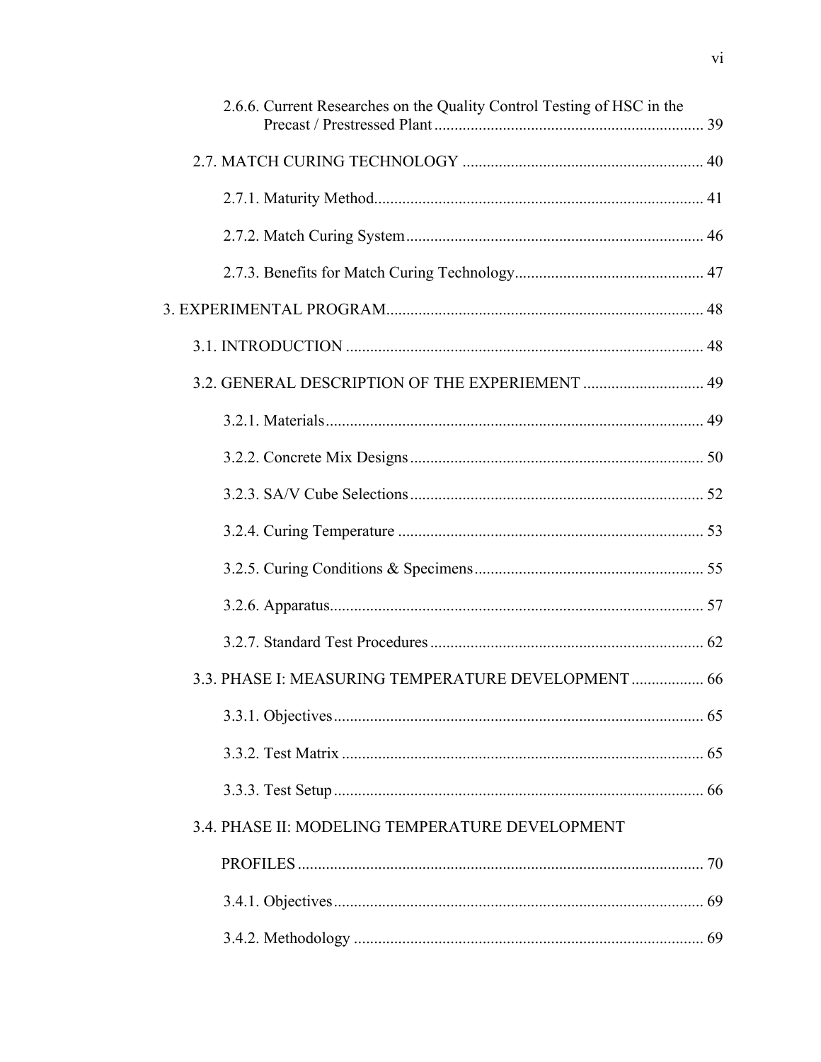2.6.6. Current Researches on the Quality Control Testing of HSC in the Precast / Prestressed Plant .................................................................. 39

2.7. MATCH CURING TECHNOLOGY ........................................................... 40

2.7.1. Maturity Method................................................................................ 41

2.7.2. Match Curing System......................................................................... 46

2.7.3. Benefits for Match Curing Technology.............................................. 47

3. EXPERIMENTAL PROGRAM.............................................................................. 48

3.1. INTRODUCTION ........................................................................................ 48

3.2. GENERAL DESCRIPTION OF THE EXPERIEMENT .............................. 49

3.2.1. Materials............................................................................................. 49

3.2.2. Concrete Mix Designs ........................................................................ 50

3.2.3. SA/V Cube Selections ........................................................................ 52

3.2.4. Curing Temperature ........................................................................... 53

3.2.5. Curing Conditions & Specimens........................................................ 55

3.2.6. Apparatus............................................................................................ 57

3.2.7. Standard Test Procedures ................................................................... 62

3.3. PHASE I: MEASURING TEMPERATURE DEVELOPMENT .................. 66

3.3.1. Objectives........................................................................................... 65

3.3.2. Test Matrix ......................................................................................... 65

3.3.3. Test Setup ........................................................................................... 66

3.4. PHASE II: MODELING TEMPERATURE DEVELOPMENT PROFILES .................................................................................................... 70

3.4.1. Objectives........................................................................................... 69

3.4.2. Methodology ...................................................................................... 69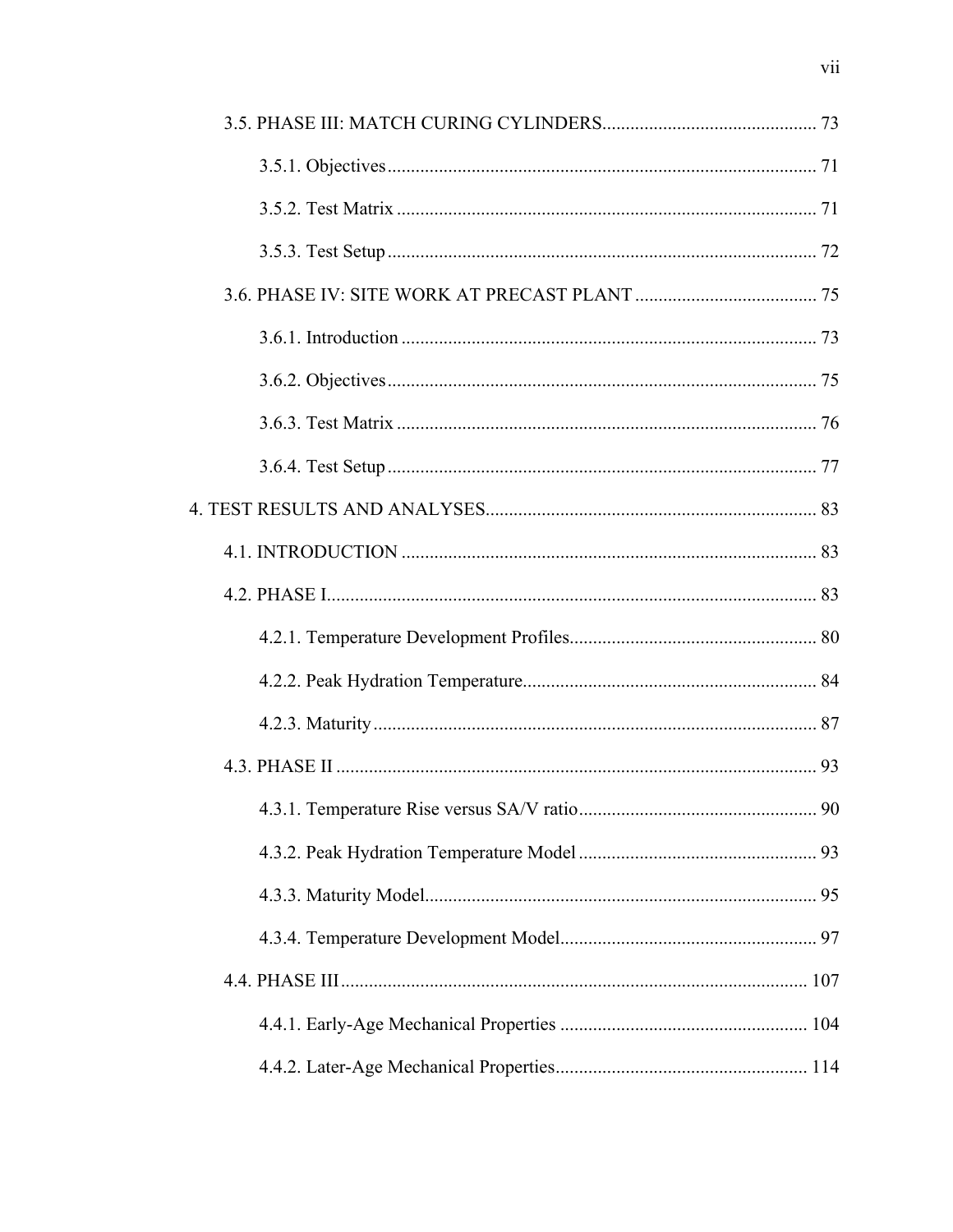3.5. PHASE III: MATCH CURING CYLINDERS ............................................. 73

3.5.1. Objectives ............................................................................................ 71

3.5.2. Test Matrix ........................................................................................... 71

3.5.3. Test Setup ............................................................................................ 72

3.6. PHASE IV: SITE WORK AT PRECAST PLANT ....................................... 75

3.6.1. Introduction .......................................................................................... 73

3.6.2. Objectives ............................................................................................ 75

3.6.3. Test Matrix ........................................................................................... 76

3.6.4. Test Setup ............................................................................................ 77

4. TEST RESULTS AND ANALYSES ....................................................................... 83

4.1. INTRODUCTION .......................................................................................... 83

4.2. PHASE I ......................................................................................................... 83

4.2.1. Temperature Development Profiles ..................................................... 80

4.2.2. Peak Hydration Temperature ............................................................... 84

4.2.3. Maturity ............................................................................................... 87

4.3. PHASE II ........................................................................................................ 93

4.3.1. Temperature Rise versus SA/V ratio ................................................... 90

4.3.2. Peak Hydration Temperature Model ................................................... 93

4.3.3. Maturity Model .................................................................................... 95

4.3.4. Temperature Development Model ....................................................... 97

4.4. PHASE III ..................................................................................................... 107

4.4.1. Early-Age Mechanical Properties ..................................................... 104

4.4.2. Later-Age Mechanical Properties ...................................................... 114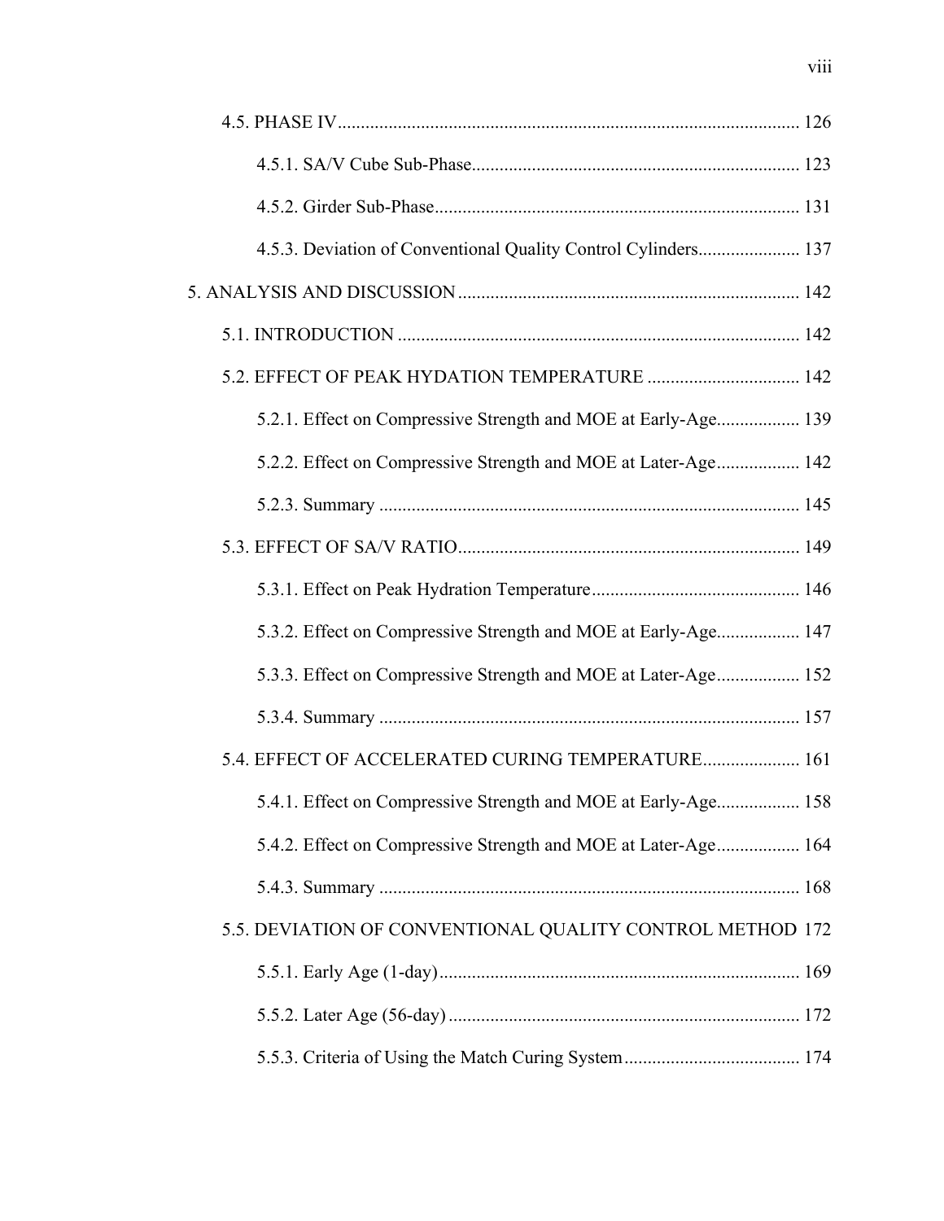4.5. PHASE IV .................................................................................................. 126

4.5.1. SA/V Cube Sub-Phase...................................................................... 123

4.5.2. Girder Sub-Phase.............................................................................. 131

4.5.3. Deviation of Conventional Quality Control Cylinders...................... 137

5. ANALYSIS AND DISCUSSION ......................................................................... 142

5.1. INTRODUCTION ...................................................................................... 142

5.2. EFFECT OF PEAK HYDATION TEMPERATURE ................................. 142

5.2.1. Effect on Compressive Strength and MOE at Early-Age.................. 139

5.2.2. Effect on Compressive Strength and MOE at Later-Age.................. 142

5.2.3. Summary .......................................................................................... 145

5.3. EFFECT OF SA/V RATIO......................................................................... 149

5.3.1. Effect on Peak Hydration Temperature............................................ 146

5.3.2. Effect on Compressive Strength and MOE at Early-Age.................. 147

5.3.3. Effect on Compressive Strength and MOE at Later-Age.................. 152

5.3.4. Summary .......................................................................................... 157

5.4. EFFECT OF ACCELERATED CURING TEMPERATURE..................... 161

5.4.1. Effect on Compressive Strength and MOE at Early-Age.................. 158

5.4.2. Effect on Compressive Strength and MOE at Later-Age.................. 164

5.4.3. Summary .......................................................................................... 168

5.5. DEVIATION OF CONVENTIONAL QUALITY CONTROL METHOD 172

5.5.1. Early Age (1-day)............................................................................. 169

5.5.2. Later Age (56-day)........................................................................... 172

5.5.3. Criteria of Using the Match Curing System...................................... 174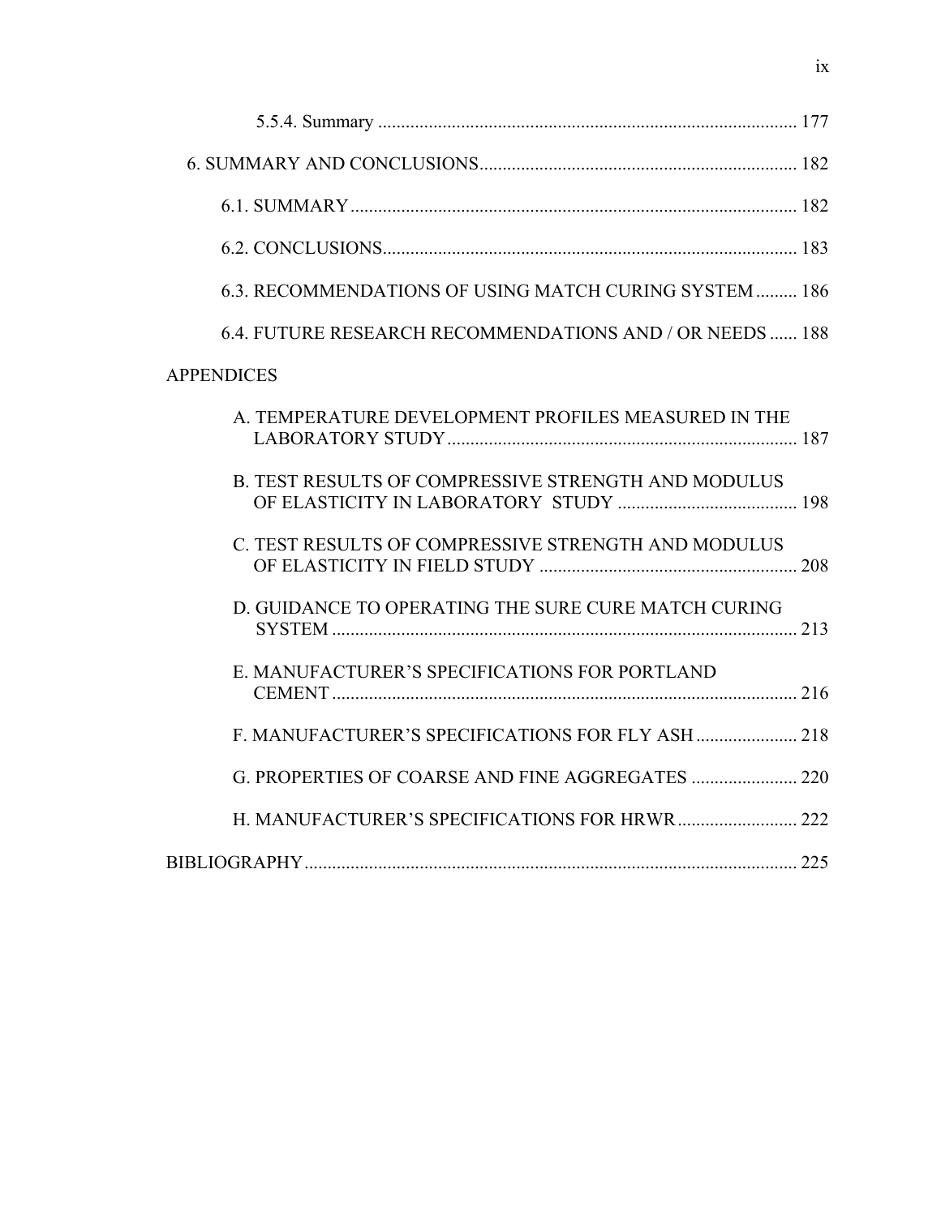5.5.4. Summary ........................................................................................... 177

6. SUMMARY AND CONCLUSIONS..................................................................... 182

6.1. SUMMARY................................................................................................ 182

6.2. CONCLUSIONS.......................................................................................... 183

6.3. RECOMMENDATIONS OF USING MATCH CURING SYSTEM......... 186

6.4. FUTURE RESEARCH RECOMMENDATIONS AND / OR NEEDS...... 188

APPENDICES

A. TEMPERATURE DEVELOPMENT PROFILES MEASURED IN THE LABORATORY STUDY............................................................................ 187

B. TEST RESULTS OF COMPRESSIVE STRENGTH AND MODULUS OF ELASTICITY IN LABORATORY STUDY ....................................... 198

C. TEST RESULTS OF COMPRESSIVE STRENGTH AND MODULUS OF ELASTICITY IN FIELD STUDY ........................................................ 208

D. GUIDANCE TO OPERATING THE SURE CURE MATCH CURING SYSTEM ..................................................................................................... 213

E. MANUFACTURER'S SPECIFICATIONS FOR PORTLAND CEMENT..................................................................................................... 216

F. MANUFACTURER'S SPECIFICATIONS FOR FLY ASH ...................... 218

G. PROPERTIES OF COARSE AND FINE AGGREGATES ....................... 220

H. MANUFACTURER'S SPECIFICATIONS FOR HRWR.......................... 222

BIBLIOGRAPHY............................................................................................................ 225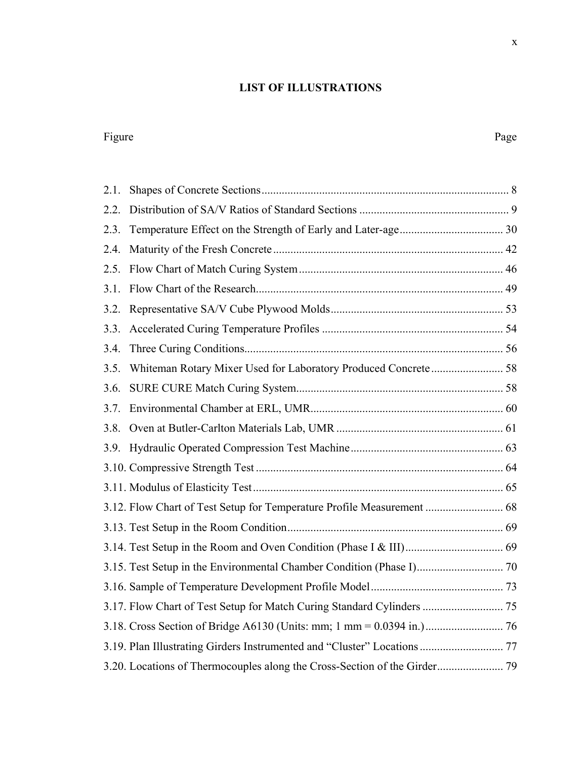## LIST OF ILLUSTRATIONS

| Figure | | Page |
|---|---|---|
| 2.1. | Shapes of Concrete Sections | 8 |
| 2.2. | Distribution of SA/V Ratios of Standard Sections | 9 |
| 2.3. | Temperature Effect on the Strength of Early and Later-age | 30 |
| 2.4. | Maturity of the Fresh Concrete | 42 |
| 2.5. | Flow Chart of Match Curing System | 46 |
| 3.1. | Flow Chart of the Research | 49 |
| 3.2. | Representative SA/V Cube Plywood Molds | 53 |
| 3.3. | Accelerated Curing Temperature Profiles | 54 |
| 3.4. | Three Curing Conditions | 56 |
| 3.5. | Whiteman Rotary Mixer Used for Laboratory Produced Concrete | 58 |
| 3.6. | SURE CURE Match Curing System | 58 |
| 3.7. | Environmental Chamber at ERL, UMR | 60 |
| 3.8. | Oven at Butler-Carlton Materials Lab, UMR | 61 |
| 3.9. | Hydraulic Operated Compression Test Machine | 63 |
| 3.10. | Compressive Strength Test | 64 |
| 3.11. | Modulus of Elasticity Test | 65 |
| 3.12. | Flow Chart of Test Setup for Temperature Profile Measurement | 68 |
| 3.13. | Test Setup in the Room Condition | 69 |
| 3.14. | Test Setup in the Room and Oven Condition (Phase I & III) | 69 |
| 3.15. | Test Setup in the Environmental Chamber Condition (Phase I) | 70 |
| 3.16. | Sample of Temperature Development Profile Model | 73 |
| 3.17. | Flow Chart of Test Setup for Match Curing Standard Cylinders | 75 |
| 3.18. | Cross Section of Bridge A6130 (Units: mm; 1 mm = 0.0394 in.) | 76 |
| 3.19. | Plan Illustrating Girders Instrumented and "Cluster" Locations | 77 |
| 3.20. | Locations of Thermocouples along the Cross-Section of the Girder | 79 |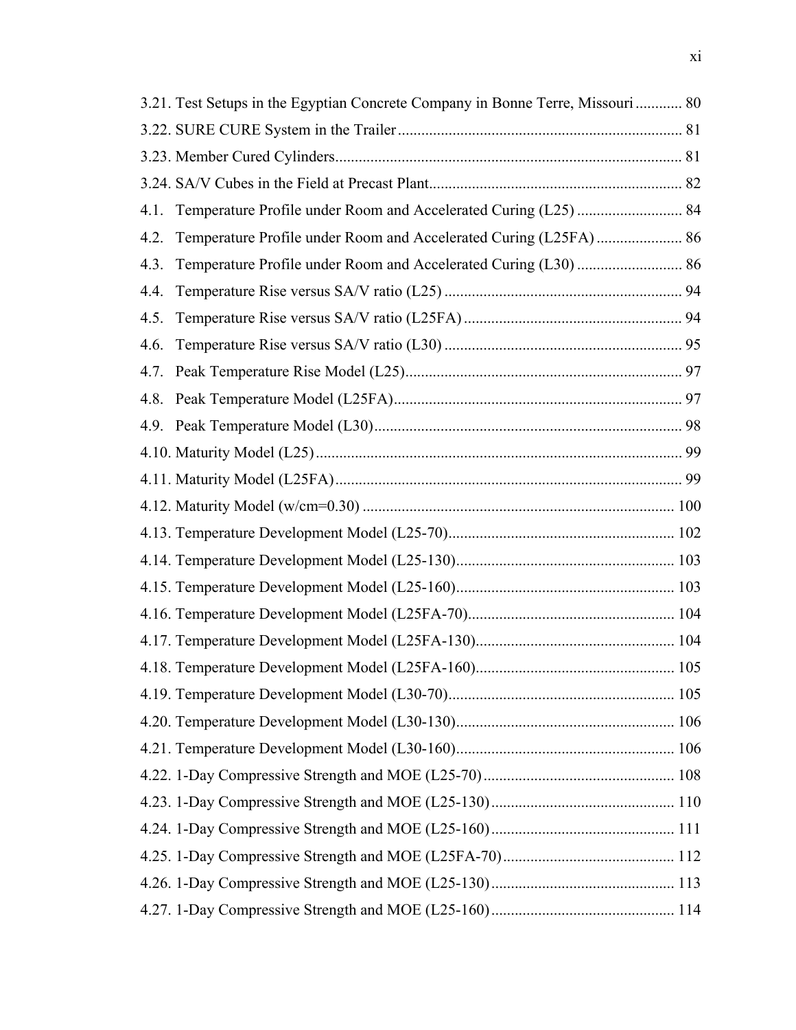3.21. Test Setups in the Egyptian Concrete Company in Bonne Terre, Missouri ............ 80

3.22. SURE CURE System in the Trailer ........................................................................ 81

3.23. Member Cured Cylinders......................................................................................... 81

3.24. SA/V Cubes in the Field at Precast Plant................................................................ 82

4.1. Temperature Profile under Room and Accelerated Curing (L25) ........................... 84

4.2. Temperature Profile under Room and Accelerated Curing (L25FA) ...................... 86

4.3. Temperature Profile under Room and Accelerated Curing (L30) ........................... 86

4.4. Temperature Rise versus SA/V ratio (L25) ............................................................ 94

4.5. Temperature Rise versus SA/V ratio (L25FA) ........................................................ 94

4.6. Temperature Rise versus SA/V ratio (L30) ............................................................ 95

4.7. Peak Temperature Rise Model (L25)....................................................................... 97

4.8. Peak Temperature Model (L25FA).......................................................................... 97

4.9. Peak Temperature Model (L30)............................................................................... 98

4.10. Maturity Model (L25)............................................................................................. 99

4.11. Maturity Model (L25FA)......................................................................................... 99

4.12. Maturity Model (w/cm=0.30) ................................................................................ 100

4.13. Temperature Development Model (L25-70).......................................................... 102

4.14. Temperature Development Model (L25-130)........................................................ 103

4.15. Temperature Development Model (L25-160)........................................................ 103

4.16. Temperature Development Model (L25FA-70)..................................................... 104

4.17. Temperature Development Model (L25FA-130)................................................... 104

4.18. Temperature Development Model (L25FA-160)................................................... 105

4.19. Temperature Development Model (L30-70).......................................................... 105

4.20. Temperature Development Model (L30-130)........................................................ 106

4.21. Temperature Development Model (L30-160)........................................................ 106

4.22. 1-Day Compressive Strength and MOE (L25-70) ................................................. 108

4.23. 1-Day Compressive Strength and MOE (L25-130) ............................................... 110

4.24. 1-Day Compressive Strength and MOE (L25-160) ............................................... 111

4.25. 1-Day Compressive Strength and MOE (L25FA-70) ............................................ 112

4.26. 1-Day Compressive Strength and MOE (L25-130) ............................................... 113

4.27. 1-Day Compressive Strength and MOE (L25-160) ............................................... 114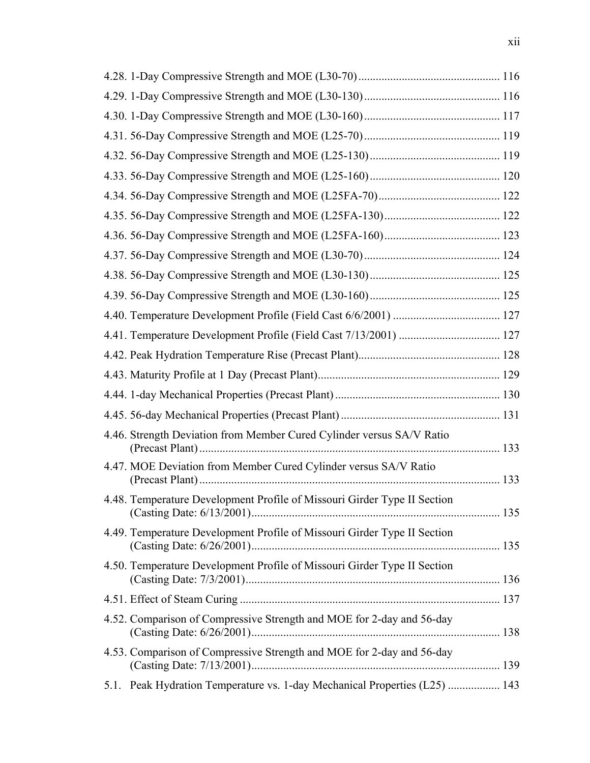4.28. 1-Day Compressive Strength and MOE (L30-70) ................................................ 116

4.29. 1-Day Compressive Strength and MOE (L30-130) .............................................. 116

4.30. 1-Day Compressive Strength and MOE (L30-160) .............................................. 117

4.31. 56-Day Compressive Strength and MOE (L25-70) .............................................. 119

4.32. 56-Day Compressive Strength and MOE (L25-130) ............................................ 119

4.33. 56-Day Compressive Strength and MOE (L25-160) ............................................ 120

4.34. 56-Day Compressive Strength and MOE (L25FA-70) .......................................... 122

4.35. 56-Day Compressive Strength and MOE (L25FA-130) ........................................ 122

4.36. 56-Day Compressive Strength and MOE (L25FA-160) ........................................ 123

4.37. 56-Day Compressive Strength and MOE (L30-70) .............................................. 124

4.38. 56-Day Compressive Strength and MOE (L30-130) ............................................ 125

4.39. 56-Day Compressive Strength and MOE (L30-160) ............................................ 125

4.40. Temperature Development Profile (Field Cast 6/6/2001) ..................................... 127

4.41. Temperature Development Profile (Field Cast 7/13/2001) ................................... 127

4.42. Peak Hydration Temperature Rise (Precast Plant) ................................................ 128

4.43. Maturity Profile at 1 Day (Precast Plant) .............................................................. 129

4.44. 1-day Mechanical Properties (Precast Plant) ......................................................... 130

4.45. 56-day Mechanical Properties (Precast Plant) ....................................................... 131

4.46. Strength Deviation from Member Cured Cylinder versus SA/V Ratio (Precast Plant) ..................................................................................................... 133

4.47. MOE Deviation from Member Cured Cylinder versus SA/V Ratio (Precast Plant) ..................................................................................................... 133

4.48. Temperature Development Profile of Missouri Girder Type II Section (Casting Date: 6/13/2001) .................................................................................... 135

4.49. Temperature Development Profile of Missouri Girder Type II Section (Casting Date: 6/26/2001) .................................................................................... 135

4.50. Temperature Development Profile of Missouri Girder Type II Section (Casting Date: 7/3/2001) ...................................................................................... 136

4.51. Effect of Steam Curing ........................................................................................ 137

4.52. Comparison of Compressive Strength and MOE for 2-day and 56-day (Casting Date: 6/26/2001) .................................................................................... 138

4.53. Comparison of Compressive Strength and MOE for 2-day and 56-day (Casting Date: 7/13/2001) .................................................................................... 139

5.1. Peak Hydration Temperature vs. 1-day Mechanical Properties (L25) .................. 143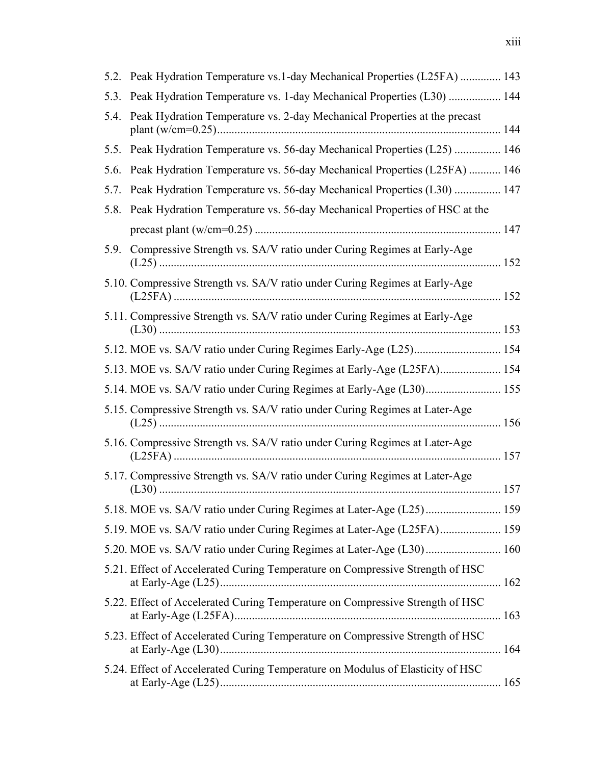5.2. Peak Hydration Temperature vs.1-day Mechanical Properties (L25FA) .............. 143

5.3. Peak Hydration Temperature vs. 1-day Mechanical Properties (L30) .................. 144

5.4. Peak Hydration Temperature vs. 2-day Mechanical Properties at the precast plant (w/cm=0.25)................................................................................................. 144

5.5. Peak Hydration Temperature vs. 56-day Mechanical Properties (L25) ................ 146

5.6. Peak Hydration Temperature vs. 56-day Mechanical Properties (L25FA) ........... 146

5.7. Peak Hydration Temperature vs. 56-day Mechanical Properties (L30) ................ 147

5.8. Peak Hydration Temperature vs. 56-day Mechanical Properties of HSC at the precast plant (w/cm=0.25) .................................................................................... 147

5.9. Compressive Strength vs. SA/V ratio under Curing Regimes at Early-Age (L25) ..................................................................................................................... 152

5.10. Compressive Strength vs. SA/V ratio under Curing Regimes at Early-Age (L25FA) ................................................................................................................ 152

5.11. Compressive Strength vs. SA/V ratio under Curing Regimes at Early-Age (L30) ..................................................................................................................... 153

5.12. MOE vs. SA/V ratio under Curing Regimes Early-Age (L25).............................. 154

5.13. MOE vs. SA/V ratio under Curing Regimes at Early-Age (L25FA)..................... 154

5.14. MOE vs. SA/V ratio under Curing Regimes at Early-Age (L30).......................... 155

5.15. Compressive Strength vs. SA/V ratio under Curing Regimes at Later-Age (L25) ..................................................................................................................... 156

5.16. Compressive Strength vs. SA/V ratio under Curing Regimes at Later-Age (L25FA) ................................................................................................................ 157

5.17. Compressive Strength vs. SA/V ratio under Curing Regimes at Later-Age (L30) ..................................................................................................................... 157

5.18. MOE vs. SA/V ratio under Curing Regimes at Later-Age (L25).......................... 159

5.19. MOE vs. SA/V ratio under Curing Regimes at Later-Age (L25FA)..................... 159

5.20. MOE vs. SA/V ratio under Curing Regimes at Later-Age (L30).......................... 160

5.21. Effect of Accelerated Curing Temperature on Compressive Strength of HSC at Early-Age (L25)................................................................................................. 162

5.22. Effect of Accelerated Curing Temperature on Compressive Strength of HSC at Early-Age (L25FA)............................................................................................ 163

5.23. Effect of Accelerated Curing Temperature on Compressive Strength of HSC at Early-Age (L30)................................................................................................. 164

5.24. Effect of Accelerated Curing Temperature on Modulus of Elasticity of HSC at Early-Age (L25)................................................................................................. 165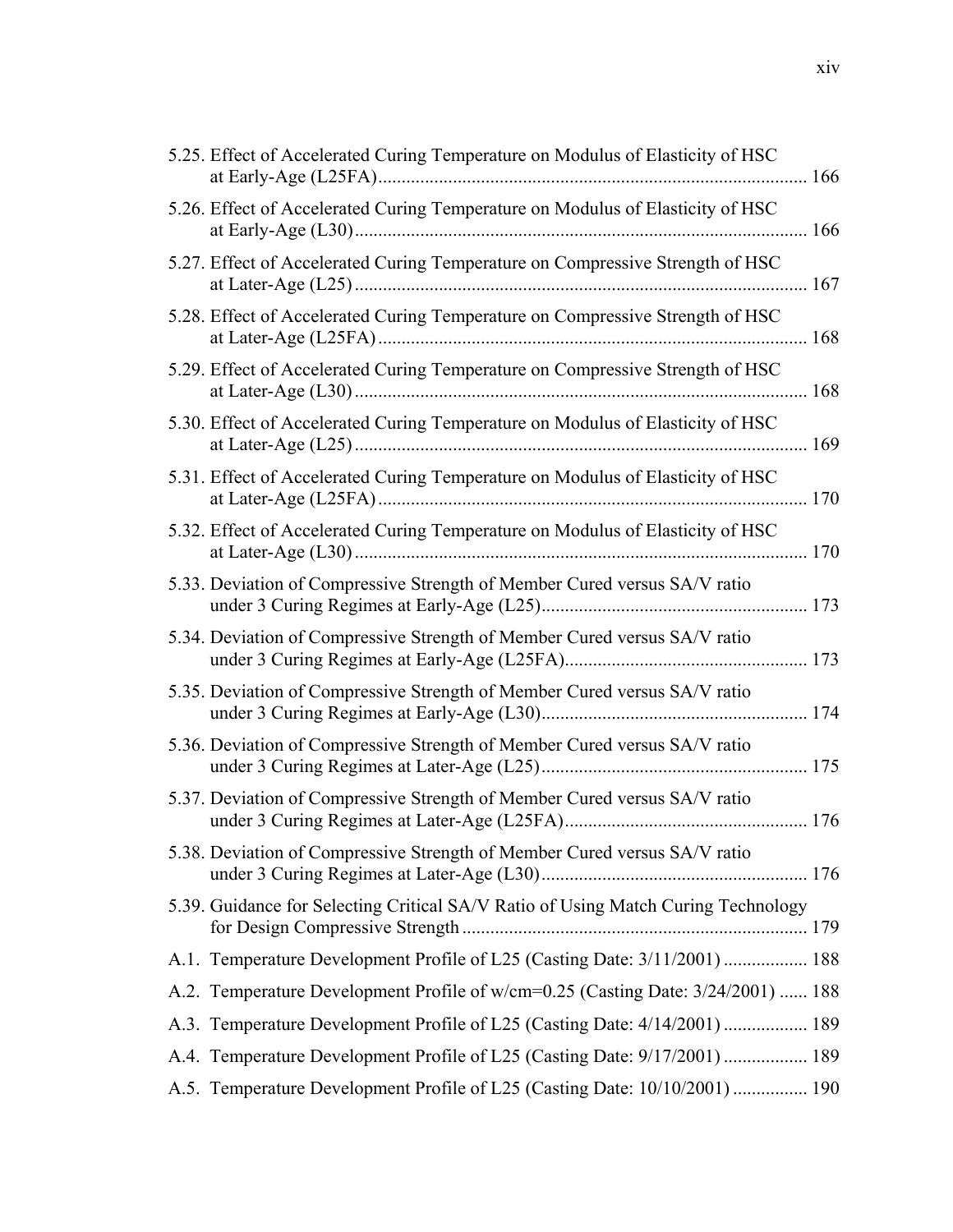5.25. Effect of Accelerated Curing Temperature on Modulus of Elasticity of HSC at Early-Age (L25FA) ........................................................................................... 166

5.26. Effect of Accelerated Curing Temperature on Modulus of Elasticity of HSC at Early-Age (L30) ................................................................................................ 166

5.27. Effect of Accelerated Curing Temperature on Compressive Strength of HSC at Later-Age (L25) ................................................................................................ 167

5.28. Effect of Accelerated Curing Temperature on Compressive Strength of HSC at Later-Age (L25FA) ........................................................................................... 168

5.29. Effect of Accelerated Curing Temperature on Compressive Strength of HSC at Later-Age (L30) ................................................................................................ 168

5.30. Effect of Accelerated Curing Temperature on Modulus of Elasticity of HSC at Later-Age (L25) ................................................................................................ 169

5.31. Effect of Accelerated Curing Temperature on Modulus of Elasticity of HSC at Later-Age (L25FA) ........................................................................................... 170

5.32. Effect of Accelerated Curing Temperature on Modulus of Elasticity of HSC at Later-Age (L30) ................................................................................................ 170

5.33. Deviation of Compressive Strength of Member Cured versus SA/V ratio under 3 Curing Regimes at Early-Age (L25)......................................................... 173

5.34. Deviation of Compressive Strength of Member Cured versus SA/V ratio under 3 Curing Regimes at Early-Age (L25FA).................................................... 173

5.35. Deviation of Compressive Strength of Member Cured versus SA/V ratio under 3 Curing Regimes at Early-Age (L30)......................................................... 174

5.36. Deviation of Compressive Strength of Member Cured versus SA/V ratio under 3 Curing Regimes at Later-Age (L25)......................................................... 175

5.37. Deviation of Compressive Strength of Member Cured versus SA/V ratio under 3 Curing Regimes at Later-Age (L25FA).................................................... 176

5.38. Deviation of Compressive Strength of Member Cured versus SA/V ratio under 3 Curing Regimes at Later-Age (L30)......................................................... 176

5.39. Guidance for Selecting Critical SA/V Ratio of Using Match Curing Technology for Design Compressive Strength .......................................................................... 179

A.1. Temperature Development Profile of L25 (Casting Date: 3/11/2001) .................. 188

A.2. Temperature Development Profile of w/cm=0.25 (Casting Date: 3/24/2001) ...... 188

A.3. Temperature Development Profile of L25 (Casting Date: 4/14/2001) .................. 189

A.4. Temperature Development Profile of L25 (Casting Date: 9/17/2001) .................. 189

A.5. Temperature Development Profile of L25 (Casting Date: 10/10/2001) ................ 190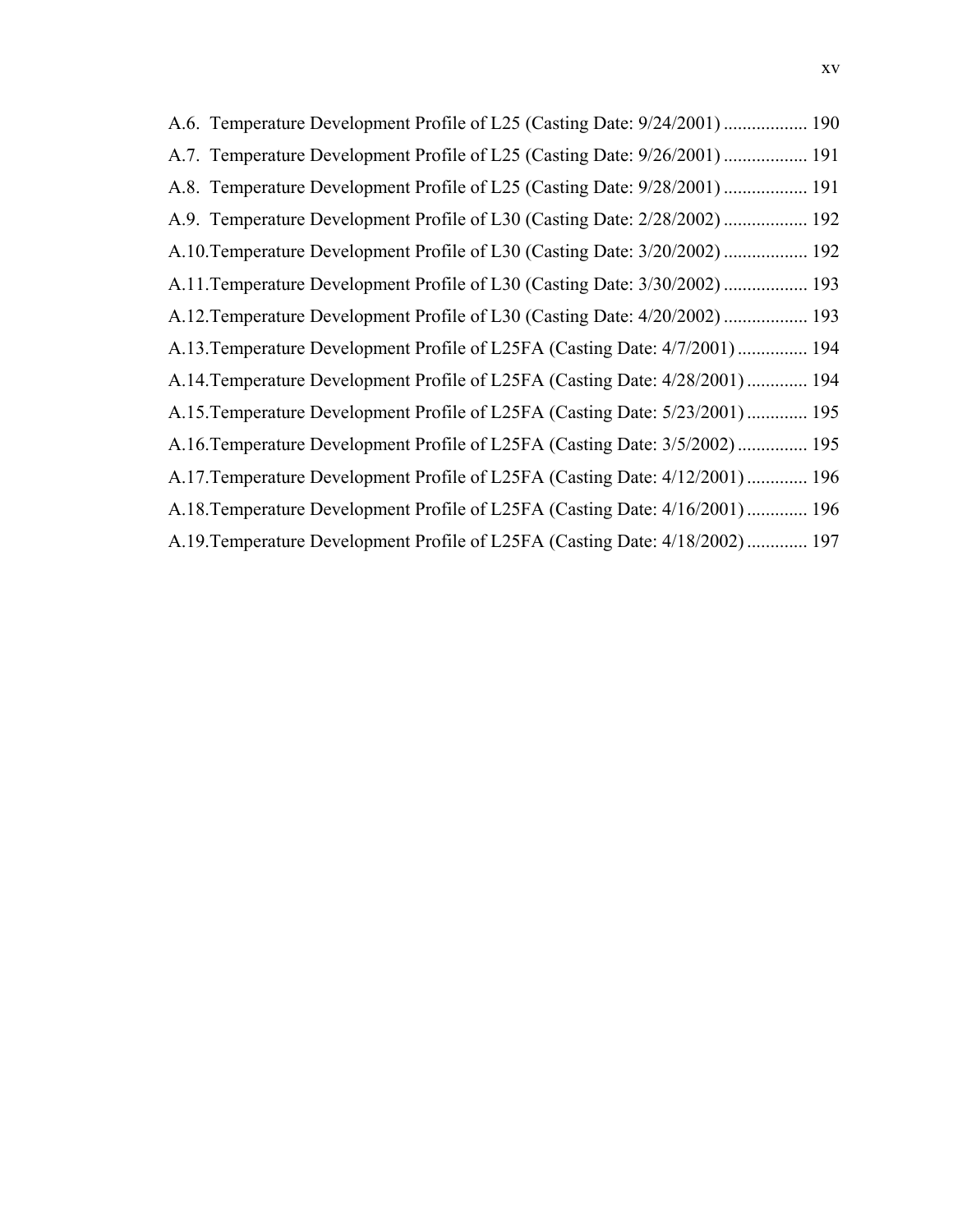A.6. Temperature Development Profile of L25 (Casting Date: 9/24/2001) .................. 190

A.7. Temperature Development Profile of L25 (Casting Date: 9/26/2001) .................. 191

A.8. Temperature Development Profile of L25 (Casting Date: 9/28/2001) .................. 191

A.9. Temperature Development Profile of L30 (Casting Date: 2/28/2002) .................. 192

A.10. Temperature Development Profile of L30 (Casting Date: 3/20/2002) .................. 192

A.11. Temperature Development Profile of L30 (Casting Date: 3/30/2002) .................. 193

A.12. Temperature Development Profile of L30 (Casting Date: 4/20/2002) .................. 193

A.13. Temperature Development Profile of L25FA (Casting Date: 4/7/2001) ............... 194

A.14. Temperature Development Profile of L25FA (Casting Date: 4/28/2001) ............. 194

A.15. Temperature Development Profile of L25FA (Casting Date: 5/23/2001) ............. 195

A.16. Temperature Development Profile of L25FA (Casting Date: 3/5/2002) ............... 195

A.17. Temperature Development Profile of L25FA (Casting Date: 4/12/2001) ............. 196

A.18. Temperature Development Profile of L25FA (Casting Date: 4/16/2001) ............. 196

A.19. Temperature Development Profile of L25FA (Casting Date: 4/18/2002) ............. 197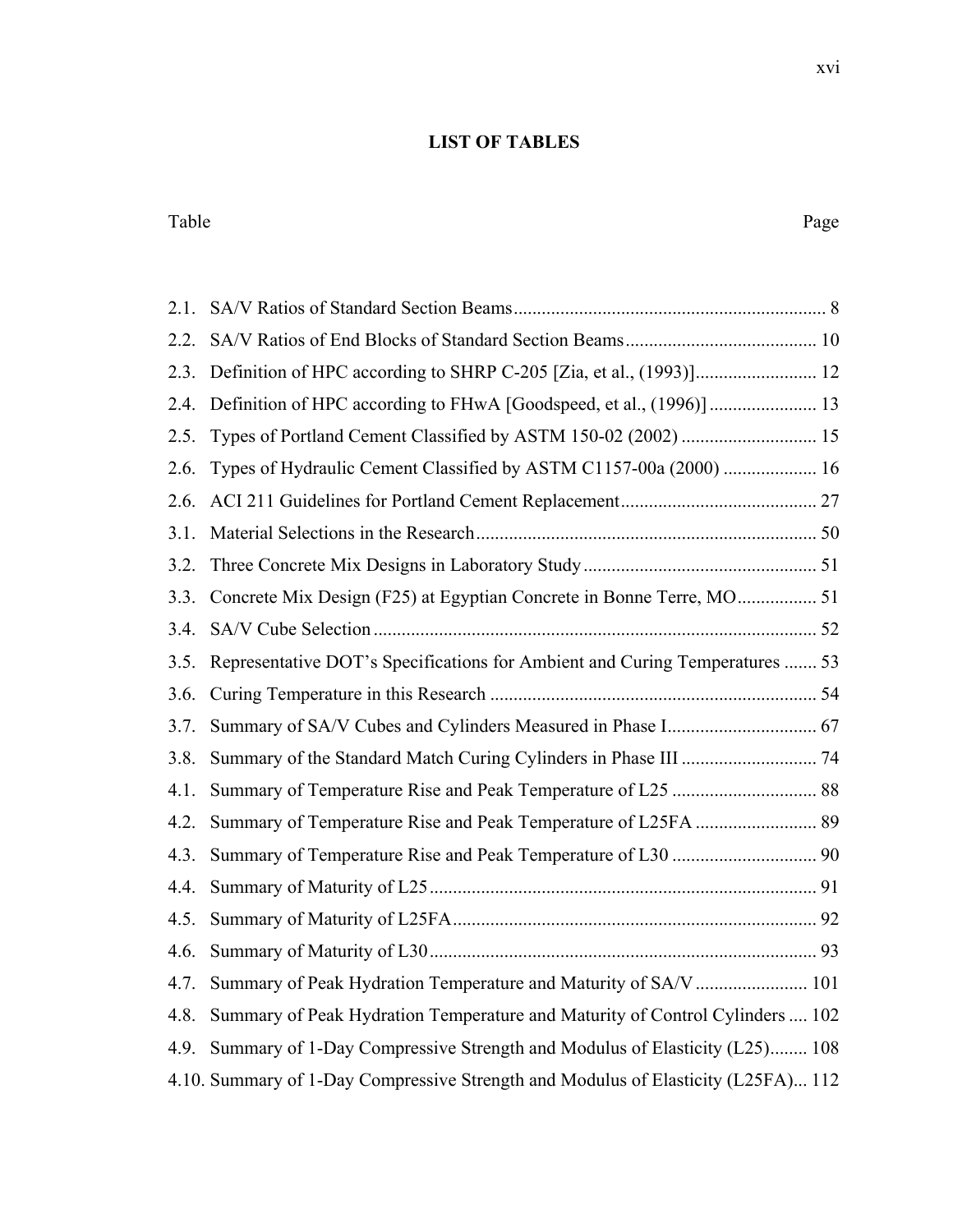# LIST OF TABLES

| Table | | Page |
|---|---|---|
| 2.1. | SA/V Ratios of Standard Section Beams | 8 |
| 2.2. | SA/V Ratios of End Blocks of Standard Section Beams | 10 |
| 2.3. | Definition of HPC according to SHRP C-205 [Zia, et al., (1993)] | 12 |
| 2.4. | Definition of HPC according to FHwA [Goodspeed, et al., (1996)] | 13 |
| 2.5. | Types of Portland Cement Classified by ASTM 150-02 (2002) | 15 |
| 2.6. | Types of Hydraulic Cement Classified by ASTM C1157-00a (2000) | 16 |
| 2.6. | ACI 211 Guidelines for Portland Cement Replacement | 27 |
| 3.1. | Material Selections in the Research | 50 |
| 3.2. | Three Concrete Mix Designs in Laboratory Study | 51 |
| 3.3. | Concrete Mix Design (F25) at Egyptian Concrete in Bonne Terre, MO | 51 |
| 3.4. | SA/V Cube Selection | 52 |
| 3.5. | Representative DOT's Specifications for Ambient and Curing Temperatures | 53 |
| 3.6. | Curing Temperature in this Research | 54 |
| 3.7. | Summary of SA/V Cubes and Cylinders Measured in Phase I | 67 |
| 3.8. | Summary of the Standard Match Curing Cylinders in Phase III | 74 |
| 4.1. | Summary of Temperature Rise and Peak Temperature of L25 | 88 |
| 4.2. | Summary of Temperature Rise and Peak Temperature of L25FA | 89 |
| 4.3. | Summary of Temperature Rise and Peak Temperature of L30 | 90 |
| 4.4. | Summary of Maturity of L25 | 91 |
| 4.5. | Summary of Maturity of L25FA | 92 |
| 4.6. | Summary of Maturity of L30 | 93 |
| 4.7. | Summary of Peak Hydration Temperature and Maturity of SA/V | 101 |
| 4.8. | Summary of Peak Hydration Temperature and Maturity of Control Cylinders | 102 |
| 4.9. | Summary of 1-Day Compressive Strength and Modulus of Elasticity (L25) | 108 |
| 4.10. | Summary of 1-Day Compressive Strength and Modulus of Elasticity (L25FA) | 112 |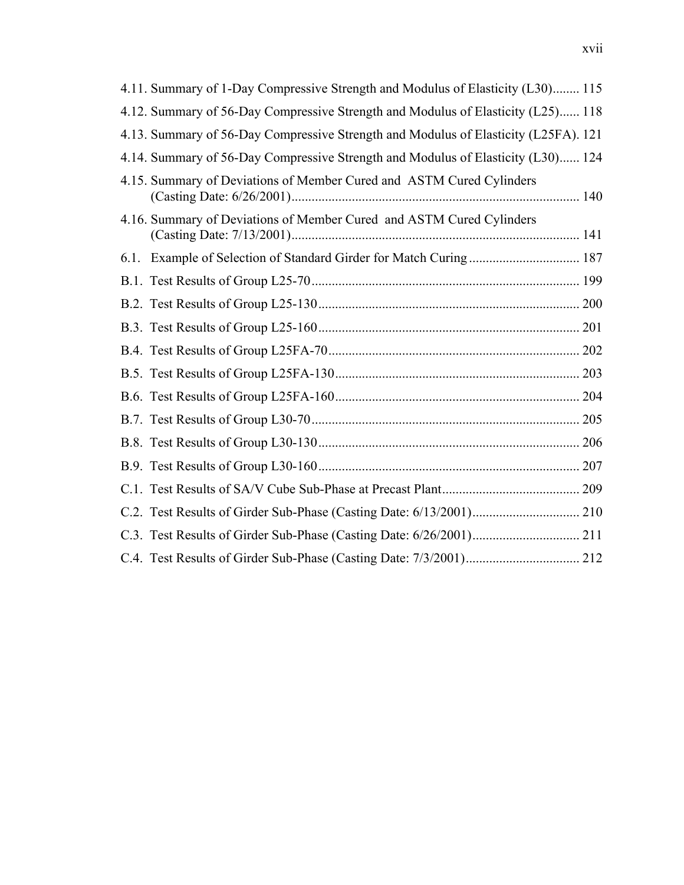4.11. Summary of 1-Day Compressive Strength and Modulus of Elasticity (L30)........ 115

4.12. Summary of 56-Day Compressive Strength and Modulus of Elasticity (L25)...... 118

4.13. Summary of 56-Day Compressive Strength and Modulus of Elasticity (L25FA). 121

4.14. Summary of 56-Day Compressive Strength and Modulus of Elasticity (L30)...... 124

4.15. Summary of Deviations of Member Cured and ASTM Cured Cylinders (Casting Date: 6/26/2001)...................................................................................... 140

4.16. Summary of Deviations of Member Cured and ASTM Cured Cylinders (Casting Date: 7/13/2001)...................................................................................... 141

6.1. Example of Selection of Standard Girder for Match Curing ................................. 187

B.1. Test Results of Group L25-70 ................................................................................ 199

B.2. Test Results of Group L25-130 .............................................................................. 200

B.3. Test Results of Group L25-160 .............................................................................. 201

B.4. Test Results of Group L25FA-70 ........................................................................... 202

B.5. Test Results of Group L25FA-130 ......................................................................... 203

B.6. Test Results of Group L25FA-160 ......................................................................... 204

B.7. Test Results of Group L30-70 ................................................................................ 205

B.8. Test Results of Group L30-130 .............................................................................. 206

B.9. Test Results of Group L30-160 .............................................................................. 207

C.1. Test Results of SA/V Cube Sub-Phase at Precast Plant......................................... 209

C.2. Test Results of Girder Sub-Phase (Casting Date: 6/13/2001)................................ 210

C.3. Test Results of Girder Sub-Phase (Casting Date: 6/26/2001)................................ 211

C.4. Test Results of Girder Sub-Phase (Casting Date: 7/3/2001).................................. 212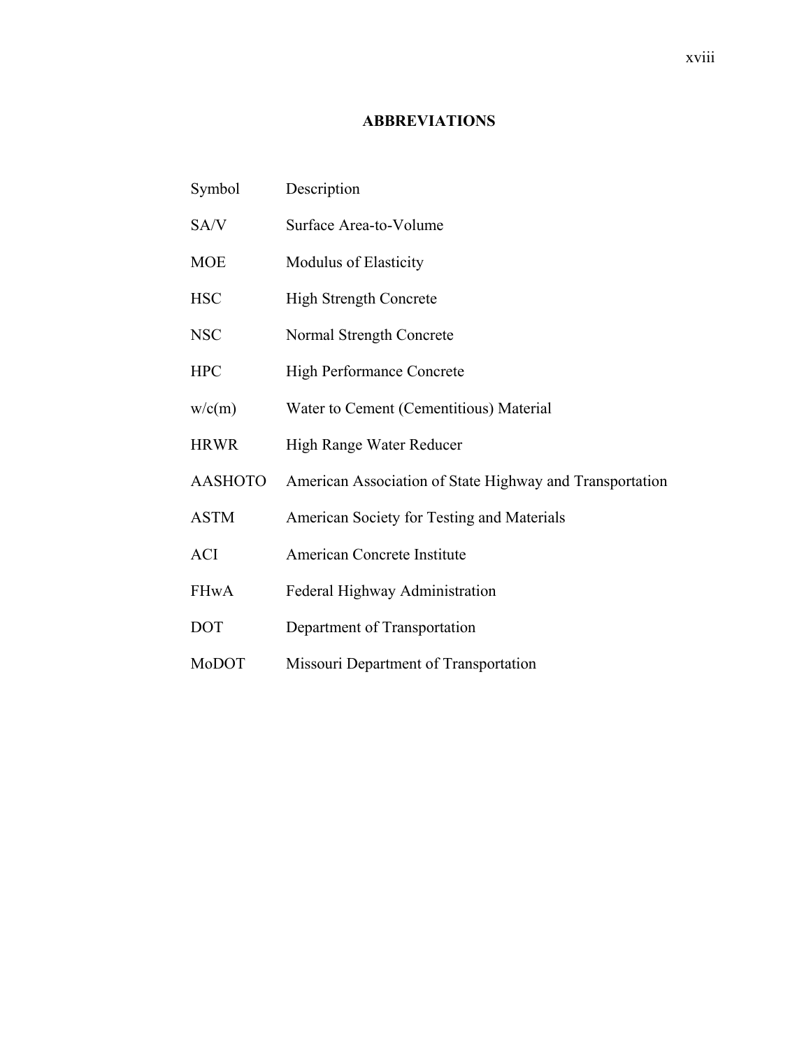# ABBREVIATIONS

| Symbol | Description |
| --- | --- |
| SA/V | Surface Area-to-Volume |
| MOE | Modulus of Elasticity |
| HSC | High Strength Concrete |
| NSC | Normal Strength Concrete |
| HPC | High Performance Concrete |
| w/c(m) | Water to Cement (Cementitious) Material |
| HRWR | High Range Water Reducer |
| AASHOTO | American Association of State Highway and Transportation |
| ASTM | American Society for Testing and Materials |
| ACI | American Concrete Institute |
| FHwA | Federal Highway Administration |
| DOT | Department of Transportation |
| MoDOT | Missouri Department of Transportation |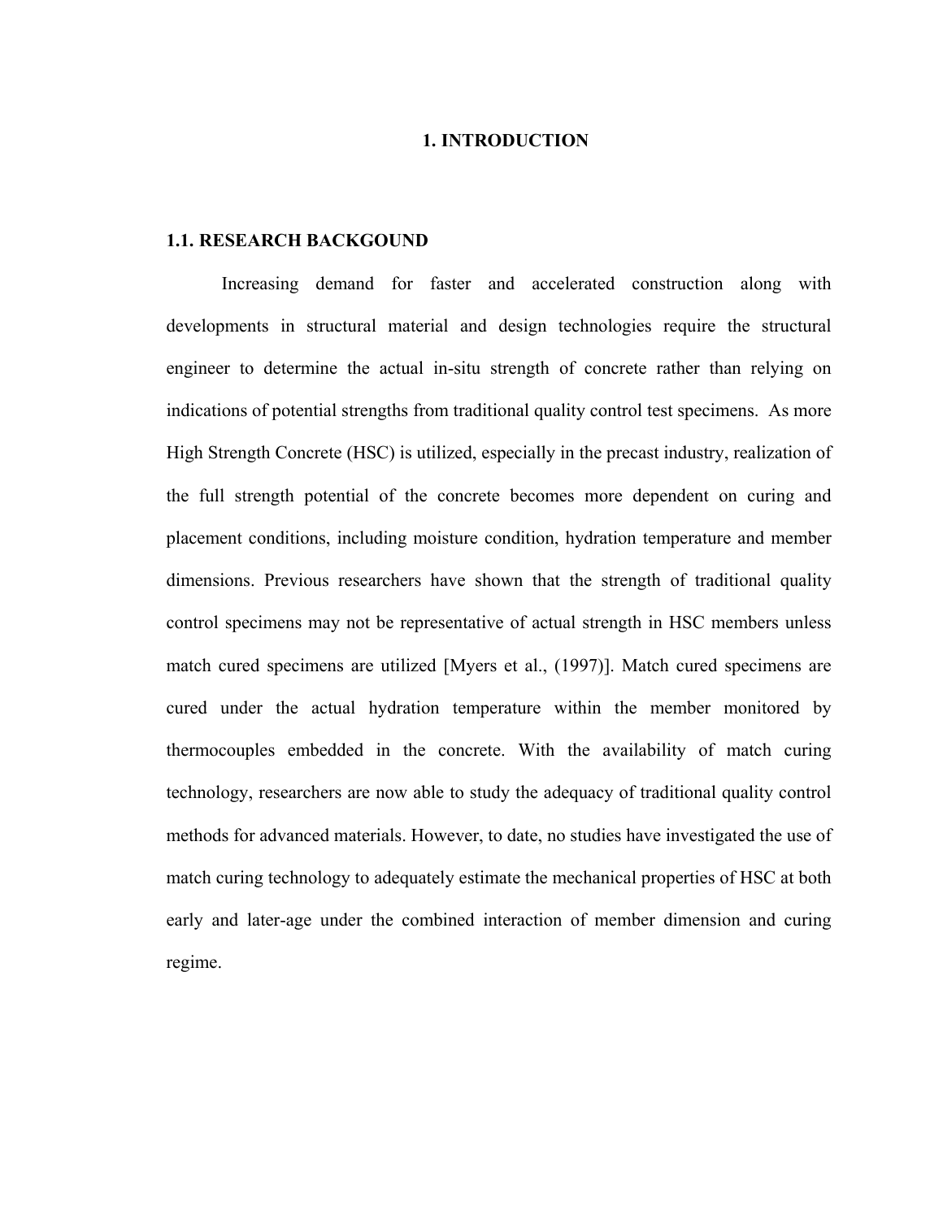# 1. INTRODUCTION

## 1.1. RESEARCH BACKGOUND

Increasing demand for faster and accelerated construction along with developments in structural material and design technologies require the structural engineer to determine the actual in-situ strength of concrete rather than relying on indications of potential strengths from traditional quality control test specimens. As more High Strength Concrete (HSC) is utilized, especially in the precast industry, realization of the full strength potential of the concrete becomes more dependent on curing and placement conditions, including moisture condition, hydration temperature and member dimensions. Previous researchers have shown that the strength of traditional quality control specimens may not be representative of actual strength in HSC members unless match cured specimens are utilized [Myers et al., (1997)]. Match cured specimens are cured under the actual hydration temperature within the member monitored by thermocouples embedded in the concrete. With the availability of match curing technology, researchers are now able to study the adequacy of traditional quality control methods for advanced materials. However, to date, no studies have investigated the use of match curing technology to adequately estimate the mechanical properties of HSC at both early and later-age under the combined interaction of member dimension and curing regime.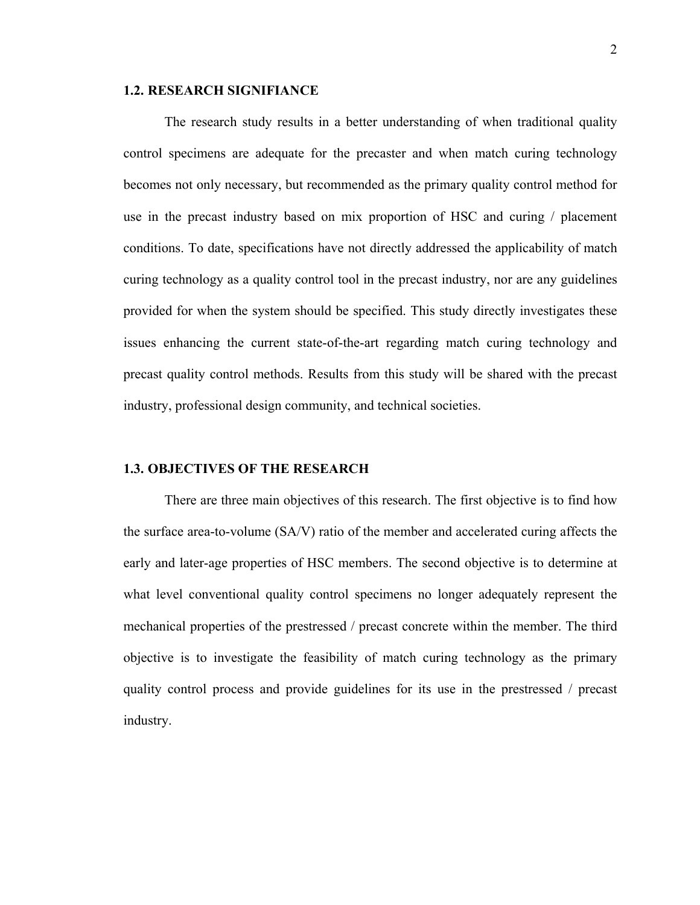## 1.2. RESEARCH SIGNIFIANCE

The research study results in a better understanding of when traditional quality control specimens are adequate for the precaster and when match curing technology becomes not only necessary, but recommended as the primary quality control method for use in the precast industry based on mix proportion of HSC and curing / placement conditions. To date, specifications have not directly addressed the applicability of match curing technology as a quality control tool in the precast industry, nor are any guidelines provided for when the system should be specified. This study directly investigates these issues enhancing the current state-of-the-art regarding match curing technology and precast quality control methods. Results from this study will be shared with the precast industry, professional design community, and technical societies.

## 1.3. OBJECTIVES OF THE RESEARCH

There are three main objectives of this research. The first objective is to find how the surface area-to-volume (SA/V) ratio of the member and accelerated curing affects the early and later-age properties of HSC members. The second objective is to determine at what level conventional quality control specimens no longer adequately represent the mechanical properties of the prestressed / precast concrete within the member. The third objective is to investigate the feasibility of match curing technology as the primary quality control process and provide guidelines for its use in the prestressed / precast industry.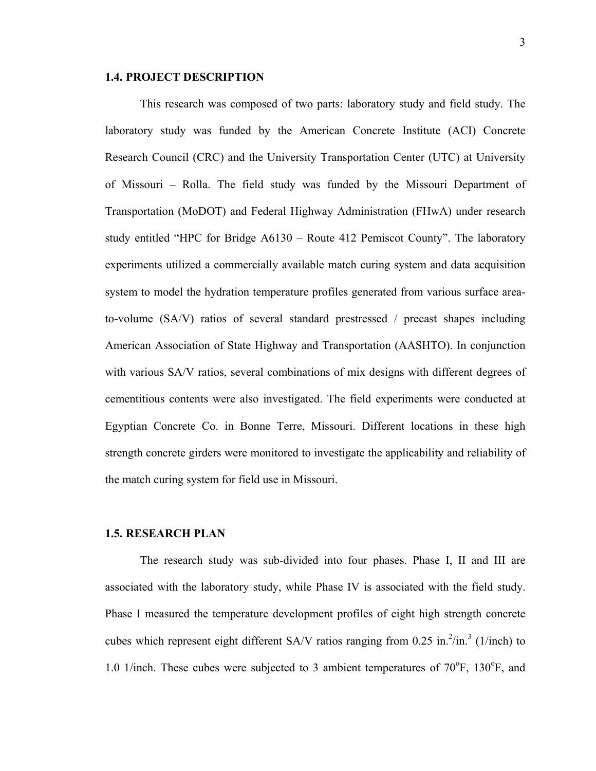### 1.4. PROJECT DESCRIPTION

This research was composed of two parts: laboratory study and field study. The laboratory study was funded by the American Concrete Institute (ACI) Concrete Research Council (CRC) and the University Transportation Center (UTC) at University of Missouri – Rolla. The field study was funded by the Missouri Department of Transportation (MoDOT) and Federal Highway Administration (FHwA) under research study entitled "HPC for Bridge A6130 – Route 412 Pemiscot County". The laboratory experiments utilized a commercially available match curing system and data acquisition system to model the hydration temperature profiles generated from various surface area-to-volume (SA/V) ratios of several standard prestressed / precast shapes including American Association of State Highway and Transportation (AASHTO). In conjunction with various SA/V ratios, several combinations of mix designs with different degrees of cementitious contents were also investigated. The field experiments were conducted at Egyptian Concrete Co. in Bonne Terre, Missouri. Different locations in these high strength concrete girders were monitored to investigate the applicability and reliability of the match curing system for field use in Missouri.

### 1.5. RESEARCH PLAN

The research study was sub-divided into four phases. Phase I, II and III are associated with the laboratory study, while Phase IV is associated with the field study. Phase I measured the temperature development profiles of eight high strength concrete cubes which represent eight different SA/V ratios ranging from 0.25 $in.^2/in.^3$ (1/inch) to 1.0 1/inch. These cubes were subjected to 3 ambient temperatures of 70$^{o}$F, 130$^{o}$F, and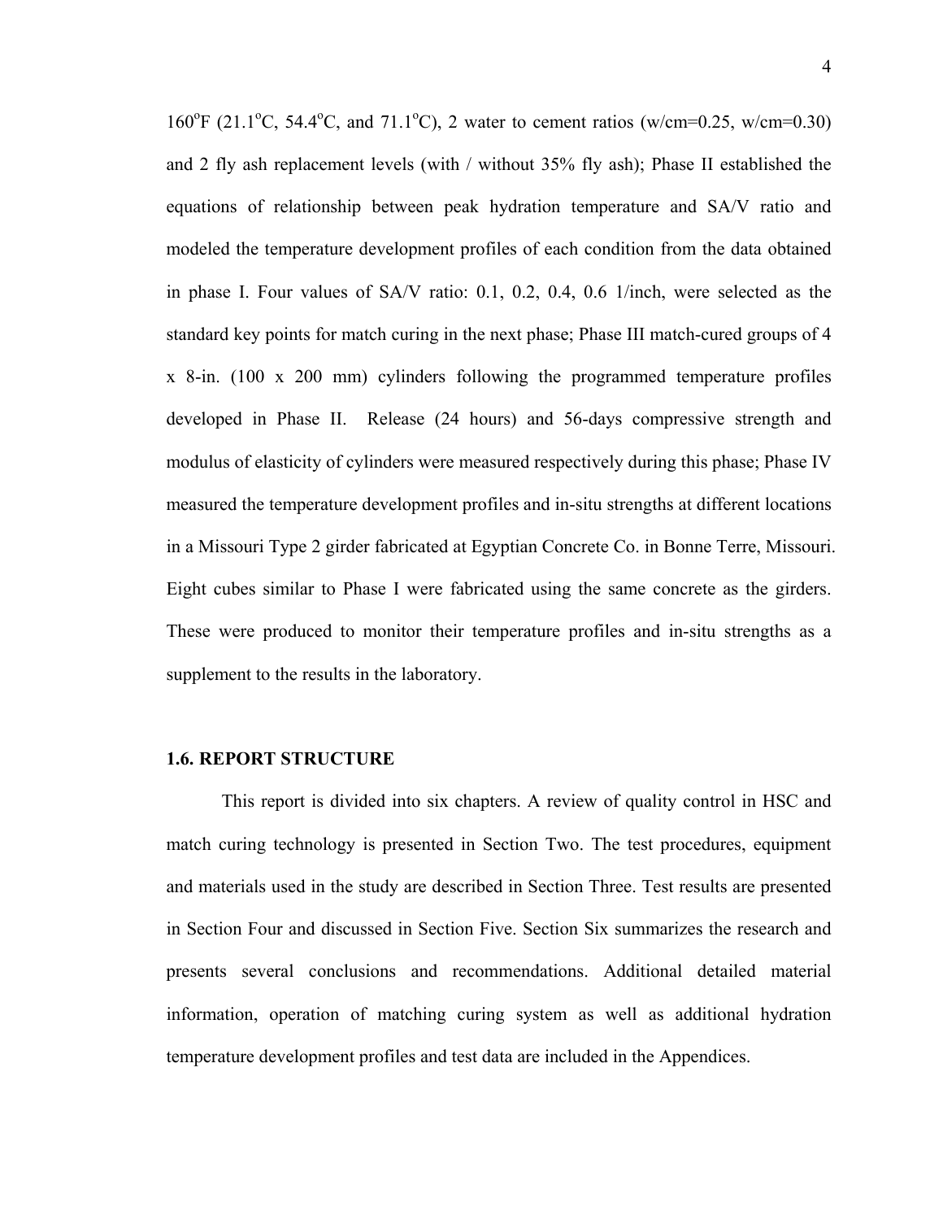160°F (21.1°C, 54.4°C, and 71.1°C), 2 water to cement ratios (w/cm=0.25, w/cm=0.30) and 2 fly ash replacement levels (with / without 35% fly ash); Phase II established the equations of relationship between peak hydration temperature and SA/V ratio and modeled the temperature development profiles of each condition from the data obtained in phase I. Four values of SA/V ratio: 0.1, 0.2, 0.4, 0.6 1/inch, were selected as the standard key points for match curing in the next phase; Phase III match-cured groups of 4 x 8-in. (100 x 200 mm) cylinders following the programmed temperature profiles developed in Phase II. Release (24 hours) and 56-days compressive strength and modulus of elasticity of cylinders were measured respectively during this phase; Phase IV measured the temperature development profiles and in-situ strengths at different locations in a Missouri Type 2 girder fabricated at Egyptian Concrete Co. in Bonne Terre, Missouri. Eight cubes similar to Phase I were fabricated using the same concrete as the girders. These were produced to monitor their temperature profiles and in-situ strengths as a supplement to the results in the laboratory.

### 1.6. REPORT STRUCTURE

This report is divided into six chapters. A review of quality control in HSC and match curing technology is presented in Section Two. The test procedures, equipment and materials used in the study are described in Section Three. Test results are presented in Section Four and discussed in Section Five. Section Six summarizes the research and presents several conclusions and recommendations. Additional detailed material information, operation of matching curing system as well as additional hydration temperature development profiles and test data are included in the Appendices.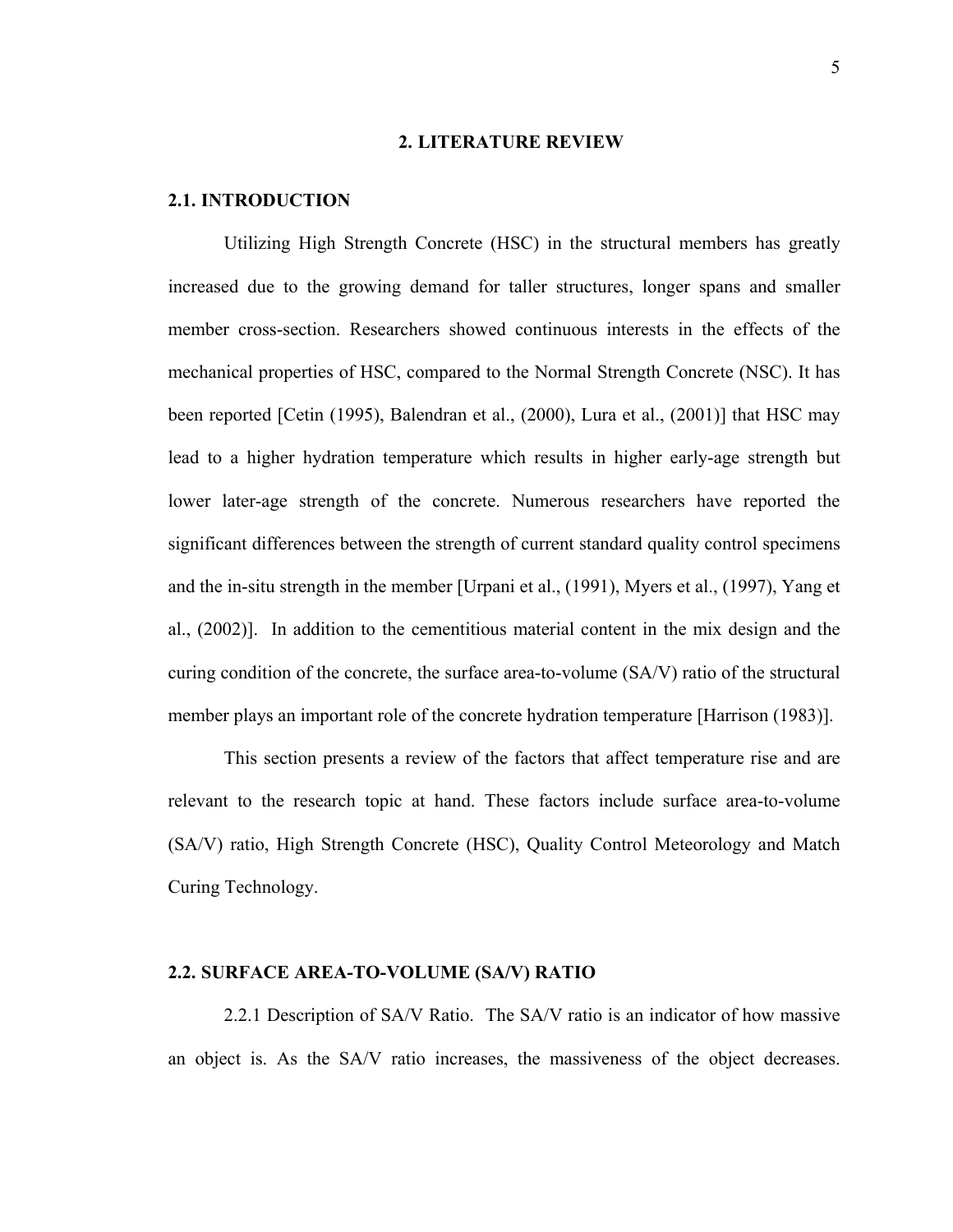# 2. LITERATURE REVIEW

## 2.1. INTRODUCTION

Utilizing High Strength Concrete (HSC) in the structural members has greatly increased due to the growing demand for taller structures, longer spans and smaller member cross-section. Researchers showed continuous interests in the effects of the mechanical properties of HSC, compared to the Normal Strength Concrete (NSC). It has been reported [Cetin (1995), Balendran et al., (2000), Lura et al., (2001)] that HSC may lead to a higher hydration temperature which results in higher early-age strength but lower later-age strength of the concrete. Numerous researchers have reported the significant differences between the strength of current standard quality control specimens and the in-situ strength in the member [Urpani et al., (1991), Myers et al., (1997), Yang et al., (2002)]. In addition to the cementitious material content in the mix design and the curing condition of the concrete, the surface area-to-volume (SA/V) ratio of the structural member plays an important role of the concrete hydration temperature [Harrison (1983)].

This section presents a review of the factors that affect temperature rise and are relevant to the research topic at hand. These factors include surface area-to-volume (SA/V) ratio, High Strength Concrete (HSC), Quality Control Meteorology and Match Curing Technology.

## 2.2. SURFACE AREA-TO-VOLUME (SA/V) RATIO

2.2.1 Description of SA/V Ratio. The SA/V ratio is an indicator of how massive an object is. As the SA/V ratio increases, the massiveness of the object decreases.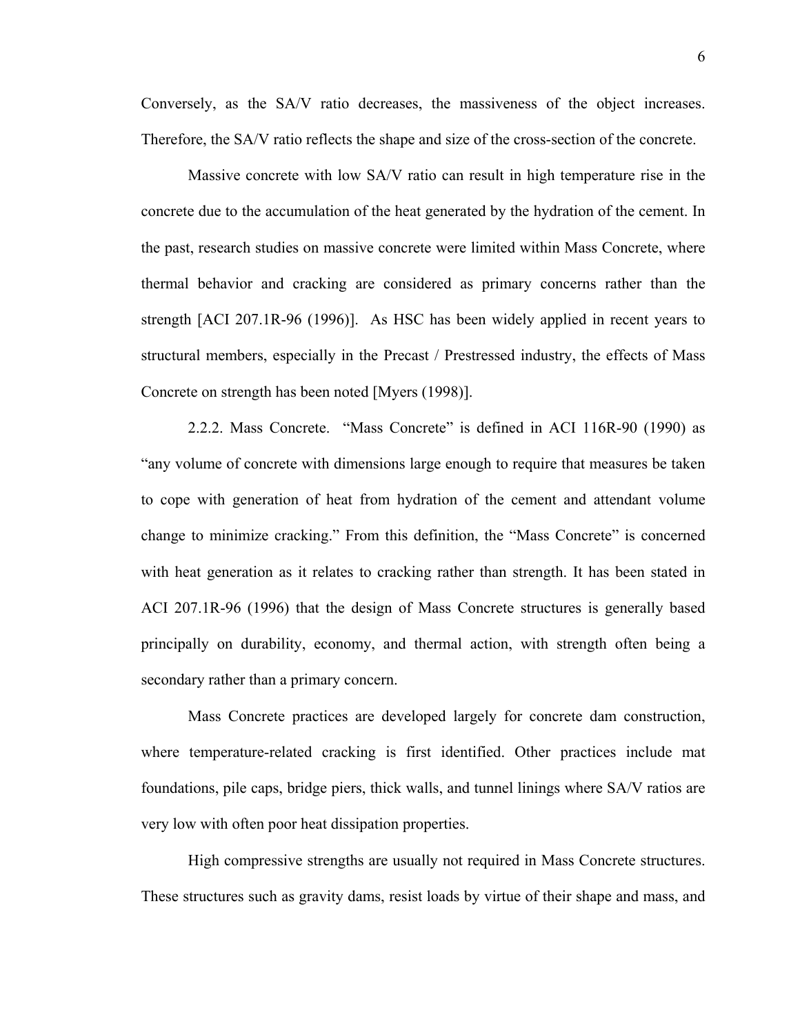Conversely, as the SA/V ratio decreases, the massiveness of the object increases. Therefore, the SA/V ratio reflects the shape and size of the cross-section of the concrete.

Massive concrete with low SA/V ratio can result in high temperature rise in the concrete due to the accumulation of the heat generated by the hydration of the cement. In the past, research studies on massive concrete were limited within Mass Concrete, where thermal behavior and cracking are considered as primary concerns rather than the strength [ACI 207.1R-96 (1996)]. As HSC has been widely applied in recent years to structural members, especially in the Precast / Prestressed industry, the effects of Mass Concrete on strength has been noted [Myers (1998)].

2.2.2. Mass Concrete. "Mass Concrete" is defined in ACI 116R-90 (1990) as "any volume of concrete with dimensions large enough to require that measures be taken to cope with generation of heat from hydration of the cement and attendant volume change to minimize cracking." From this definition, the "Mass Concrete" is concerned with heat generation as it relates to cracking rather than strength. It has been stated in ACI 207.1R-96 (1996) that the design of Mass Concrete structures is generally based principally on durability, economy, and thermal action, with strength often being a secondary rather than a primary concern.

Mass Concrete practices are developed largely for concrete dam construction, where temperature-related cracking is first identified. Other practices include mat foundations, pile caps, bridge piers, thick walls, and tunnel linings where SA/V ratios are very low with often poor heat dissipation properties.

High compressive strengths are usually not required in Mass Concrete structures. These structures such as gravity dams, resist loads by virtue of their shape and mass, and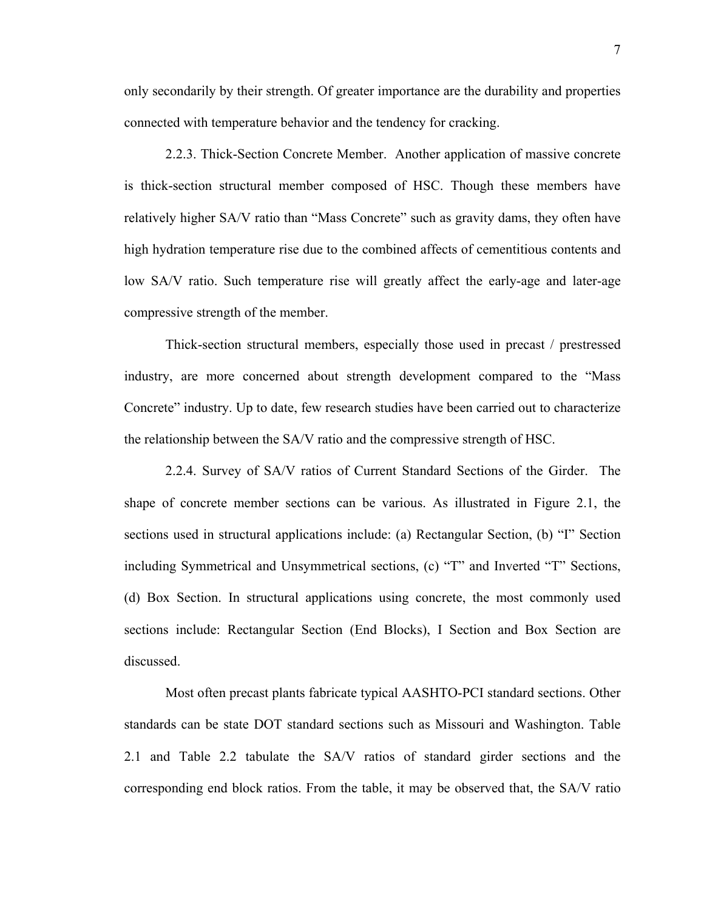only secondarily by their strength. Of greater importance are the durability and properties connected with temperature behavior and the tendency for cracking.

2.2.3. Thick-Section Concrete Member. Another application of massive concrete is thick-section structural member composed of HSC. Though these members have relatively higher SA/V ratio than "Mass Concrete" such as gravity dams, they often have high hydration temperature rise due to the combined affects of cementitious contents and low SA/V ratio. Such temperature rise will greatly affect the early-age and later-age compressive strength of the member.

Thick-section structural members, especially those used in precast / prestressed industry, are more concerned about strength development compared to the "Mass Concrete" industry. Up to date, few research studies have been carried out to characterize the relationship between the SA/V ratio and the compressive strength of HSC.

2.2.4. Survey of SA/V ratios of Current Standard Sections of the Girder. The shape of concrete member sections can be various. As illustrated in Figure 2.1, the sections used in structural applications include: (a) Rectangular Section, (b) "I" Section including Symmetrical and Unsymmetrical sections, (c) "T" and Inverted "T" Sections, (d) Box Section. In structural applications using concrete, the most commonly used sections include: Rectangular Section (End Blocks), I Section and Box Section are discussed.

Most often precast plants fabricate typical AASHTO-PCI standard sections. Other standards can be state DOT standard sections such as Missouri and Washington. Table 2.1 and Table 2.2 tabulate the SA/V ratios of standard girder sections and the corresponding end block ratios. From the table, it may be observed that, the SA/V ratio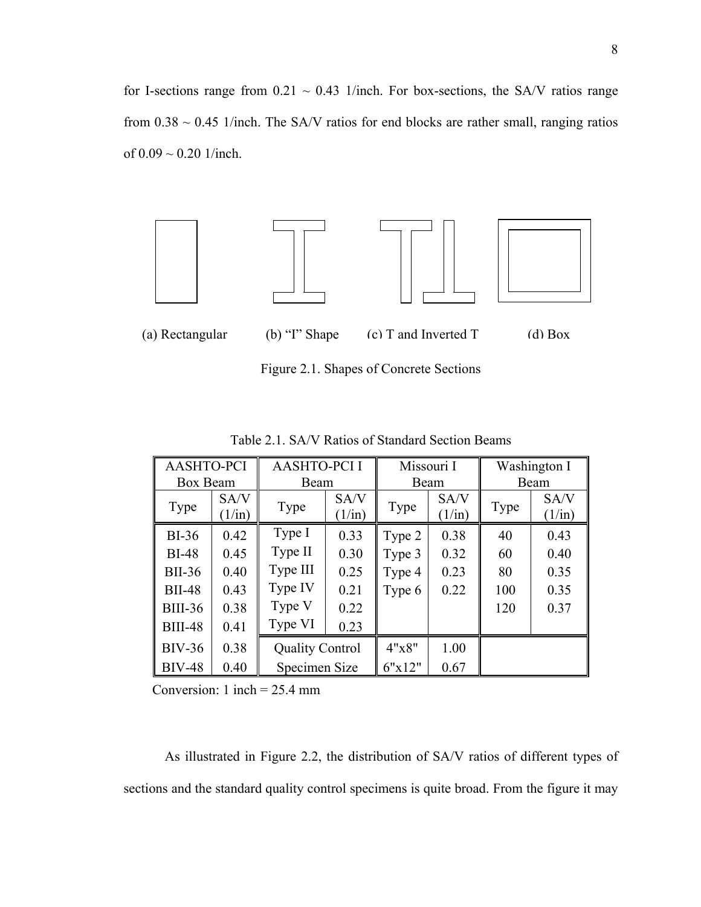for I-sections range from 0.21 ~ 0.43 1/inch. For box-sections, the SA/V ratios range from 0.38 ~ 0.45 1/inch. The SA/V ratios for end blocks are rather small, ranging ratios of 0.09 ~ 0.20 1/inch.

(a) Rectangular (b) "I" Shape (c) T and Inverted T (d) Box

Figure 2.1. Shapes of Concrete Sections

Table 2.1. SA/V Ratios of Standard Section Beams

| AASHTO-PCI Box Beam | | AASHTO-PCI I Beam | | Missouri I Beam | | Washington I Beam | |
|---|---|---|---|---|---|---|---|
| Type | SA/V (1/in) | Type | SA/V (1/in) | Type | SA/V (1/in) | Type | SA/V (1/in) |
| BI-36 | 0.42 | Type I | 0.33 | Type 2 | 0.38 | 40 | 0.43 |
| BI-48 | 0.45 | Type II | 0.30 | Type 3 | 0.32 | 60 | 0.40 |
| BII-36 | 0.40 | Type III | 0.25 | Type 4 | 0.23 | 80 | 0.35 |
| BII-48 | 0.43 | Type IV | 0.21 | Type 6 | 0.22 | 100 | 0.35 |
| BIII-36 | 0.38 | Type V | 0.22 | | | 120 | 0.37 |
| BIII-48 | 0.41 | Type VI | 0.23 | | | | |
| BIV-36 | 0.38 | Quality Control | | 4"x8" | 1.00 | | |
| BIV-48 | 0.40 | Specimen Size | | 6"x12" | 0.67 | | |

Conversion: 1 inch = 25.4 mm

As illustrated in Figure 2.2, the distribution of SA/V ratios of different types of sections and the standard quality control specimens is quite broad. From the figure it may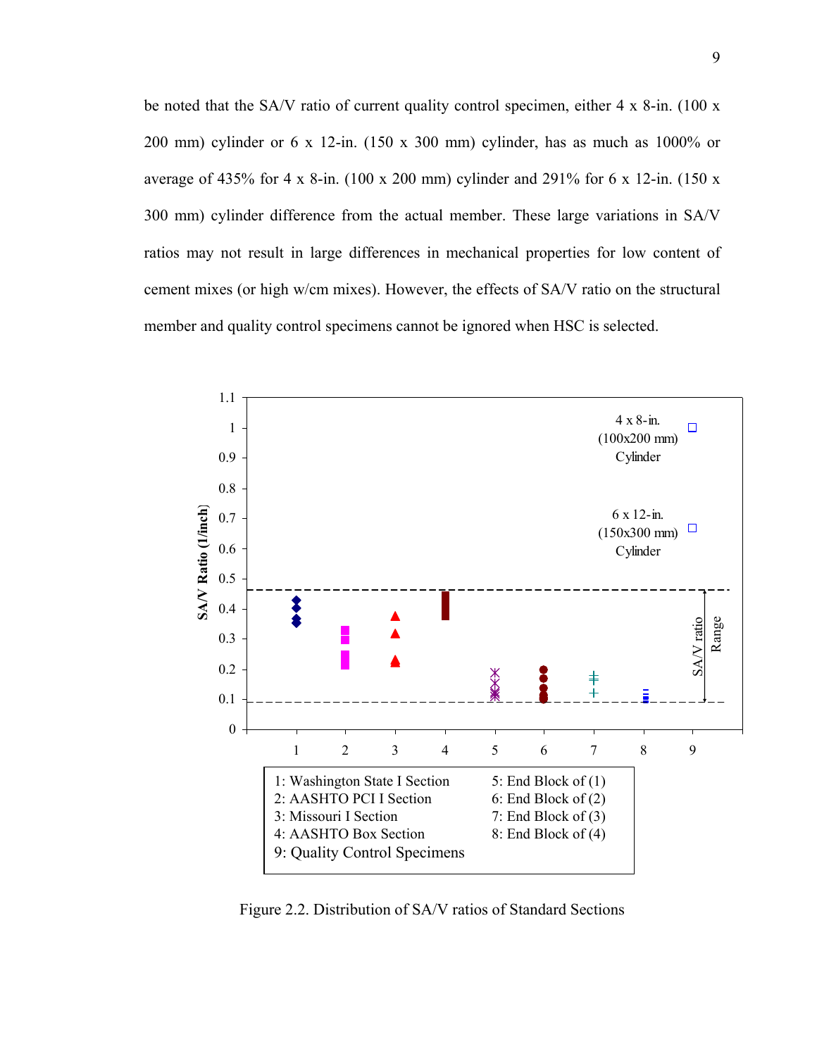be noted that the SA/V ratio of current quality control specimen, either 4 x 8-in. (100 x 200 mm) cylinder or 6 x 12-in. (150 x 300 mm) cylinder, has as much as 1000% or average of 435% for 4 x 8-in. (100 x 200 mm) cylinder and 291% for 6 x 12-in. (150 x 300 mm) cylinder difference from the actual member. These large variations in SA/V ratios may not result in large differences in mechanical properties for low content of cement mixes (or high w/cm mixes). However, the effects of SA/V ratio on the structural member and quality control specimens cannot be ignored when HSC is selected.

1: Washington State I Section
2: AASHTO PCI I Section
3: Missouri I Section
4: AASHTO Box Section
5: End Block of (1)
6: End Block of (2)
7: End Block of (3)
8: End Block of (4)
9: Quality Control Specimens

Figure 2.2. Distribution of SA/V ratios of Standard Sections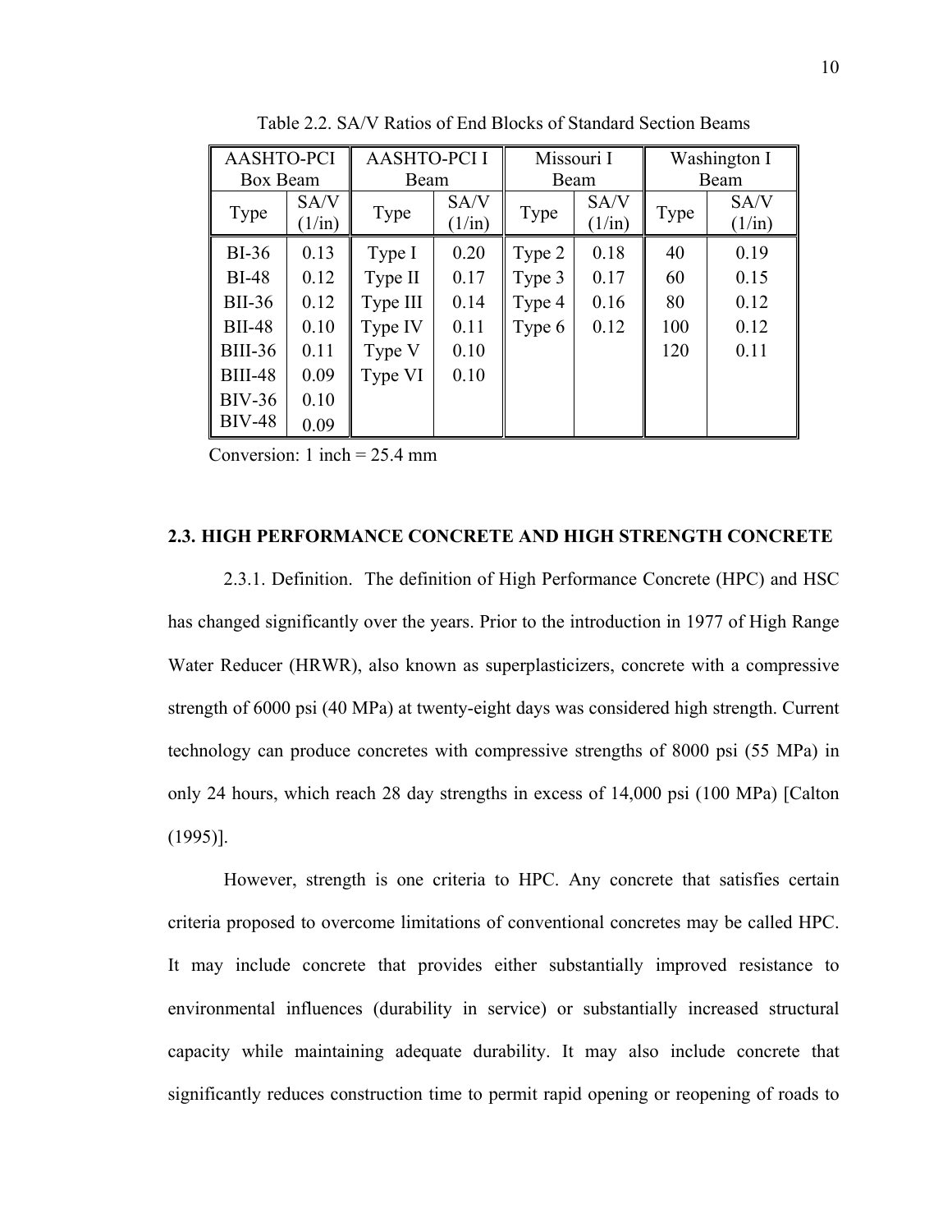Table 2.2. SA/V Ratios of End Blocks of Standard Section Beams

| AASHTO-PCI Box Beam | | AASHTO-PCI I Beam | | Missouri I Beam | | Washington I Beam | |
|---|---|---|---|---|---|---|---|
| Type | SA/V (1/in) | Type | SA/V (1/in) | Type | SA/V (1/in) | Type | SA/V (1/in) |
| BI-36 | 0.13 | Type I | 0.20 | Type 2 | 0.18 | 40 | 0.19 |
| BI-48 | 0.12 | Type II | 0.17 | Type 3 | 0.17 | 60 | 0.15 |
| BII-36 | 0.12 | Type III | 0.14 | Type 4 | 0.16 | 80 | 0.12 |
| BII-48 | 0.10 | Type IV | 0.11 | Type 6 | 0.12 | 100 | 0.12 |
| BIII-36 | 0.11 | Type V | 0.10 | | | 120 | 0.11 |
| BIII-48 | 0.09 | Type VI | 0.10 | | | | |
| BIV-36 | 0.10 | | | | | | |
| BIV-48 | 0.09 | | | | | | |

Conversion: 1 inch = 25.4 mm

## 2.3. HIGH PERFORMANCE CONCRETE AND HIGH STRENGTH CONCRETE

2.3.1. Definition. The definition of High Performance Concrete (HPC) and HSC has changed significantly over the years. Prior to the introduction in 1977 of High Range Water Reducer (HRWR), also known as superplasticizers, concrete with a compressive strength of 6000 psi (40 MPa) at twenty-eight days was considered high strength. Current technology can produce concretes with compressive strengths of 8000 psi (55 MPa) in only 24 hours, which reach 28 day strengths in excess of 14,000 psi (100 MPa) [Calton (1995)].

However, strength is one criteria to HPC. Any concrete that satisfies certain criteria proposed to overcome limitations of conventional concretes may be called HPC. It may include concrete that provides either substantially improved resistance to environmental influences (durability in service) or substantially increased structural capacity while maintaining adequate durability. It may also include concrete that significantly reduces construction time to permit rapid opening or reopening of roads to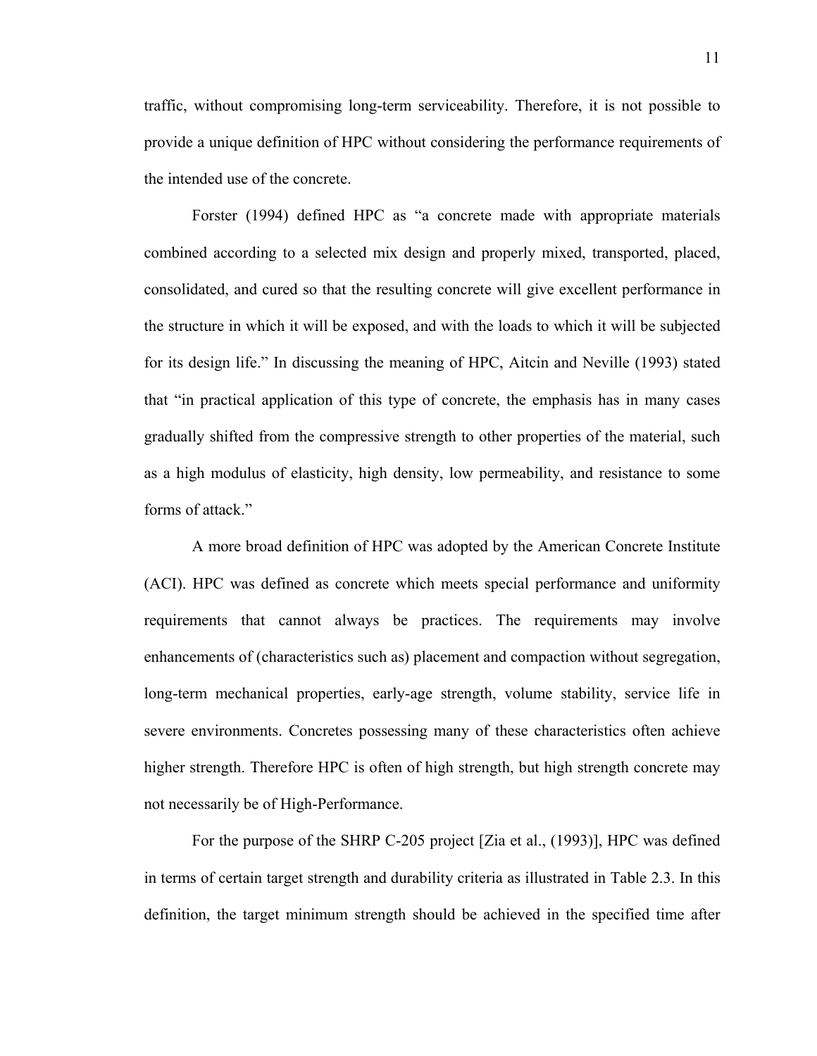traffic, without compromising long-term serviceability. Therefore, it is not possible to provide a unique definition of HPC without considering the performance requirements of the intended use of the concrete.

Forster (1994) defined HPC as "a concrete made with appropriate materials combined according to a selected mix design and properly mixed, transported, placed, consolidated, and cured so that the resulting concrete will give excellent performance in the structure in which it will be exposed, and with the loads to which it will be subjected for its design life." In discussing the meaning of HPC, Aitcin and Neville (1993) stated that "in practical application of this type of concrete, the emphasis has in many cases gradually shifted from the compressive strength to other properties of the material, such as a high modulus of elasticity, high density, low permeability, and resistance to some forms of attack."

A more broad definition of HPC was adopted by the American Concrete Institute (ACI). HPC was defined as concrete which meets special performance and uniformity requirements that cannot always be practices. The requirements may involve enhancements of (characteristics such as) placement and compaction without segregation, long-term mechanical properties, early-age strength, volume stability, service life in severe environments. Concretes possessing many of these characteristics often achieve higher strength. Therefore HPC is often of high strength, but high strength concrete may not necessarily be of High-Performance.

For the purpose of the SHRP C-205 project [Zia et al., (1993)], HPC was defined in terms of certain target strength and durability criteria as illustrated in Table 2.3. In this definition, the target minimum strength should be achieved in the specified time after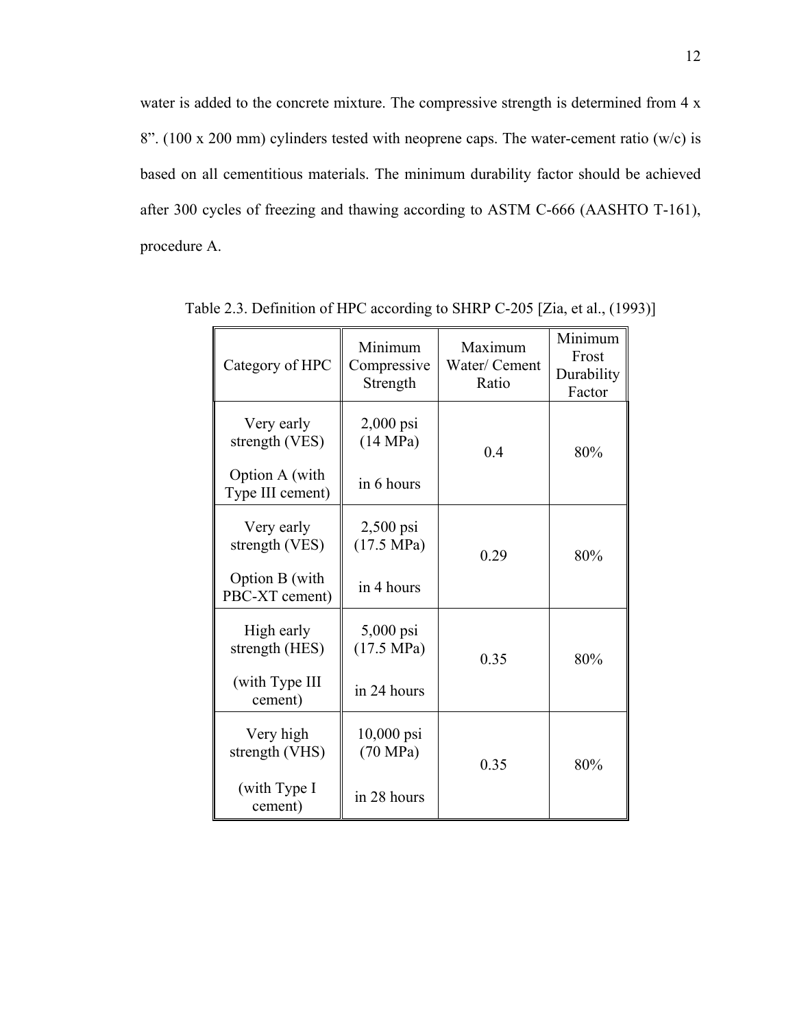water is added to the concrete mixture. The compressive strength is determined from 4 x 8". (100 x 200 mm) cylinders tested with neoprene caps. The water-cement ratio (w/c) is based on all cementitious materials. The minimum durability factor should be achieved after 300 cycles of freezing and thawing according to ASTM C-666 (AASHTO T-161), procedure A.

Table 2.3. Definition of HPC according to SHRP C-205 [Zia, et al., (1993)]

| Category of HPC | Minimum Compressive Strength | Maximum Water/ Cement Ratio | Minimum Frost Durability Factor |
|---|---|---|---|
| Very early strength (VES)<br>Option A (with Type III cement) | 2,000 psi (14 MPa)<br>in 6 hours | 0.4 | 80% |
| Very early strength (VES)<br>Option B (with PBC-XT cement) | 2,500 psi (17.5 MPa)<br>in 4 hours | 0.29 | 80% |
| High early strength (HES)<br>(with Type III cement) | 5,000 psi (17.5 MPa)<br>in 24 hours | 0.35 | 80% |
| Very high strength (VHS)<br>(with Type I cement) | 10,000 psi (70 MPa)<br>in 28 hours | 0.35 | 80% |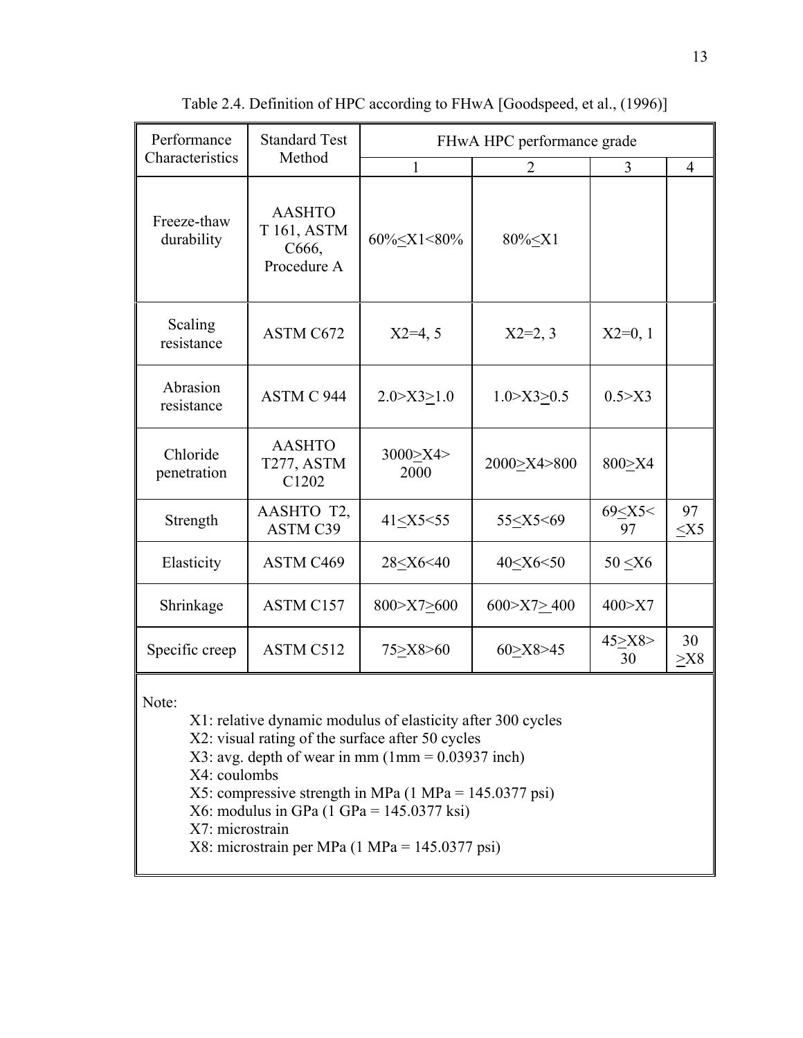Table 2.4. Definition of HPC according to FHwA [Goodspeed, et al., (1996)]

| Performance Characteristics | Standard Test Method | FHwA HPC performance grade | | | |
|---|---|---|---|---|---|
| | | 1 | 2 | 3 | 4 |
| Freeze-thaw durability | AASHTO T 161, ASTM C666, Procedure A | $60\% \le X1 < 80\%$ | $80\% \le X1$ | | |
| Scaling resistance | ASTM C672 | X2=4, 5 | X2=2, 3 | X2=0, 1 | |
| Abrasion resistance | ASTM C 944 | $2.0 > X3 \ge 1.0$ | $1.0 > X3 \ge 0.5$ | $0.5 > X3$ | |
| Chloride penetration | AASHTO T277, ASTM C1202 | $3000 \ge X4 > 2000$ | $2000 \ge X4 > 800$ | $800 \ge X4$ | |
| Strength | AASHTO T2, ASTM C39 | $41 \le X5 < 55$ | $55 \le X5 < 69$ | $69 \le X5 < 97$ | $97 \le X5$ |
| Elasticity | ASTM C469 | $28 \le X6 < 40$ | $40 \le X6 < 50$ | $50 \le X6$ | |
| Shrinkage | ASTM C157 | $800 > X7 \ge 600$ | $600 > X7 \ge 400$ | $400 > X7$ | |
| Specific creep | ASTM C512 | $75 \ge X8 > 60$ | $60 \ge X8 > 45$ | $45 \ge X8 > 30$ | $30 \ge X8$ |

Note:

X1: relative dynamic modulus of elasticity after 300 cycles
X2: visual rating of the surface after 50 cycles
X3: avg. depth of wear in mm (1mm = 0.03937 inch)
X4: coulombs
X5: compressive strength in MPa (1 MPa = 145.0377 psi)
X6: modulus in GPa (1 GPa = 145.0377 ksi)
X7: microstrain
X8: microstrain per MPa (1 MPa = 145.0377 psi)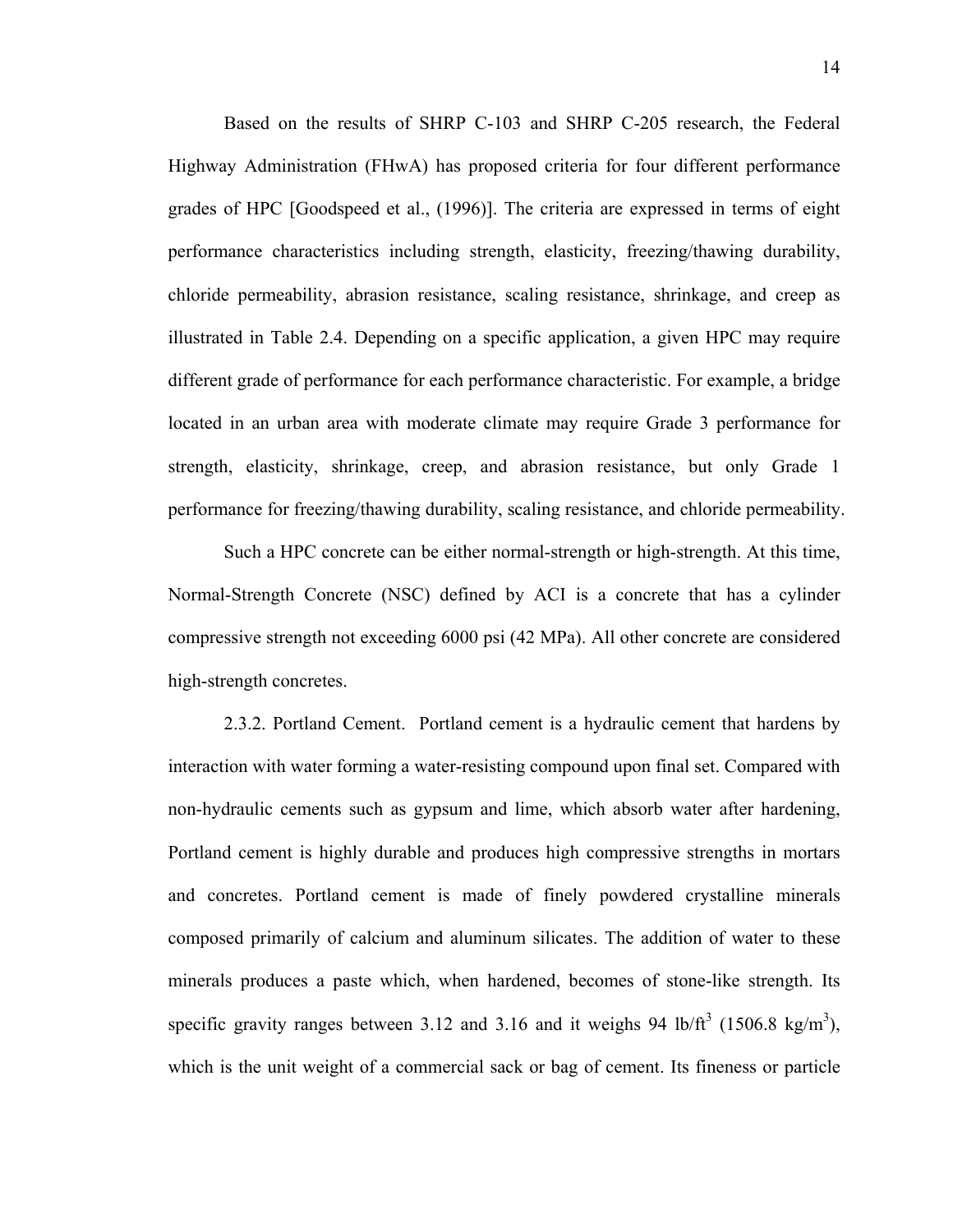Based on the results of SHRP C-103 and SHRP C-205 research, the Federal Highway Administration (FHwA) has proposed criteria for four different performance grades of HPC [Goodspeed et al., (1996)]. The criteria are expressed in terms of eight performance characteristics including strength, elasticity, freezing/thawing durability, chloride permeability, abrasion resistance, scaling resistance, shrinkage, and creep as illustrated in Table 2.4. Depending on a specific application, a given HPC may require different grade of performance for each performance characteristic. For example, a bridge located in an urban area with moderate climate may require Grade 3 performance for strength, elasticity, shrinkage, creep, and abrasion resistance, but only Grade 1 performance for freezing/thawing durability, scaling resistance, and chloride permeability.

Such a HPC concrete can be either normal-strength or high-strength. At this time, Normal-Strength Concrete (NSC) defined by ACI is a concrete that has a cylinder compressive strength not exceeding 6000 psi (42 MPa). All other concrete are considered high-strength concretes.

2.3.2. Portland Cement. Portland cement is a hydraulic cement that hardens by interaction with water forming a water-resisting compound upon final set. Compared with non-hydraulic cements such as gypsum and lime, which absorb water after hardening, Portland cement is highly durable and produces high compressive strengths in mortars and concretes. Portland cement is made of finely powdered crystalline minerals composed primarily of calcium and aluminum silicates. The addition of water to these minerals produces a paste which, when hardened, becomes of stone-like strength. Its specific gravity ranges between 3.12 and 3.16 and it weighs 94 $lb/ft^3$ (1506.8 $kg/m^3$), which is the unit weight of a commercial sack or bag of cement. Its fineness or particle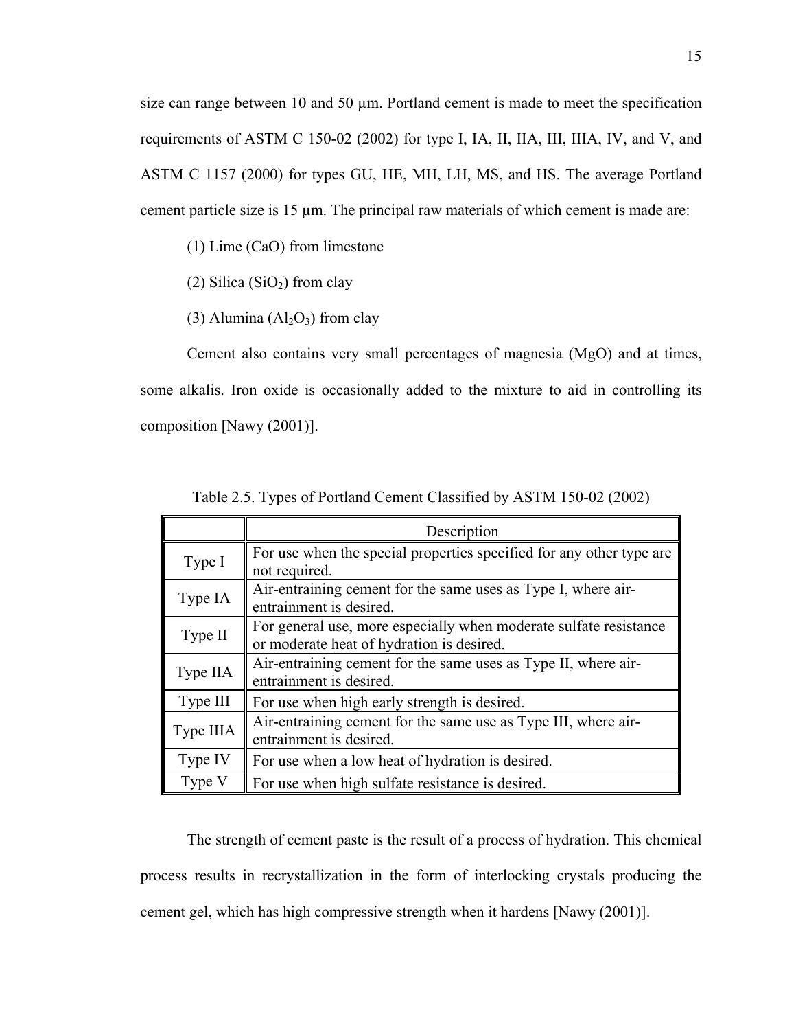size can range between 10 and 50 μm. Portland cement is made to meet the specification requirements of ASTM C 150-02 (2002) for type I, IA, II, IIA, III, IIIA, IV, and V, and ASTM C 1157 (2000) for types GU, HE, MH, LH, MS, and HS. The average Portland cement particle size is 15 μm. The principal raw materials of which cement is made are:

(1) Lime ($CaO$) from limestone

(2) Silica ($SiO_2$) from clay

(3) Alumina ($Al_2O_3$) from clay

Cement also contains very small percentages of magnesia ($MgO$) and at times, some alkalis. Iron oxide is occasionally added to the mixture to aid in controlling its composition [Nawy (2001)].

Table 2.5. Types of Portland Cement Classified by ASTM 150-02 (2002)

| | Description |
|---|---|
| Type I | For use when the special properties specified for any other type are not required. |
| Type IA | Air-entraining cement for the same uses as Type I, where air-entrainment is desired. |
| Type II | For general use, more especially when moderate sulfate resistance or moderate heat of hydration is desired. |
| Type IIA | Air-entraining cement for the same uses as Type II, where air-entrainment is desired. |
| Type III | For use when high early strength is desired. |
| Type IIIA | Air-entraining cement for the same use as Type III, where air-entrainment is desired. |
| Type IV | For use when a low heat of hydration is desired. |
| Type V | For use when high sulfate resistance is desired. |

The strength of cement paste is the result of a process of hydration. This chemical process results in recrystallization in the form of interlocking crystals producing the cement gel, which has high compressive strength when it hardens [Nawy (2001)].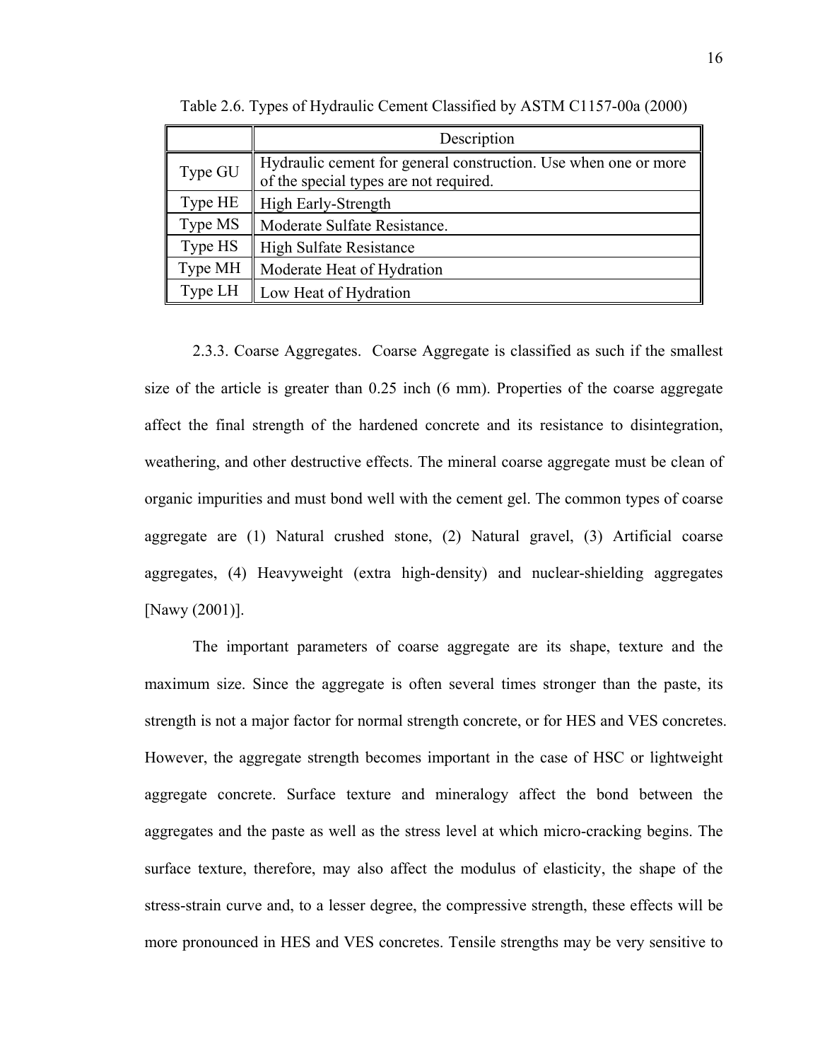Table 2.6. Types of Hydraulic Cement Classified by ASTM C1157-00a (2000)

| | Description |
|---|---|
| Type GU | Hydraulic cement for general construction. Use when one or more of the special types are not required. |
| Type HE | High Early-Strength |
| Type MS | Moderate Sulfate Resistance. |
| Type HS | High Sulfate Resistance |
| Type MH | Moderate Heat of Hydration |
| Type LH | Low Heat of Hydration |

2.3.3. Coarse Aggregates. Coarse Aggregate is classified as such if the smallest size of the article is greater than 0.25 inch (6 mm). Properties of the coarse aggregate affect the final strength of the hardened concrete and its resistance to disintegration, weathering, and other destructive effects. The mineral coarse aggregate must be clean of organic impurities and must bond well with the cement gel. The common types of coarse aggregate are (1) Natural crushed stone, (2) Natural gravel, (3) Artificial coarse aggregates, (4) Heavyweight (extra high-density) and nuclear-shielding aggregates [Nawy (2001)].

The important parameters of coarse aggregate are its shape, texture and the maximum size. Since the aggregate is often several times stronger than the paste, its strength is not a major factor for normal strength concrete, or for HES and VES concretes. However, the aggregate strength becomes important in the case of HSC or lightweight aggregate concrete. Surface texture and mineralogy affect the bond between the aggregates and the paste as well as the stress level at which micro-cracking begins. The surface texture, therefore, may also affect the modulus of elasticity, the shape of the stress-strain curve and, to a lesser degree, the compressive strength, these effects will be more pronounced in HES and VES concretes. Tensile strengths may be very sensitive to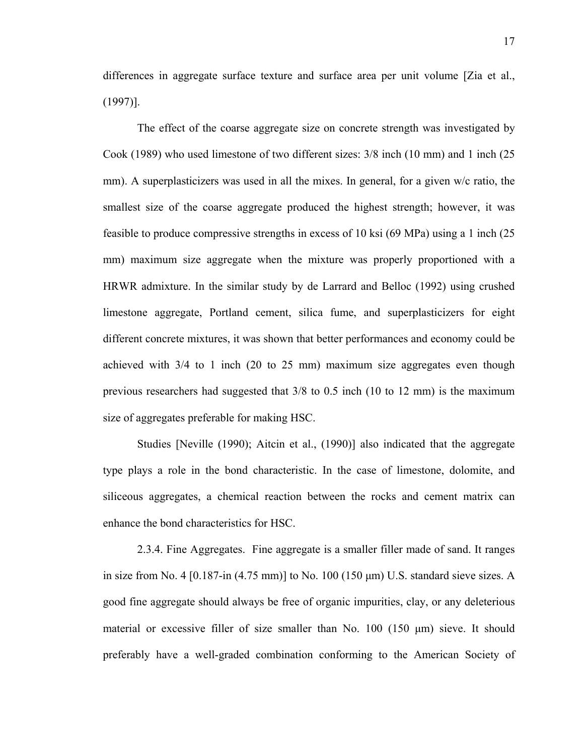differences in aggregate surface texture and surface area per unit volume [Zia et al., (1997)].

The effect of the coarse aggregate size on concrete strength was investigated by Cook (1989) who used limestone of two different sizes: 3/8 inch (10 mm) and 1 inch (25 mm). A superplasticizers was used in all the mixes. In general, for a given w/c ratio, the smallest size of the coarse aggregate produced the highest strength; however, it was feasible to produce compressive strengths in excess of 10 ksi (69 MPa) using a 1 inch (25 mm) maximum size aggregate when the mixture was properly proportioned with a HRWR admixture. In the similar study by de Larrard and Belloc (1992) using crushed limestone aggregate, Portland cement, silica fume, and superplasticizers for eight different concrete mixtures, it was shown that better performances and economy could be achieved with 3/4 to 1 inch (20 to 25 mm) maximum size aggregates even though previous researchers had suggested that 3/8 to 0.5 inch (10 to 12 mm) is the maximum size of aggregates preferable for making HSC.

Studies [Neville (1990); Aitcin et al., (1990)] also indicated that the aggregate type plays a role in the bond characteristic. In the case of limestone, dolomite, and siliceous aggregates, a chemical reaction between the rocks and cement matrix can enhance the bond characteristics for HSC.

2.3.4. Fine Aggregates. Fine aggregate is a smaller filler made of sand. It ranges in size from No. 4 [0.187-in (4.75 mm)] to No. 100 (150 μm) U.S. standard sieve sizes. A good fine aggregate should always be free of organic impurities, clay, or any deleterious material or excessive filler of size smaller than No. 100 (150 μm) sieve. It should preferably have a well-graded combination conforming to the American Society of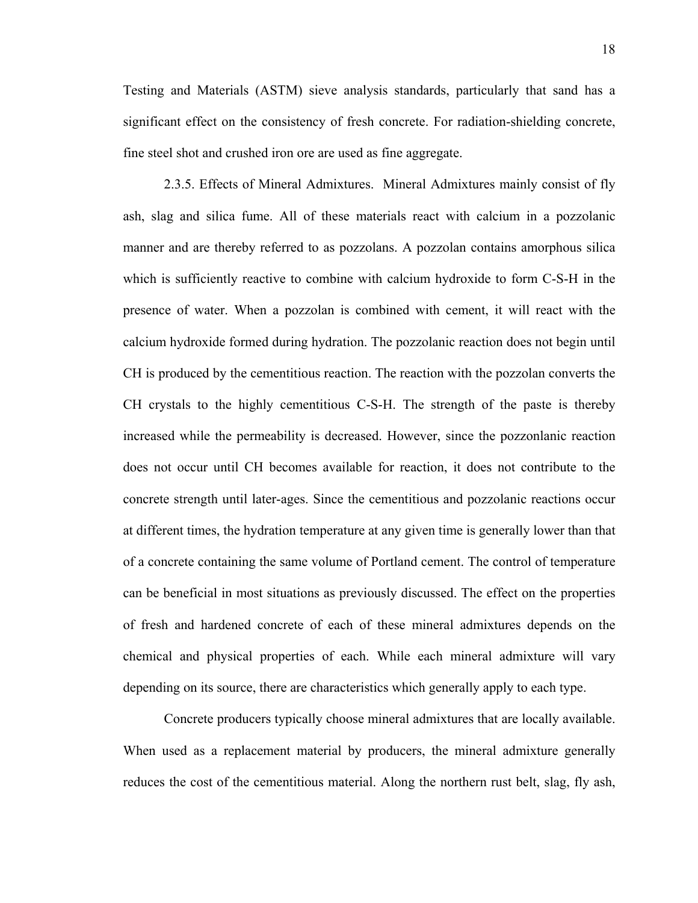Testing and Materials (ASTM) sieve analysis standards, particularly that sand has a significant effect on the consistency of fresh concrete. For radiation-shielding concrete, fine steel shot and crushed iron ore are used as fine aggregate.

2.3.5. Effects of Mineral Admixtures. Mineral Admixtures mainly consist of fly ash, slag and silica fume. All of these materials react with calcium in a pozzolanic manner and are thereby referred to as pozzolans. A pozzolan contains amorphous silica which is sufficiently reactive to combine with calcium hydroxide to form C-S-H in the presence of water. When a pozzolan is combined with cement, it will react with the calcium hydroxide formed during hydration. The pozzolanic reaction does not begin until CH is produced by the cementitious reaction. The reaction with the pozzolan converts the CH crystals to the highly cementitious C-S-H. The strength of the paste is thereby increased while the permeability is decreased. However, since the pozzonlanic reaction does not occur until CH becomes available for reaction, it does not contribute to the concrete strength until later-ages. Since the cementitious and pozzolanic reactions occur at different times, the hydration temperature at any given time is generally lower than that of a concrete containing the same volume of Portland cement. The control of temperature can be beneficial in most situations as previously discussed. The effect on the properties of fresh and hardened concrete of each of these mineral admixtures depends on the chemical and physical properties of each. While each mineral admixture will vary depending on its source, there are characteristics which generally apply to each type.

Concrete producers typically choose mineral admixtures that are locally available. When used as a replacement material by producers, the mineral admixture generally reduces the cost of the cementitious material. Along the northern rust belt, slag, fly ash,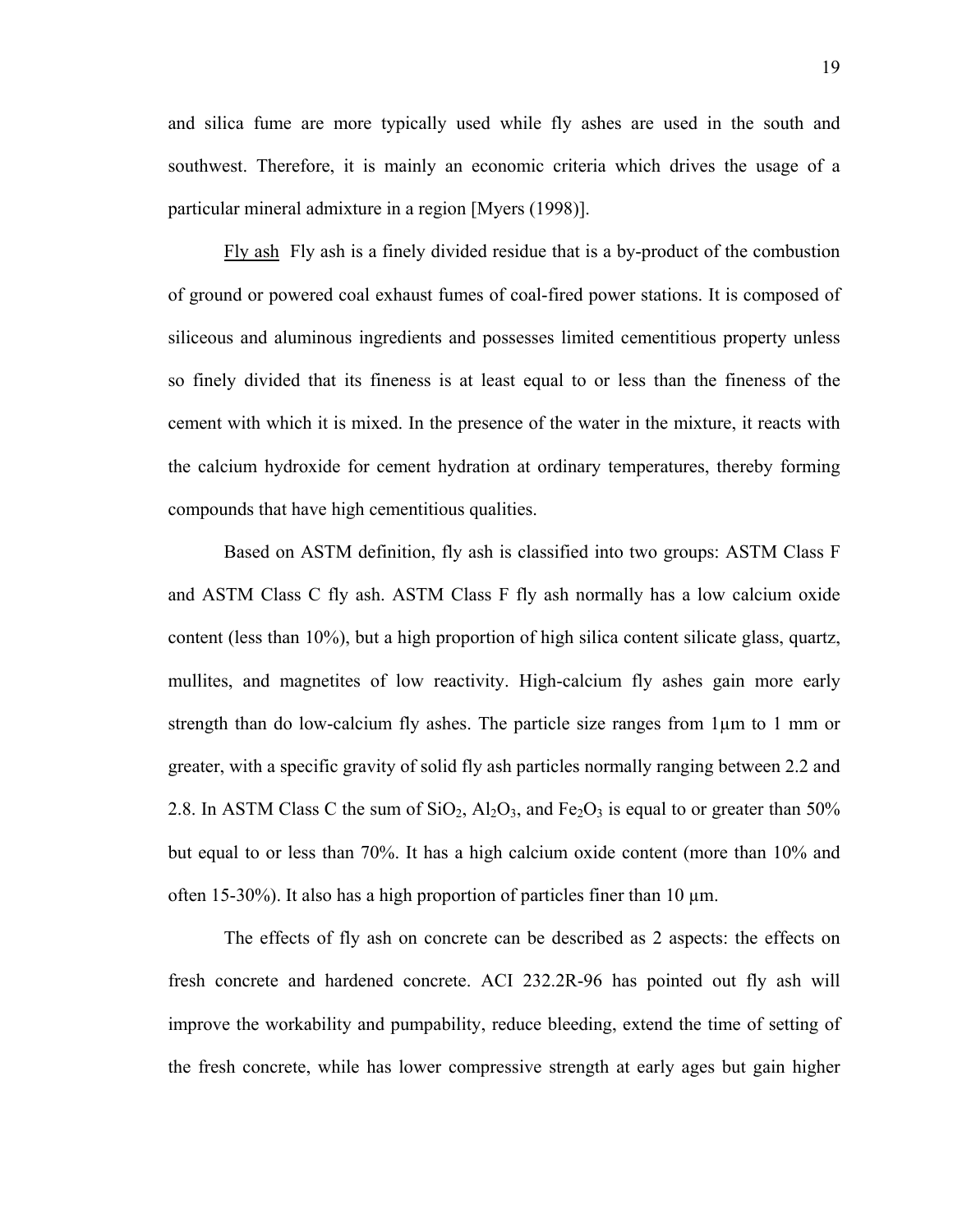and silica fume are more typically used while fly ashes are used in the south and southwest. Therefore, it is mainly an economic criteria which drives the usage of a particular mineral admixture in a region [Myers (1998)].

<u>Fly ash</u>  Fly ash is a finely divided residue that is a by-product of the combustion of ground or powered coal exhaust fumes of coal-fired power stations. It is composed of siliceous and aluminous ingredients and possesses limited cementitious property unless so finely divided that its fineness is at least equal to or less than the fineness of the cement with which it is mixed. In the presence of the water in the mixture, it reacts with the calcium hydroxide for cement hydration at ordinary temperatures, thereby forming compounds that have high cementitious qualities.

Based on ASTM definition, fly ash is classified into two groups: ASTM Class F and ASTM Class C fly ash. ASTM Class F fly ash normally has a low calcium oxide content (less than 10%), but a high proportion of high silica content silicate glass, quartz, mullites, and magnetites of low reactivity. High-calcium fly ashes gain more early strength than do low-calcium fly ashes. The particle size ranges from 1μm to 1 mm or greater, with a specific gravity of solid fly ash particles normally ranging between 2.2 and 2.8. In ASTM Class C the sum of $SiO_2$, $Al_2O_3$, and $Fe_2O_3$ is equal to or greater than 50% but equal to or less than 70%. It has a high calcium oxide content (more than 10% and often 15-30%). It also has a high proportion of particles finer than 10 μm.

The effects of fly ash on concrete can be described as 2 aspects: the effects on fresh concrete and hardened concrete. ACI 232.2R-96 has pointed out fly ash will improve the workability and pumpability, reduce bleeding, extend the time of setting of the fresh concrete, while has lower compressive strength at early ages but gain higher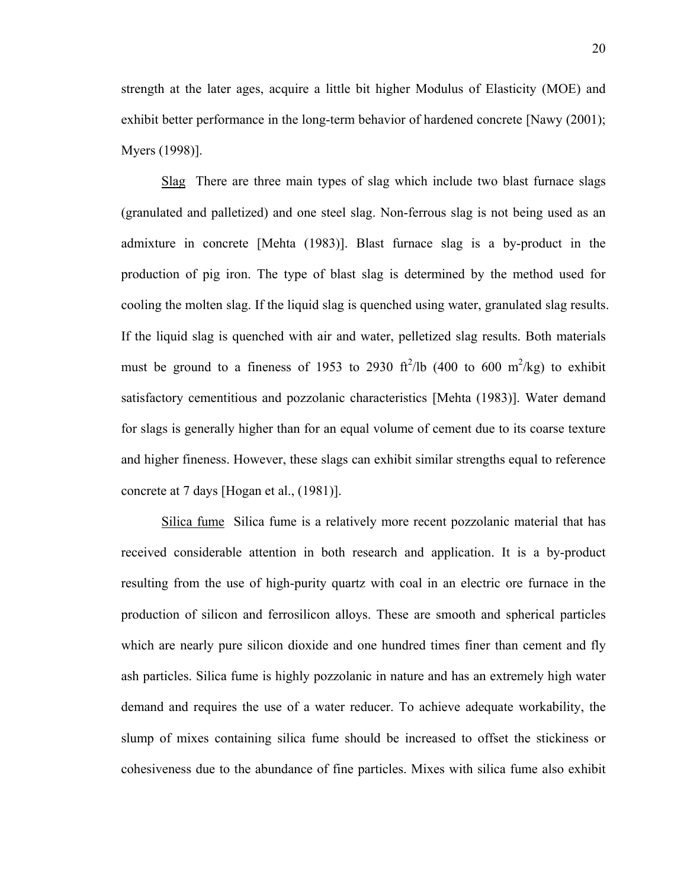strength at the later ages, acquire a little bit higher Modulus of Elasticity (MOE) and exhibit better performance in the long-term behavior of hardened concrete [Nawy (2001); Myers (1998)].

Slag There are three main types of slag which include two blast furnace slags (granulated and palletized) and one steel slag. Non-ferrous slag is not being used as an admixture in concrete [Mehta (1983)]. Blast furnace slag is a by-product in the production of pig iron. The type of blast slag is determined by the method used for cooling the molten slag. If the liquid slag is quenched using water, granulated slag results. If the liquid slag is quenched with air and water, pelletized slag results. Both materials must be ground to a fineness of 1953 to 2930 $ft^2/lb$ (400 to 600 $m^2/kg$) to exhibit satisfactory cementitious and pozzolanic characteristics [Mehta (1983)]. Water demand for slags is generally higher than for an equal volume of cement due to its coarse texture and higher fineness. However, these slags can exhibit similar strengths equal to reference concrete at 7 days [Hogan et al., (1981)].

Silica fume Silica fume is a relatively more recent pozzolanic material that has received considerable attention in both research and application. It is a by-product resulting from the use of high-purity quartz with coal in an electric ore furnace in the production of silicon and ferrosilicon alloys. These are smooth and spherical particles which are nearly pure silicon dioxide and one hundred times finer than cement and fly ash particles. Silica fume is highly pozzolanic in nature and has an extremely high water demand and requires the use of a water reducer. To achieve adequate workability, the slump of mixes containing silica fume should be increased to offset the stickiness or cohesiveness due to the abundance of fine particles. Mixes with silica fume also exhibit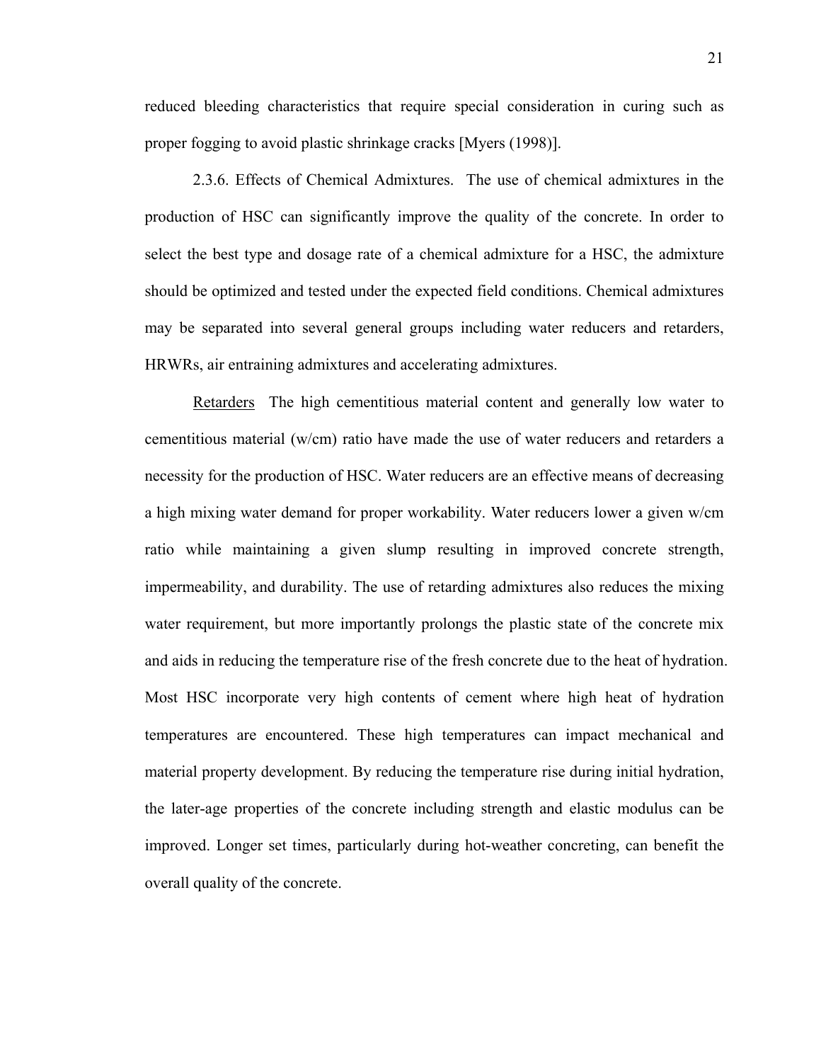reduced bleeding characteristics that require special consideration in curing such as proper fogging to avoid plastic shrinkage cracks [Myers (1998)].

2.3.6. Effects of Chemical Admixtures. The use of chemical admixtures in the production of HSC can significantly improve the quality of the concrete. In order to select the best type and dosage rate of a chemical admixture for a HSC, the admixture should be optimized and tested under the expected field conditions. Chemical admixtures may be separated into several general groups including water reducers and retarders, HRWRs, air entraining admixtures and accelerating admixtures.

Retarders The high cementitious material content and generally low water to cementitious material (w/cm) ratio have made the use of water reducers and retarders a necessity for the production of HSC. Water reducers are an effective means of decreasing a high mixing water demand for proper workability. Water reducers lower a given w/cm ratio while maintaining a given slump resulting in improved concrete strength, impermeability, and durability. The use of retarding admixtures also reduces the mixing water requirement, but more importantly prolongs the plastic state of the concrete mix and aids in reducing the temperature rise of the fresh concrete due to the heat of hydration. Most HSC incorporate very high contents of cement where high heat of hydration temperatures are encountered. These high temperatures can impact mechanical and material property development. By reducing the temperature rise during initial hydration, the later-age properties of the concrete including strength and elastic modulus can be improved. Longer set times, particularly during hot-weather concreting, can benefit the overall quality of the concrete.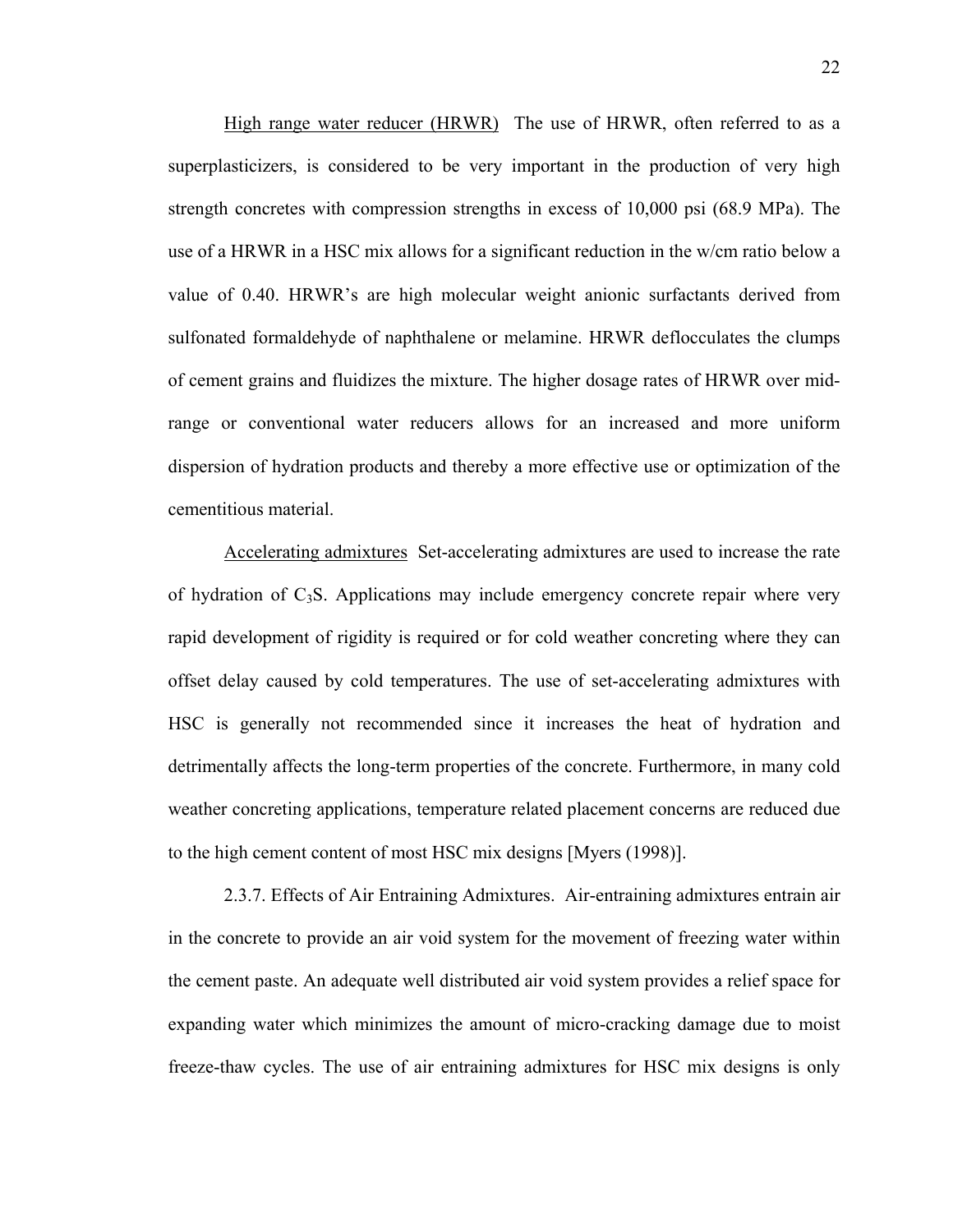High range water reducer (HRWR) The use of HRWR, often referred to as a superplasticizers, is considered to be very important in the production of very high strength concretes with compression strengths in excess of 10,000 psi (68.9 MPa). The use of a HRWR in a HSC mix allows for a significant reduction in the w/cm ratio below a value of 0.40. HRWR's are high molecular weight anionic surfactants derived from sulfonated formaldehyde of naphthalene or melamine. HRWR deflocculates the clumps of cement grains and fluidizes the mixture. The higher dosage rates of HRWR over mid-range or conventional water reducers allows for an increased and more uniform dispersion of hydration products and thereby a more effective use or optimization of the cementitious material.

Accelerating admixtures Set-accelerating admixtures are used to increase the rate of hydration of $C_3S$. Applications may include emergency concrete repair where very rapid development of rigidity is required or for cold weather concreting where they can offset delay caused by cold temperatures. The use of set-accelerating admixtures with HSC is generally not recommended since it increases the heat of hydration and detrimentally affects the long-term properties of the concrete. Furthermore, in many cold weather concreting applications, temperature related placement concerns are reduced due to the high cement content of most HSC mix designs [Myers (1998)].

2.3.7. Effects of Air Entraining Admixtures. Air-entraining admixtures entrain air in the concrete to provide an air void system for the movement of freezing water within the cement paste. An adequate well distributed air void system provides a relief space for expanding water which minimizes the amount of micro-cracking damage due to moist freeze-thaw cycles. The use of air entraining admixtures for HSC mix designs is only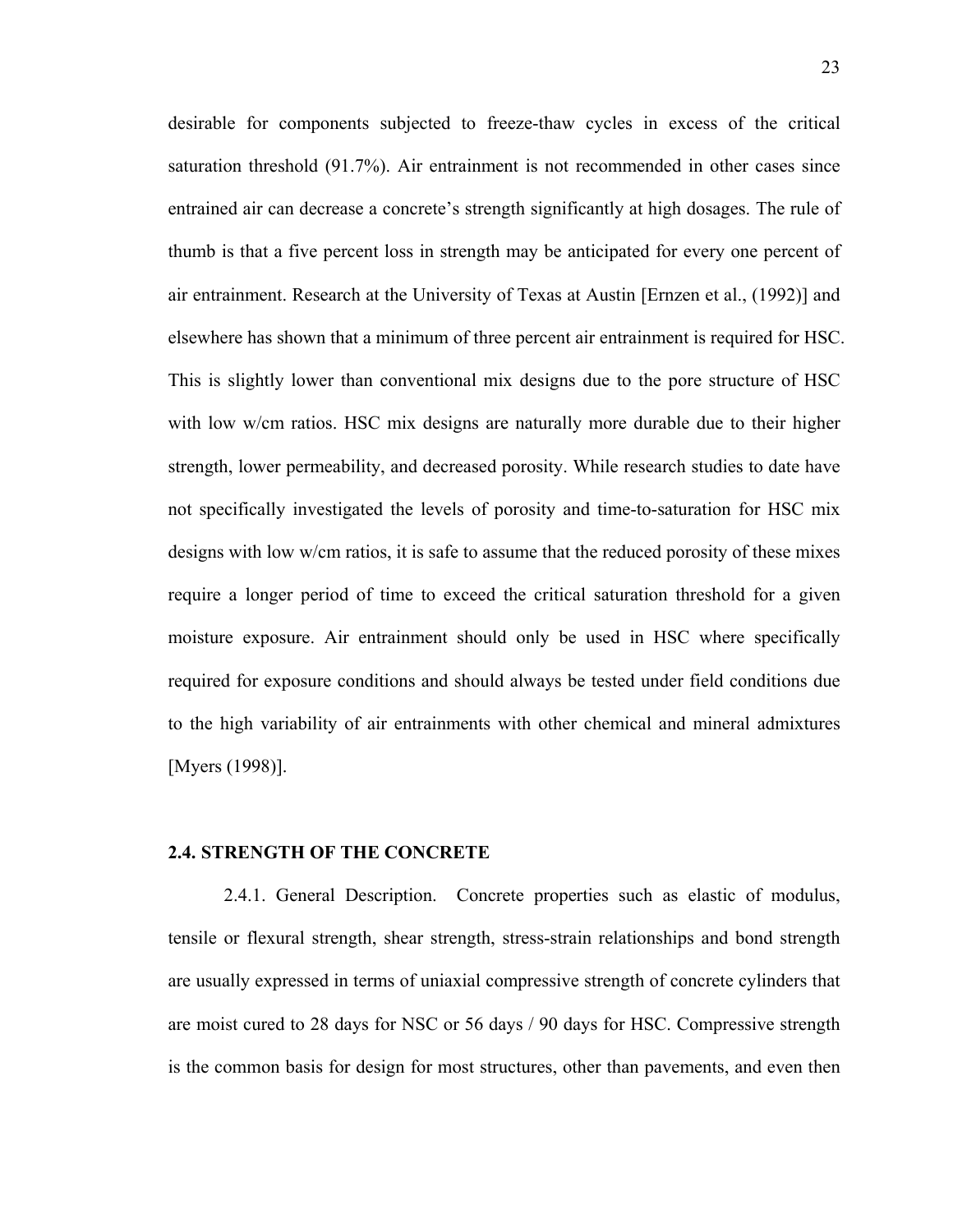desirable for components subjected to freeze-thaw cycles in excess of the critical saturation threshold (91.7%). Air entrainment is not recommended in other cases since entrained air can decrease a concrete's strength significantly at high dosages. The rule of thumb is that a five percent loss in strength may be anticipated for every one percent of air entrainment. Research at the University of Texas at Austin [Ernzen et al., (1992)] and elsewhere has shown that a minimum of three percent air entrainment is required for HSC. This is slightly lower than conventional mix designs due to the pore structure of HSC with low w/cm ratios. HSC mix designs are naturally more durable due to their higher strength, lower permeability, and decreased porosity. While research studies to date have not specifically investigated the levels of porosity and time-to-saturation for HSC mix designs with low w/cm ratios, it is safe to assume that the reduced porosity of these mixes require a longer period of time to exceed the critical saturation threshold for a given moisture exposure. Air entrainment should only be used in HSC where specifically required for exposure conditions and should always be tested under field conditions due to the high variability of air entrainments with other chemical and mineral admixtures [Myers (1998)].

## 2.4. STRENGTH OF THE CONCRETE

2.4.1. General Description. Concrete properties such as elastic of modulus, tensile or flexural strength, shear strength, stress-strain relationships and bond strength are usually expressed in terms of uniaxial compressive strength of concrete cylinders that are moist cured to 28 days for NSC or 56 days / 90 days for HSC. Compressive strength is the common basis for design for most structures, other than pavements, and even then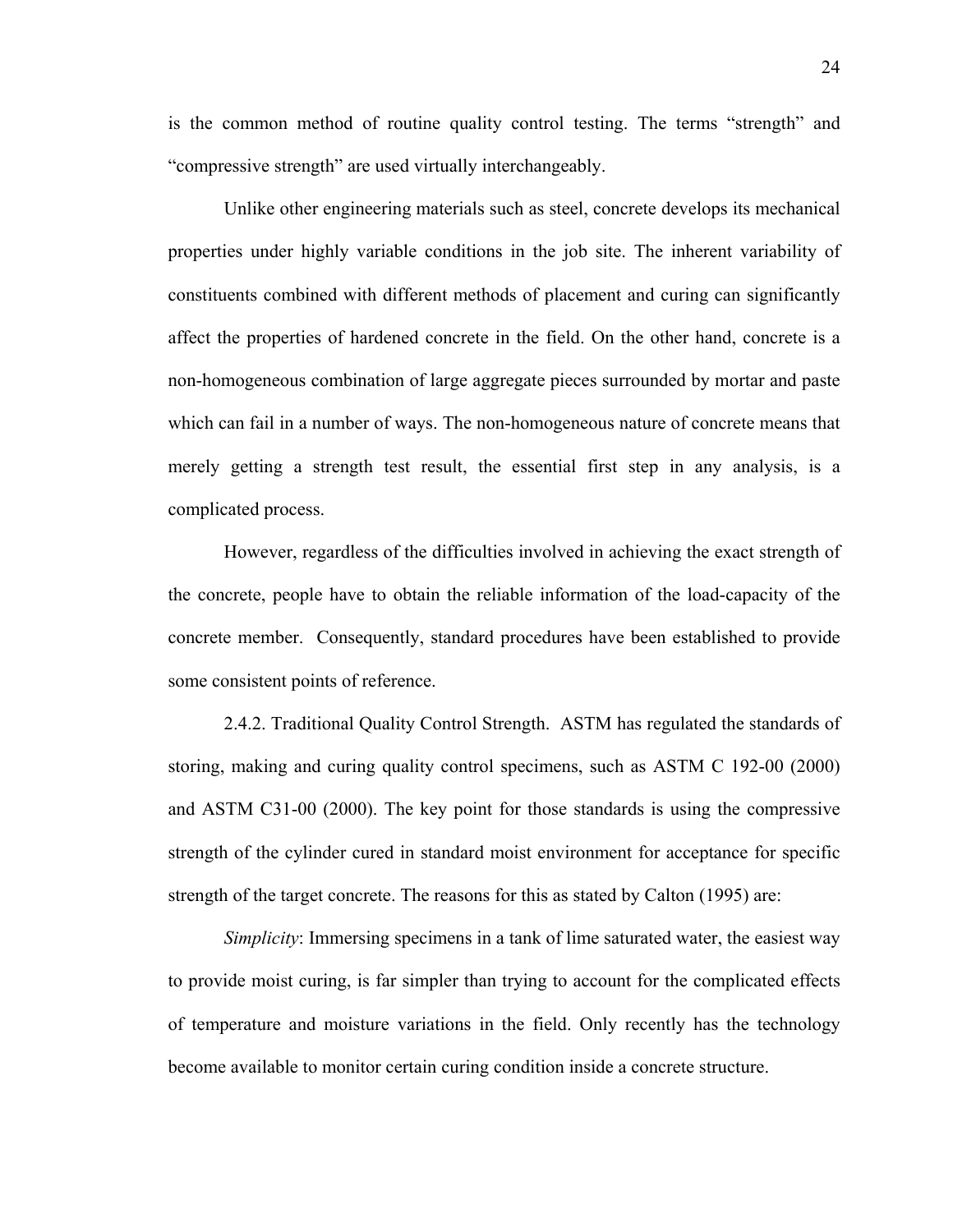is the common method of routine quality control testing. The terms "strength" and "compressive strength" are used virtually interchangeably.

Unlike other engineering materials such as steel, concrete develops its mechanical properties under highly variable conditions in the job site. The inherent variability of constituents combined with different methods of placement and curing can significantly affect the properties of hardened concrete in the field. On the other hand, concrete is a non-homogeneous combination of large aggregate pieces surrounded by mortar and paste which can fail in a number of ways. The non-homogeneous nature of concrete means that merely getting a strength test result, the essential first step in any analysis, is a complicated process.

However, regardless of the difficulties involved in achieving the exact strength of the concrete, people have to obtain the reliable information of the load-capacity of the concrete member. Consequently, standard procedures have been established to provide some consistent points of reference.

2.4.2. Traditional Quality Control Strength. ASTM has regulated the standards of storing, making and curing quality control specimens, such as ASTM C 192-00 (2000) and ASTM C31-00 (2000). The key point for those standards is using the compressive strength of the cylinder cured in standard moist environment for acceptance for specific strength of the target concrete. The reasons for this as stated by Calton (1995) are:

*Simplicity*: Immersing specimens in a tank of lime saturated water, the easiest way to provide moist curing, is far simpler than trying to account for the complicated effects of temperature and moisture variations in the field. Only recently has the technology become available to monitor certain curing condition inside a concrete structure.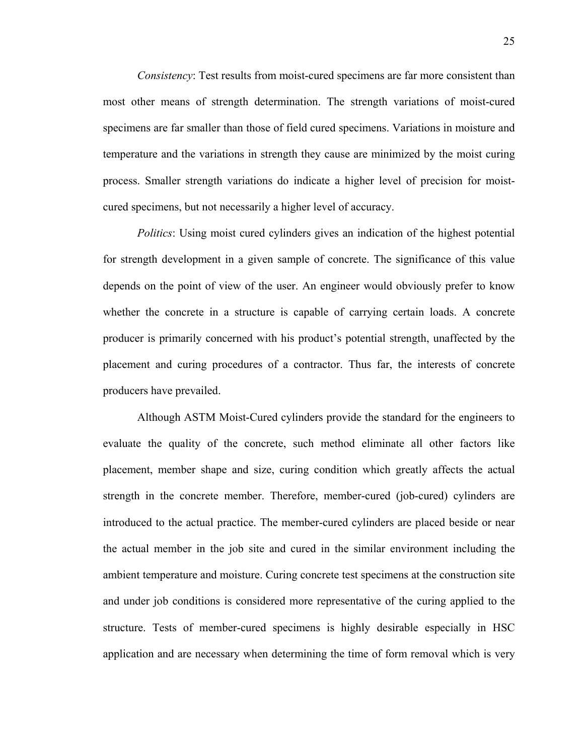*Consistency*: Test results from moist-cured specimens are far more consistent than most other means of strength determination. The strength variations of moist-cured specimens are far smaller than those of field cured specimens. Variations in moisture and temperature and the variations in strength they cause are minimized by the moist curing process. Smaller strength variations do indicate a higher level of precision for moist-cured specimens, but not necessarily a higher level of accuracy.

*Politics*: Using moist cured cylinders gives an indication of the highest potential for strength development in a given sample of concrete. The significance of this value depends on the point of view of the user. An engineer would obviously prefer to know whether the concrete in a structure is capable of carrying certain loads. A concrete producer is primarily concerned with his product's potential strength, unaffected by the placement and curing procedures of a contractor. Thus far, the interests of concrete producers have prevailed.

Although ASTM Moist-Cured cylinders provide the standard for the engineers to evaluate the quality of the concrete, such method eliminate all other factors like placement, member shape and size, curing condition which greatly affects the actual strength in the concrete member. Therefore, member-cured (job-cured) cylinders are introduced to the actual practice. The member-cured cylinders are placed beside or near the actual member in the job site and cured in the similar environment including the ambient temperature and moisture. Curing concrete test specimens at the construction site and under job conditions is considered more representative of the curing applied to the structure. Tests of member-cured specimens is highly desirable especially in HSC application and are necessary when determining the time of form removal which is very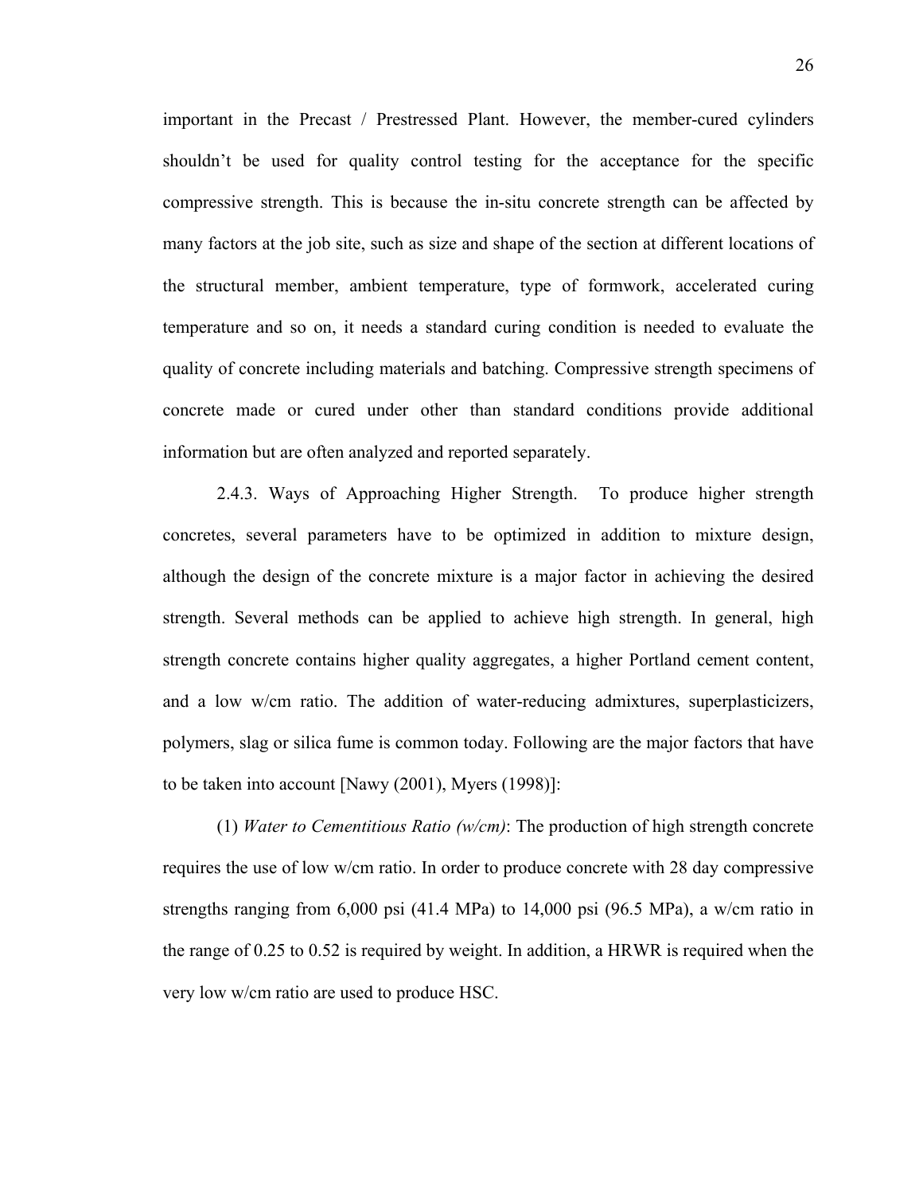important in the Precast / Prestressed Plant. However, the member-cured cylinders shouldn't be used for quality control testing for the acceptance for the specific compressive strength. This is because the in-situ concrete strength can be affected by many factors at the job site, such as size and shape of the section at different locations of the structural member, ambient temperature, type of formwork, accelerated curing temperature and so on, it needs a standard curing condition is needed to evaluate the quality of concrete including materials and batching. Compressive strength specimens of concrete made or cured under other than standard conditions provide additional information but are often analyzed and reported separately.

2.4.3. Ways of Approaching Higher Strength. To produce higher strength concretes, several parameters have to be optimized in addition to mixture design, although the design of the concrete mixture is a major factor in achieving the desired strength. Several methods can be applied to achieve high strength. In general, high strength concrete contains higher quality aggregates, a higher Portland cement content, and a low w/cm ratio. The addition of water-reducing admixtures, superplasticizers, polymers, slag or silica fume is common today. Following are the major factors that have to be taken into account [Nawy (2001), Myers (1998)]:

(1) *Water to Cementitious Ratio (w/cm)*: The production of high strength concrete requires the use of low w/cm ratio. In order to produce concrete with 28 day compressive strengths ranging from 6,000 psi (41.4 MPa) to 14,000 psi (96.5 MPa), a w/cm ratio in the range of 0.25 to 0.52 is required by weight. In addition, a HRWR is required when the very low w/cm ratio are used to produce HSC.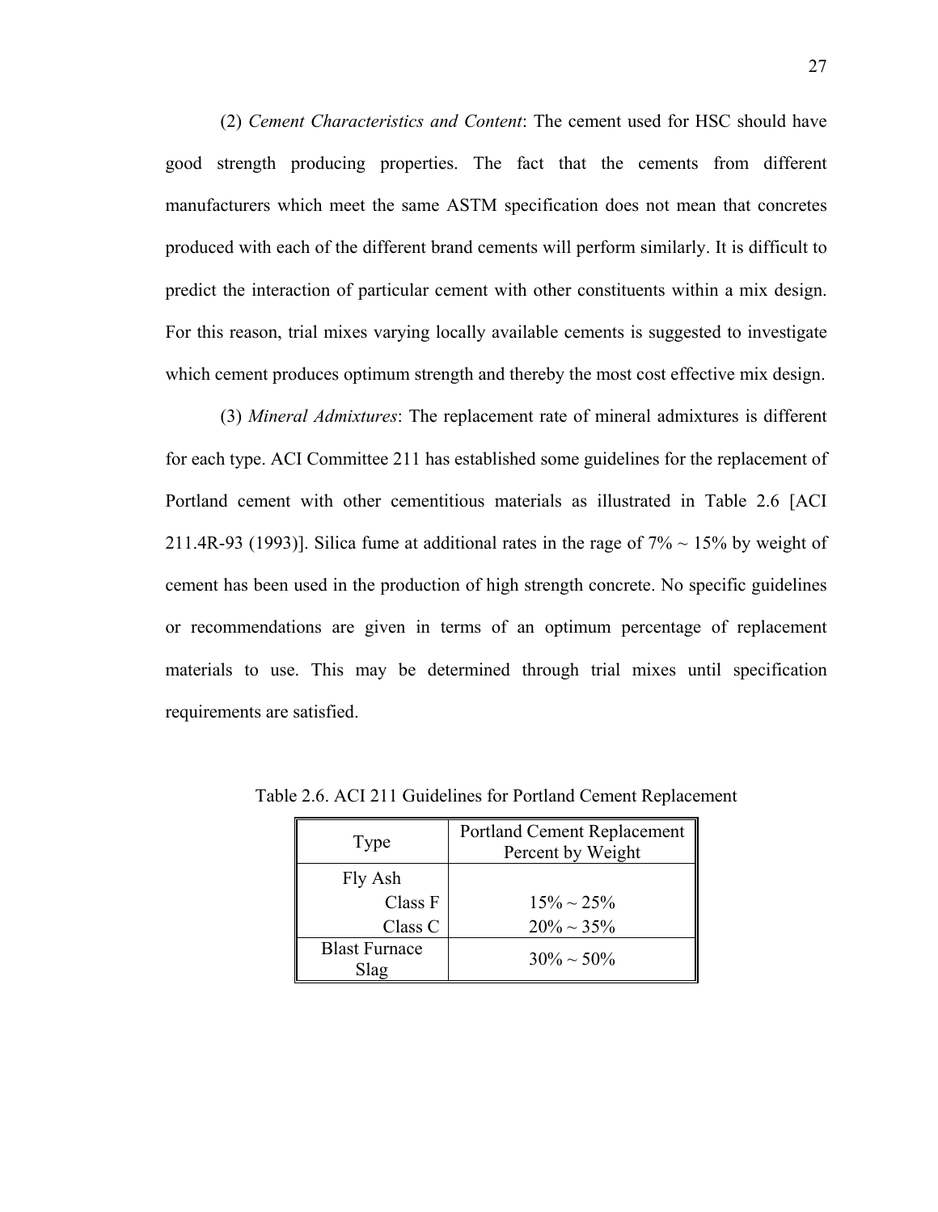(2) *Cement Characteristics and Content*: The cement used for HSC should have good strength producing properties. The fact that the cements from different manufacturers which meet the same ASTM specification does not mean that concretes produced with each of the different brand cements will perform similarly. It is difficult to predict the interaction of particular cement with other constituents within a mix design. For this reason, trial mixes varying locally available cements is suggested to investigate which cement produces optimum strength and thereby the most cost effective mix design.

(3) *Mineral Admixtures*: The replacement rate of mineral admixtures is different for each type. ACI Committee 211 has established some guidelines for the replacement of Portland cement with other cementitious materials as illustrated in Table 2.6 [ACI 211.4R-93 (1993)]. Silica fume at additional rates in the rage of 7% ~ 15% by weight of cement has been used in the production of high strength concrete. No specific guidelines or recommendations are given in terms of an optimum percentage of replacement materials to use. This may be determined through trial mixes until specification requirements are satisfied.

Table 2.6. ACI 211 Guidelines for Portland Cement Replacement

| Type | Portland Cement Replacement Percent by Weight |
|---|---|
| Fly Ash | |
| Class F | 15% ~ 25% |
| Class C | 20% ~ 35% |
| Blast Furnace Slag | 30% ~ 50% |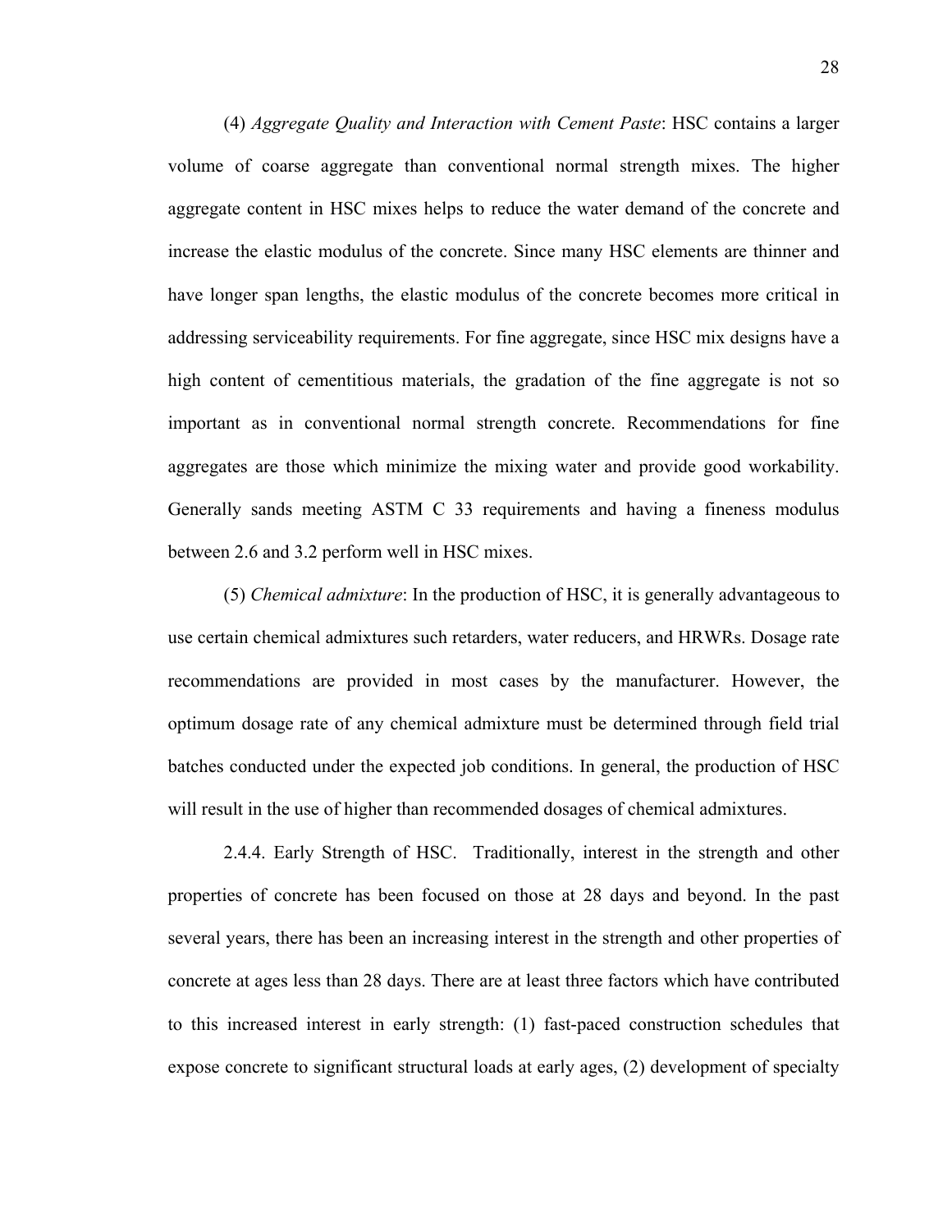(4) *Aggregate Quality and Interaction with Cement Paste*: HSC contains a larger volume of coarse aggregate than conventional normal strength mixes. The higher aggregate content in HSC mixes helps to reduce the water demand of the concrete and increase the elastic modulus of the concrete. Since many HSC elements are thinner and have longer span lengths, the elastic modulus of the concrete becomes more critical in addressing serviceability requirements. For fine aggregate, since HSC mix designs have a high content of cementitious materials, the gradation of the fine aggregate is not so important as in conventional normal strength concrete. Recommendations for fine aggregates are those which minimize the mixing water and provide good workability. Generally sands meeting ASTM C 33 requirements and having a fineness modulus between 2.6 and 3.2 perform well in HSC mixes.

(5) *Chemical admixture*: In the production of HSC, it is generally advantageous to use certain chemical admixtures such retarders, water reducers, and HRWRs. Dosage rate recommendations are provided in most cases by the manufacturer. However, the optimum dosage rate of any chemical admixture must be determined through field trial batches conducted under the expected job conditions. In general, the production of HSC will result in the use of higher than recommended dosages of chemical admixtures.

2.4.4. Early Strength of HSC. Traditionally, interest in the strength and other properties of concrete has been focused on those at 28 days and beyond. In the past several years, there has been an increasing interest in the strength and other properties of concrete at ages less than 28 days. There are at least three factors which have contributed to this increased interest in early strength: (1) fast-paced construction schedules that expose concrete to significant structural loads at early ages, (2) development of specialty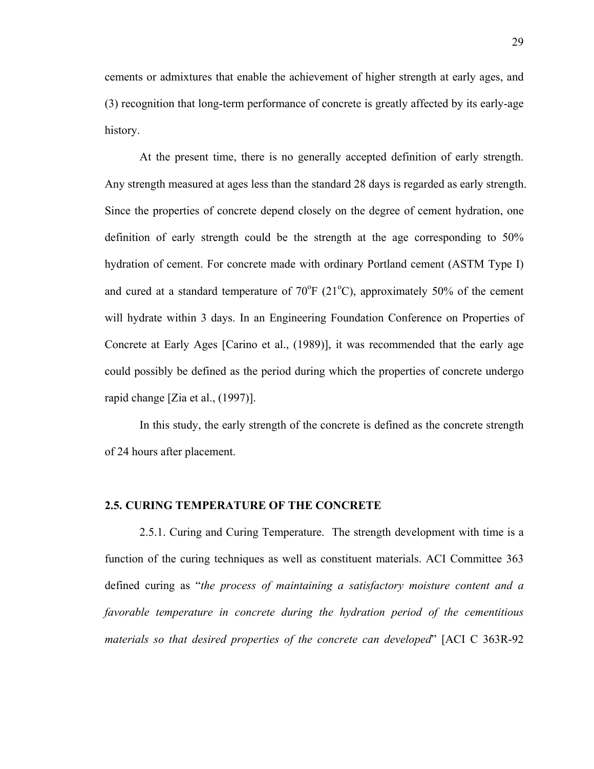cements or admixtures that enable the achievement of higher strength at early ages, and (3) recognition that long-term performance of concrete is greatly affected by its early-age history.

At the present time, there is no generally accepted definition of early strength. Any strength measured at ages less than the standard 28 days is regarded as early strength. Since the properties of concrete depend closely on the degree of cement hydration, one definition of early strength could be the strength at the age corresponding to 50% hydration of cement. For concrete made with ordinary Portland cement (ASTM Type I) and cured at a standard temperature of 70$^{o}$F (21$^{o}$C), approximately 50% of the cement will hydrate within 3 days. In an Engineering Foundation Conference on Properties of Concrete at Early Ages [Carino et al., (1989)], it was recommended that the early age could possibly be defined as the period during which the properties of concrete undergo rapid change [Zia et al., (1997)].

In this study, the early strength of the concrete is defined as the concrete strength of 24 hours after placement.

## 2.5. CURING TEMPERATURE OF THE CONCRETE

2.5.1. Curing and Curing Temperature. The strength development with time is a function of the curing techniques as well as constituent materials. ACI Committee 363 defined curing as "*the process of maintaining a satisfactory moisture content and a favorable temperature in concrete during the hydration period of the cementitious materials so that desired properties of the concrete can developed*" [ACI C 363R-92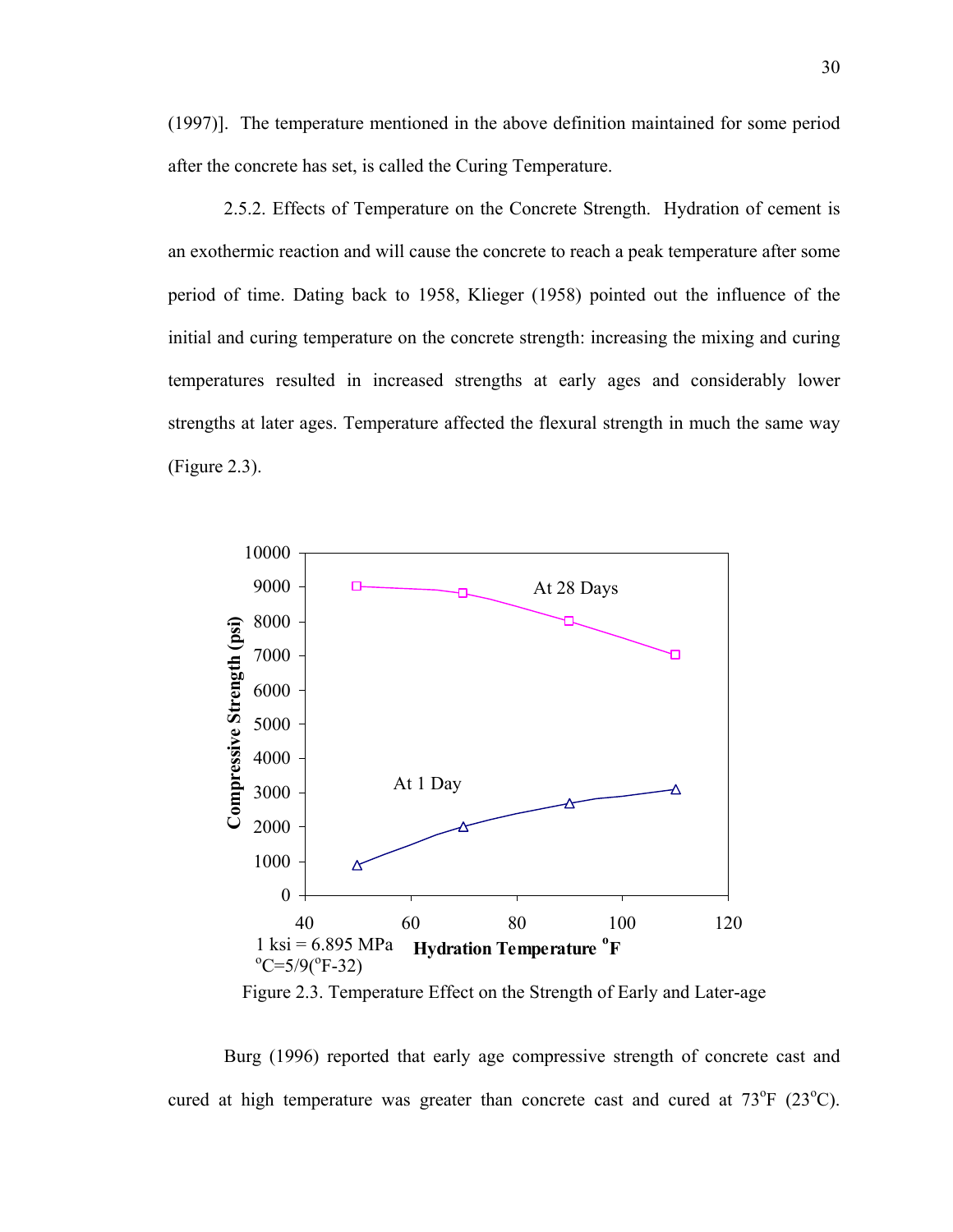(1997)]. The temperature mentioned in the above definition maintained for some period after the concrete has set, is called the Curing Temperature.

2.5.2. Effects of Temperature on the Concrete Strength. Hydration of cement is an exothermic reaction and will cause the concrete to reach a peak temperature after some period of time. Dating back to 1958, Klieger (1958) pointed out the influence of the initial and curing temperature on the concrete strength: increasing the mixing and curing temperatures resulted in increased strengths at early ages and considerably lower strengths at later ages. Temperature affected the flexural strength in much the same way (Figure 2.3).

1 ksi = 6.895 MPa
$^{o}C=5/9(^{o}F-32)$

Figure 2.3. Temperature Effect on the Strength of Early and Later-age

Burg (1996) reported that early age compressive strength of concrete cast and cured at high temperature was greater than concrete cast and cured at 73$^{o}$F (23$^{o}$C).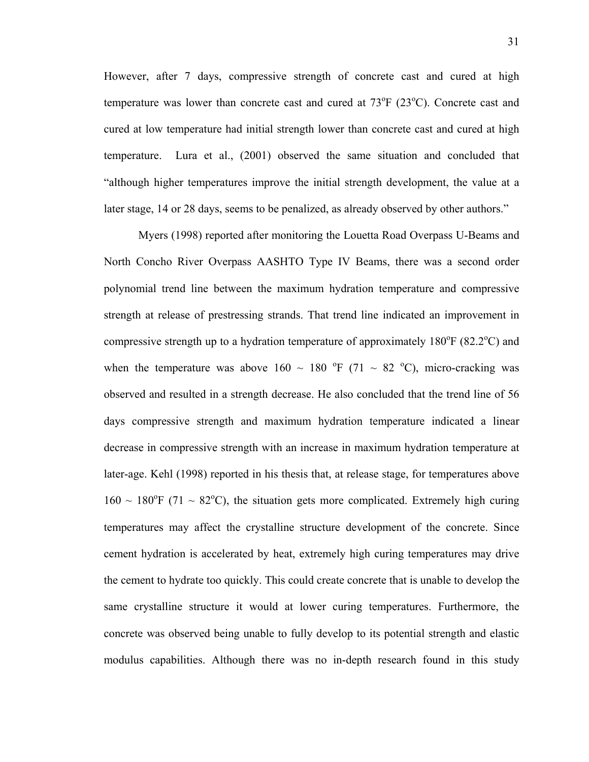However, after 7 days, compressive strength of concrete cast and cured at high temperature was lower than concrete cast and cured at 73°F (23°C). Concrete cast and cured at low temperature had initial strength lower than concrete cast and cured at high temperature. Lura et al., (2001) observed the same situation and concluded that "although higher temperatures improve the initial strength development, the value at a later stage, 14 or 28 days, seems to be penalized, as already observed by other authors."

Myers (1998) reported after monitoring the Louetta Road Overpass U-Beams and North Concho River Overpass AASHTO Type IV Beams, there was a second order polynomial trend line between the maximum hydration temperature and compressive strength at release of prestressing strands. That trend line indicated an improvement in compressive strength up to a hydration temperature of approximately 180°F (82.2°C) and when the temperature was above 160 ~ 180 °F (71 ~ 82 °C), micro-cracking was observed and resulted in a strength decrease. He also concluded that the trend line of 56 days compressive strength and maximum hydration temperature indicated a linear decrease in compressive strength with an increase in maximum hydration temperature at later-age. Kehl (1998) reported in his thesis that, at release stage, for temperatures above 160 ~ 180°F (71 ~ 82°C), the situation gets more complicated. Extremely high curing temperatures may affect the crystalline structure development of the concrete. Since cement hydration is accelerated by heat, extremely high curing temperatures may drive the cement to hydrate too quickly. This could create concrete that is unable to develop the same crystalline structure it would at lower curing temperatures. Furthermore, the concrete was observed being unable to fully develop to its potential strength and elastic modulus capabilities. Although there was no in-depth research found in this study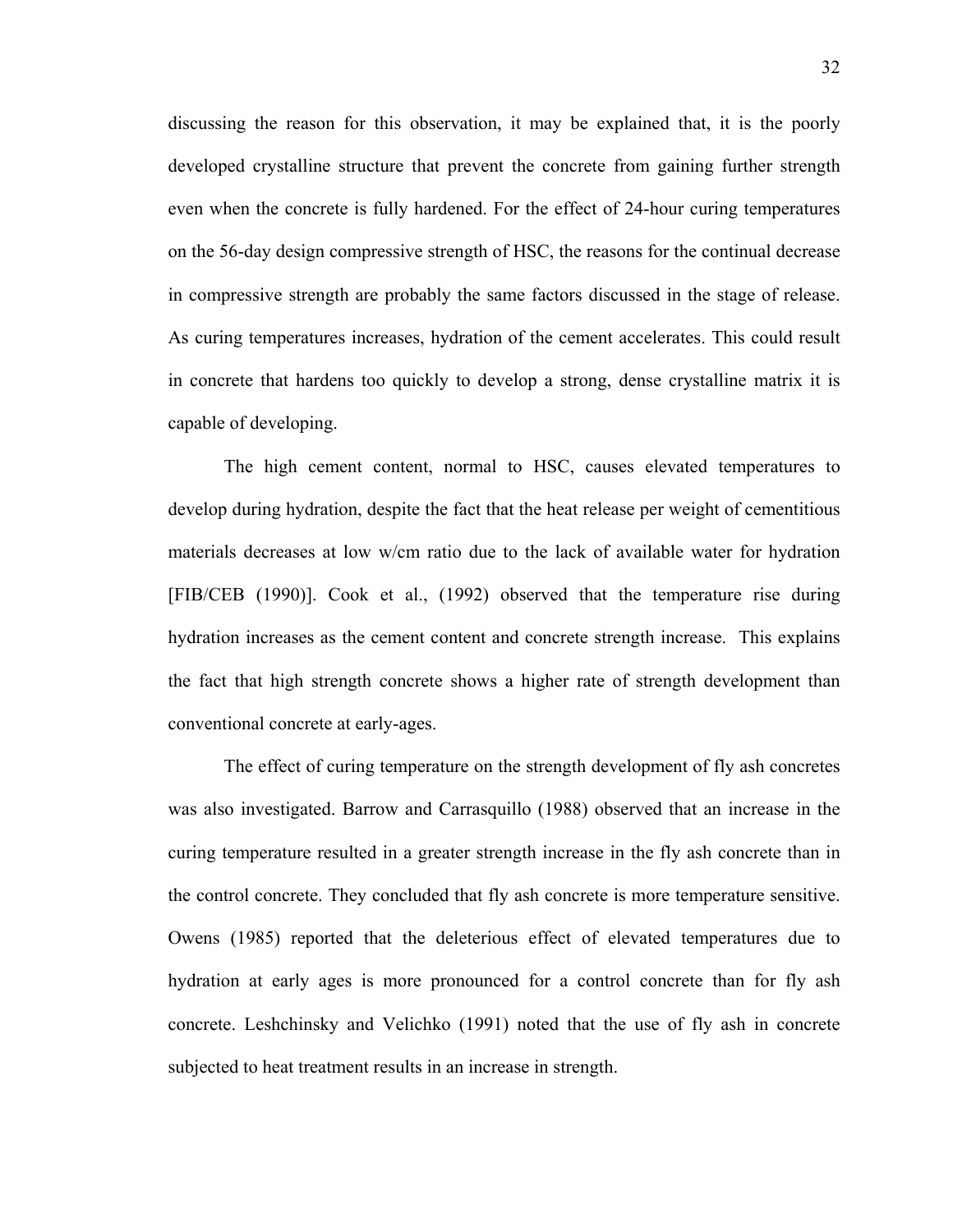discussing the reason for this observation, it may be explained that, it is the poorly developed crystalline structure that prevent the concrete from gaining further strength even when the concrete is fully hardened. For the effect of 24-hour curing temperatures on the 56-day design compressive strength of HSC, the reasons for the continual decrease in compressive strength are probably the same factors discussed in the stage of release. As curing temperatures increases, hydration of the cement accelerates. This could result in concrete that hardens too quickly to develop a strong, dense crystalline matrix it is capable of developing.

The high cement content, normal to HSC, causes elevated temperatures to develop during hydration, despite the fact that the heat release per weight of cementitious materials decreases at low w/cm ratio due to the lack of available water for hydration [FIB/CEB (1990)]. Cook et al., (1992) observed that the temperature rise during hydration increases as the cement content and concrete strength increase. This explains the fact that high strength concrete shows a higher rate of strength development than conventional concrete at early-ages.

The effect of curing temperature on the strength development of fly ash concretes was also investigated. Barrow and Carrasquillo (1988) observed that an increase in the curing temperature resulted in a greater strength increase in the fly ash concrete than in the control concrete. They concluded that fly ash concrete is more temperature sensitive. Owens (1985) reported that the deleterious effect of elevated temperatures due to hydration at early ages is more pronounced for a control concrete than for fly ash concrete. Leshchinsky and Velichko (1991) noted that the use of fly ash in concrete subjected to heat treatment results in an increase in strength.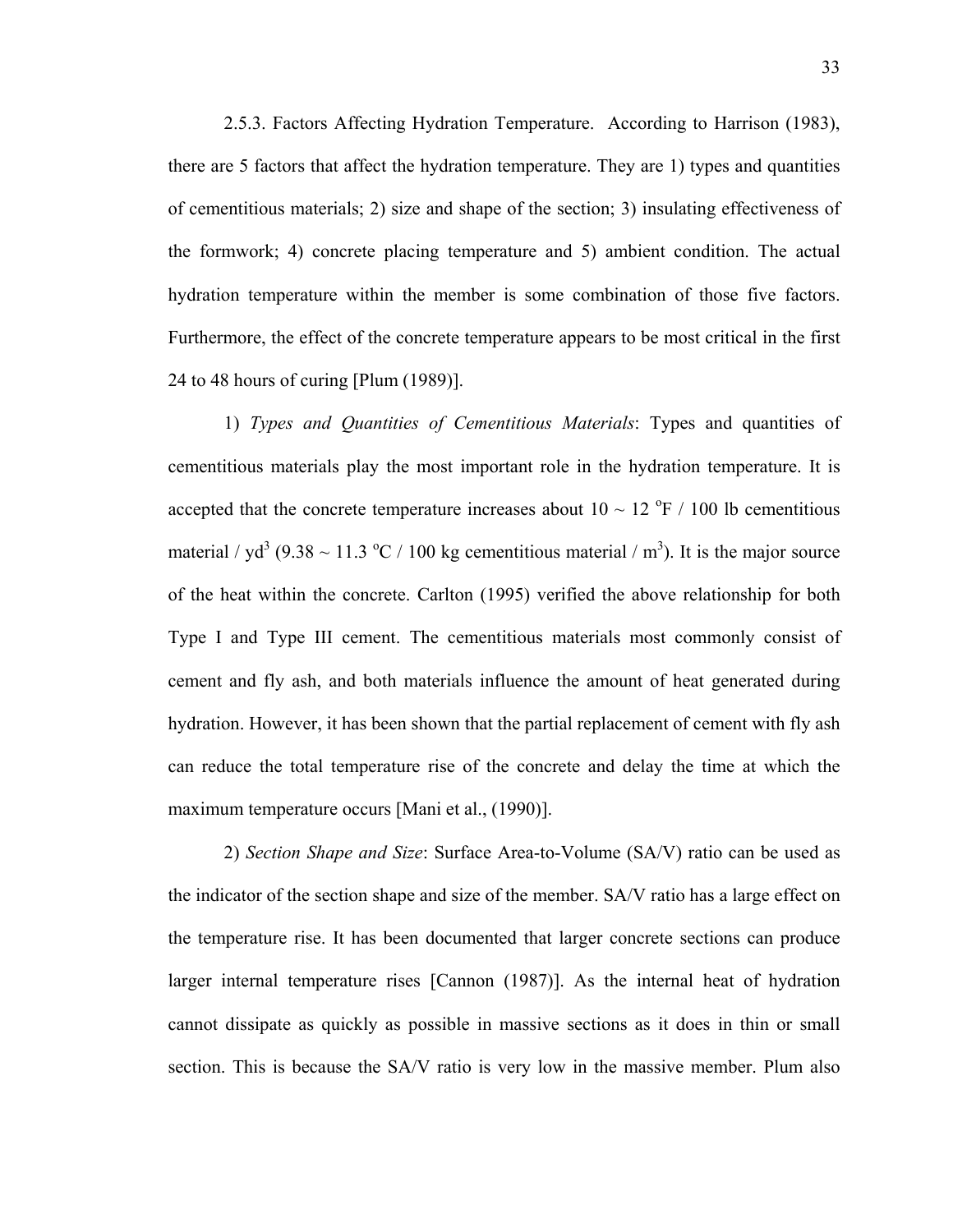2.5.3. Factors Affecting Hydration Temperature. According to Harrison (1983), there are 5 factors that affect the hydration temperature. They are 1) types and quantities of cementitious materials; 2) size and shape of the section; 3) insulating effectiveness of the formwork; 4) concrete placing temperature and 5) ambient condition. The actual hydration temperature within the member is some combination of those five factors. Furthermore, the effect of the concrete temperature appears to be most critical in the first 24 to 48 hours of curing [Plum (1989)].

1) *Types and Quantities of Cementitious Materials*: Types and quantities of cementitious materials play the most important role in the hydration temperature. It is accepted that the concrete temperature increases about 10 ~ 12 $^{o}$F / 100 lb cementitious material / yd$^3$ (9.38 ~ 11.3 $^{o}$C / 100 kg cementitious material / m$^3$). It is the major source of the heat within the concrete. Carlton (1995) verified the above relationship for both Type I and Type III cement. The cementitious materials most commonly consist of cement and fly ash, and both materials influence the amount of heat generated during hydration. However, it has been shown that the partial replacement of cement with fly ash can reduce the total temperature rise of the concrete and delay the time at which the maximum temperature occurs [Mani et al., (1990)].

2) *Section Shape and Size*: Surface Area-to-Volume (SA/V) ratio can be used as the indicator of the section shape and size of the member. SA/V ratio has a large effect on the temperature rise. It has been documented that larger concrete sections can produce larger internal temperature rises [Cannon (1987)]. As the internal heat of hydration cannot dissipate as quickly as possible in massive sections as it does in thin or small section. This is because the SA/V ratio is very low in the massive member. Plum also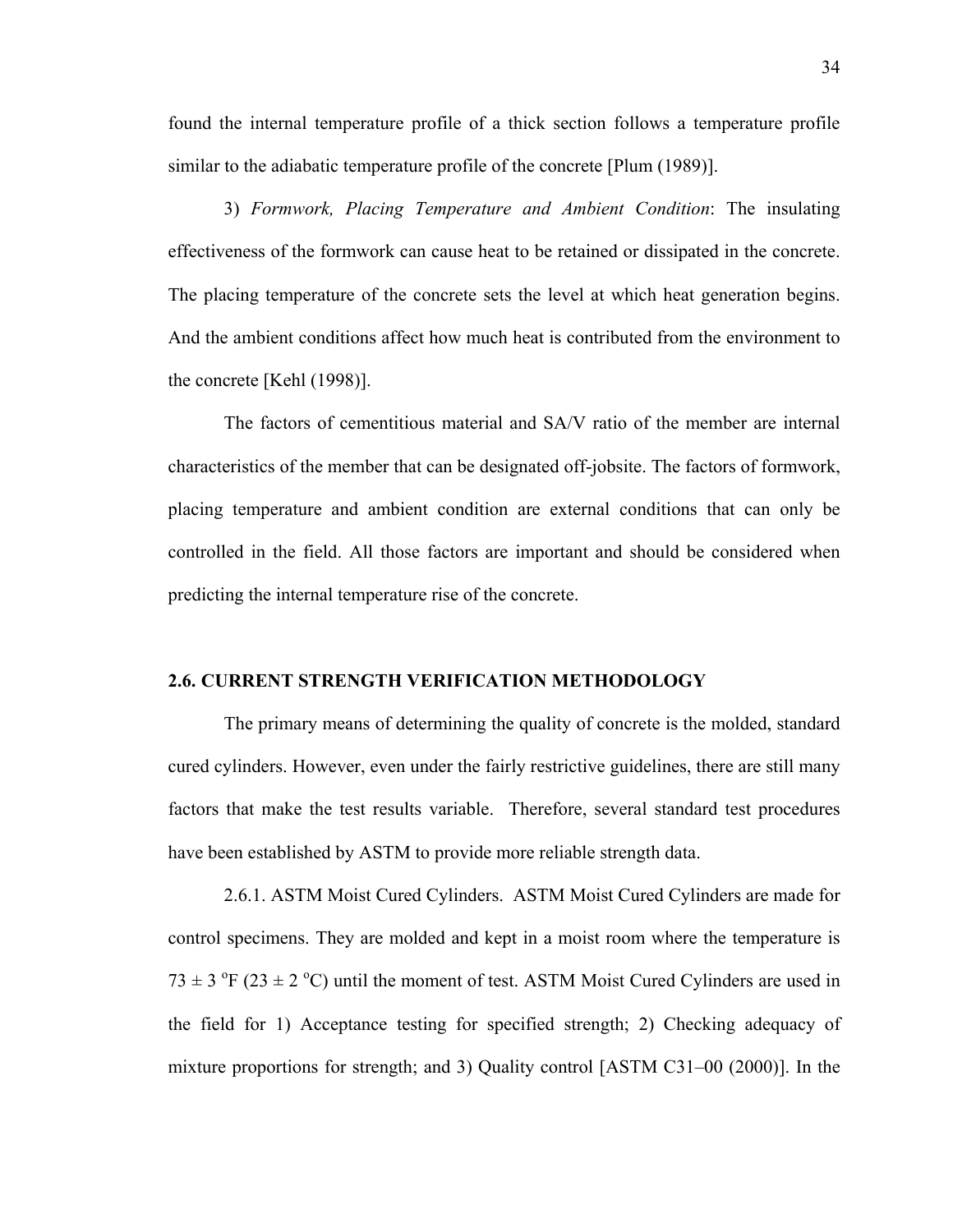found the internal temperature profile of a thick section follows a temperature profile similar to the adiabatic temperature profile of the concrete [Plum (1989)].

3) *Formwork, Placing Temperature and Ambient Condition*: The insulating effectiveness of the formwork can cause heat to be retained or dissipated in the concrete. The placing temperature of the concrete sets the level at which heat generation begins. And the ambient conditions affect how much heat is contributed from the environment to the concrete [Kehl (1998)].

The factors of cementitious material and SA/V ratio of the member are internal characteristics of the member that can be designated off-jobsite. The factors of formwork, placing temperature and ambient condition are external conditions that can only be controlled in the field. All those factors are important and should be considered when predicting the internal temperature rise of the concrete.

## 2.6. CURRENT STRENGTH VERIFICATION METHODOLOGY

The primary means of determining the quality of concrete is the molded, standard cured cylinders. However, even under the fairly restrictive guidelines, there are still many factors that make the test results variable. Therefore, several standard test procedures have been established by ASTM to provide more reliable strength data.

2.6.1. ASTM Moist Cured Cylinders. ASTM Moist Cured Cylinders are made for control specimens. They are molded and kept in a moist room where the temperature is $73 \pm 3\ ^{o}F$ ($23 \pm 2\ ^{o}C$) until the moment of test. ASTM Moist Cured Cylinders are used in the field for 1) Acceptance testing for specified strength; 2) Checking adequacy of mixture proportions for strength; and 3) Quality control [ASTM C31–00 (2000)]. In the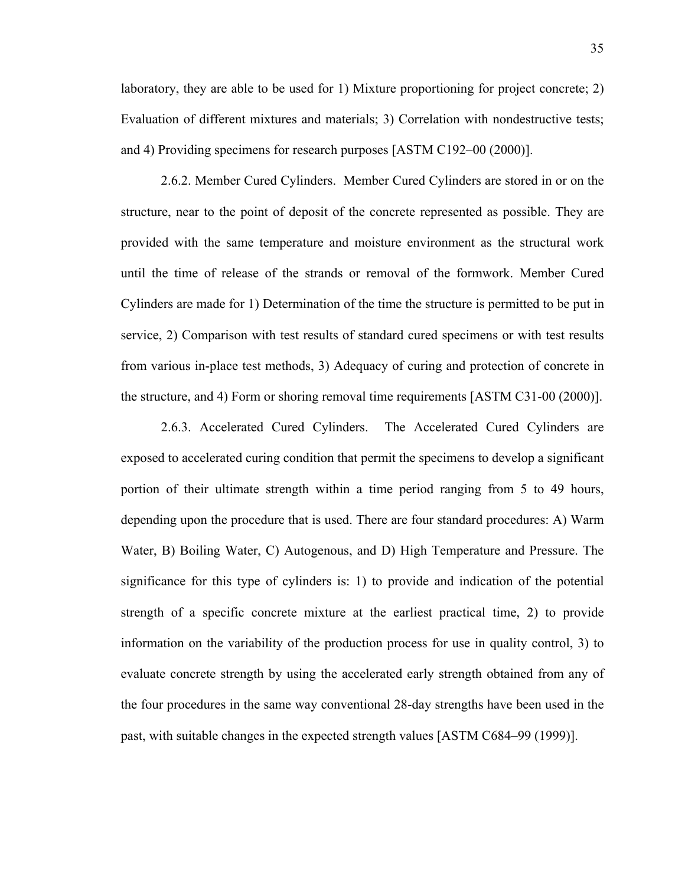laboratory, they are able to be used for 1) Mixture proportioning for project concrete; 2) Evaluation of different mixtures and materials; 3) Correlation with nondestructive tests; and 4) Providing specimens for research purposes [ASTM C192–00 (2000)].

2.6.2. Member Cured Cylinders. Member Cured Cylinders are stored in or on the structure, near to the point of deposit of the concrete represented as possible. They are provided with the same temperature and moisture environment as the structural work until the time of release of the strands or removal of the formwork. Member Cured Cylinders are made for 1) Determination of the time the structure is permitted to be put in service, 2) Comparison with test results of standard cured specimens or with test results from various in-place test methods, 3) Adequacy of curing and protection of concrete in the structure, and 4) Form or shoring removal time requirements [ASTM C31-00 (2000)].

2.6.3. Accelerated Cured Cylinders. The Accelerated Cured Cylinders are exposed to accelerated curing condition that permit the specimens to develop a significant portion of their ultimate strength within a time period ranging from 5 to 49 hours, depending upon the procedure that is used. There are four standard procedures: A) Warm Water, B) Boiling Water, C) Autogenous, and D) High Temperature and Pressure. The significance for this type of cylinders is: 1) to provide and indication of the potential strength of a specific concrete mixture at the earliest practical time, 2) to provide information on the variability of the production process for use in quality control, 3) to evaluate concrete strength by using the accelerated early strength obtained from any of the four procedures in the same way conventional 28-day strengths have been used in the past, with suitable changes in the expected strength values [ASTM C684–99 (1999)].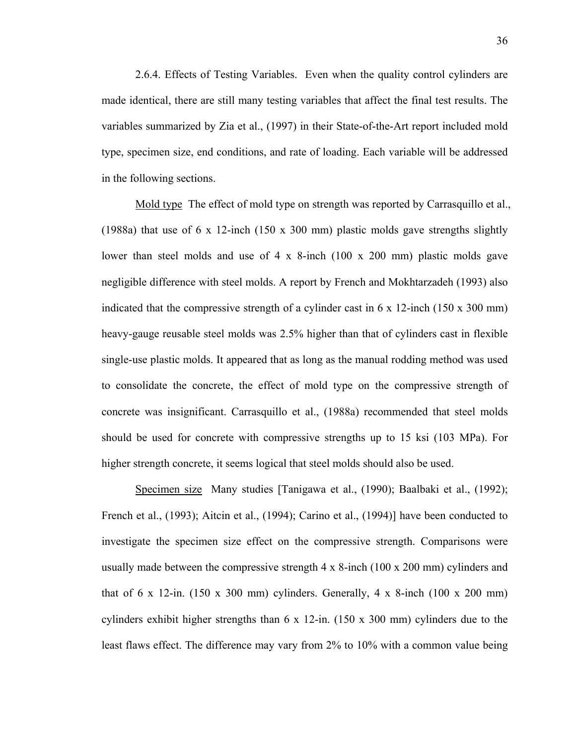2.6.4. Effects of Testing Variables. Even when the quality control cylinders are made identical, there are still many testing variables that affect the final test results. The variables summarized by Zia et al., (1997) in their State-of-the-Art report included mold type, specimen size, end conditions, and rate of loading. Each variable will be addressed in the following sections.

Mold type The effect of mold type on strength was reported by Carrasquillo et al., (1988a) that use of 6 x 12-inch (150 x 300 mm) plastic molds gave strengths slightly lower than steel molds and use of 4 x 8-inch (100 x 200 mm) plastic molds gave negligible difference with steel molds. A report by French and Mokhtarzadeh (1993) also indicated that the compressive strength of a cylinder cast in 6 x 12-inch (150 x 300 mm) heavy-gauge reusable steel molds was 2.5% higher than that of cylinders cast in flexible single-use plastic molds. It appeared that as long as the manual rodding method was used to consolidate the concrete, the effect of mold type on the compressive strength of concrete was insignificant. Carrasquillo et al., (1988a) recommended that steel molds should be used for concrete with compressive strengths up to 15 ksi (103 MPa). For higher strength concrete, it seems logical that steel molds should also be used.

Specimen size Many studies [Tanigawa et al., (1990); Baalbaki et al., (1992); French et al., (1993); Aitcin et al., (1994); Carino et al., (1994)] have been conducted to investigate the specimen size effect on the compressive strength. Comparisons were usually made between the compressive strength 4 x 8-inch (100 x 200 mm) cylinders and that of 6 x 12-in. (150 x 300 mm) cylinders. Generally, 4 x 8-inch (100 x 200 mm) cylinders exhibit higher strengths than 6 x 12-in. (150 x 300 mm) cylinders due to the least flaws effect. The difference may vary from 2% to 10% with a common value being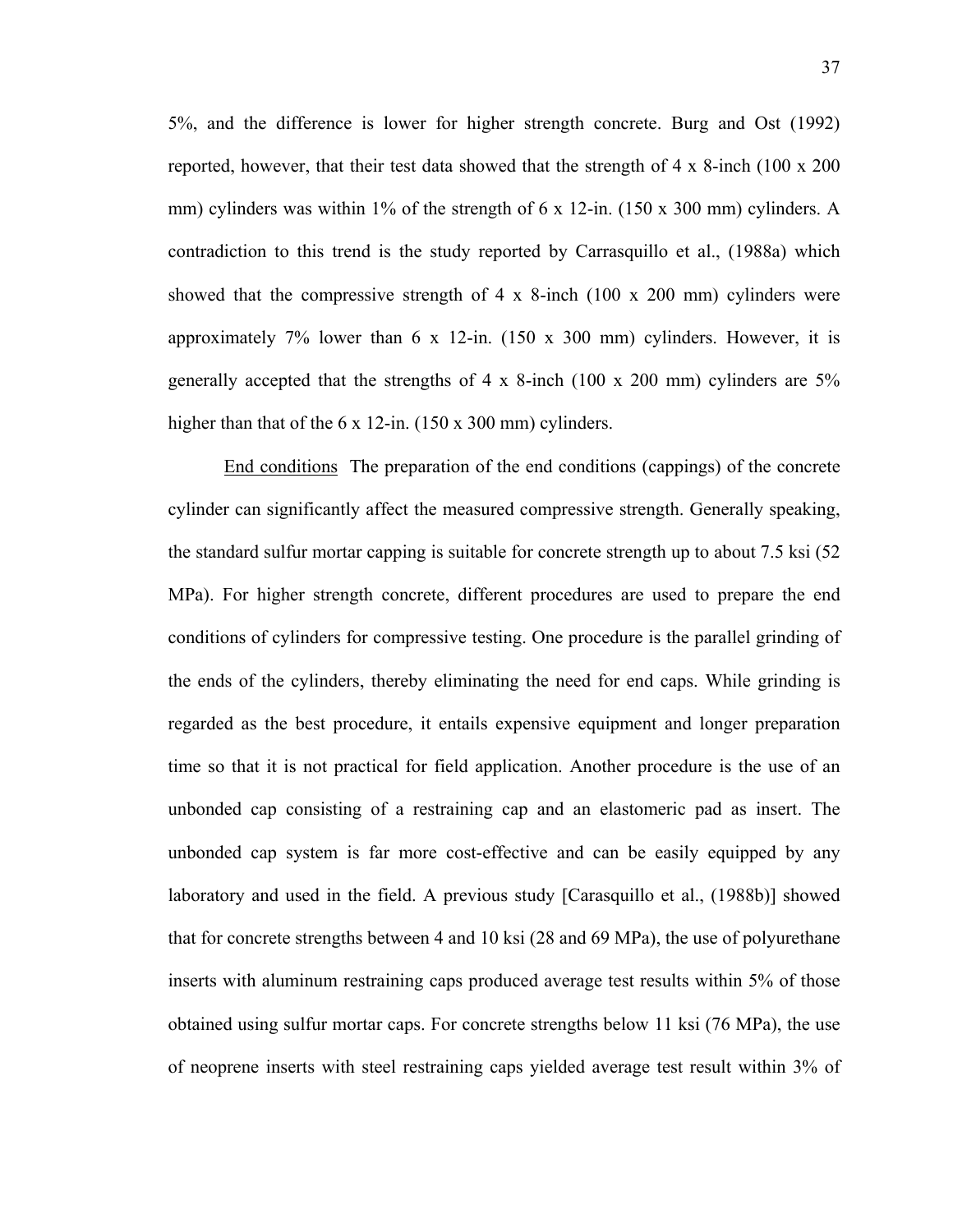5%, and the difference is lower for higher strength concrete. Burg and Ost (1992) reported, however, that their test data showed that the strength of 4 x 8-inch (100 x 200 mm) cylinders was within 1% of the strength of 6 x 12-in. (150 x 300 mm) cylinders. A contradiction to this trend is the study reported by Carrasquillo et al., (1988a) which showed that the compressive strength of 4 x 8-inch (100 x 200 mm) cylinders were approximately 7% lower than 6 x 12-in. (150 x 300 mm) cylinders. However, it is generally accepted that the strengths of 4 x 8-inch (100 x 200 mm) cylinders are 5% higher than that of the 6 x 12-in. (150 x 300 mm) cylinders.

<u>End conditions</u> The preparation of the end conditions (cappings) of the concrete cylinder can significantly affect the measured compressive strength. Generally speaking, the standard sulfur mortar capping is suitable for concrete strength up to about 7.5 ksi (52 MPa). For higher strength concrete, different procedures are used to prepare the end conditions of cylinders for compressive testing. One procedure is the parallel grinding of the ends of the cylinders, thereby eliminating the need for end caps. While grinding is regarded as the best procedure, it entails expensive equipment and longer preparation time so that it is not practical for field application. Another procedure is the use of an unbonded cap consisting of a restraining cap and an elastomeric pad as insert. The unbonded cap system is far more cost-effective and can be easily equipped by any laboratory and used in the field. A previous study [Carasquillo et al., (1988b)] showed that for concrete strengths between 4 and 10 ksi (28 and 69 MPa), the use of polyurethane inserts with aluminum restraining caps produced average test results within 5% of those obtained using sulfur mortar caps. For concrete strengths below 11 ksi (76 MPa), the use of neoprene inserts with steel restraining caps yielded average test result within 3% of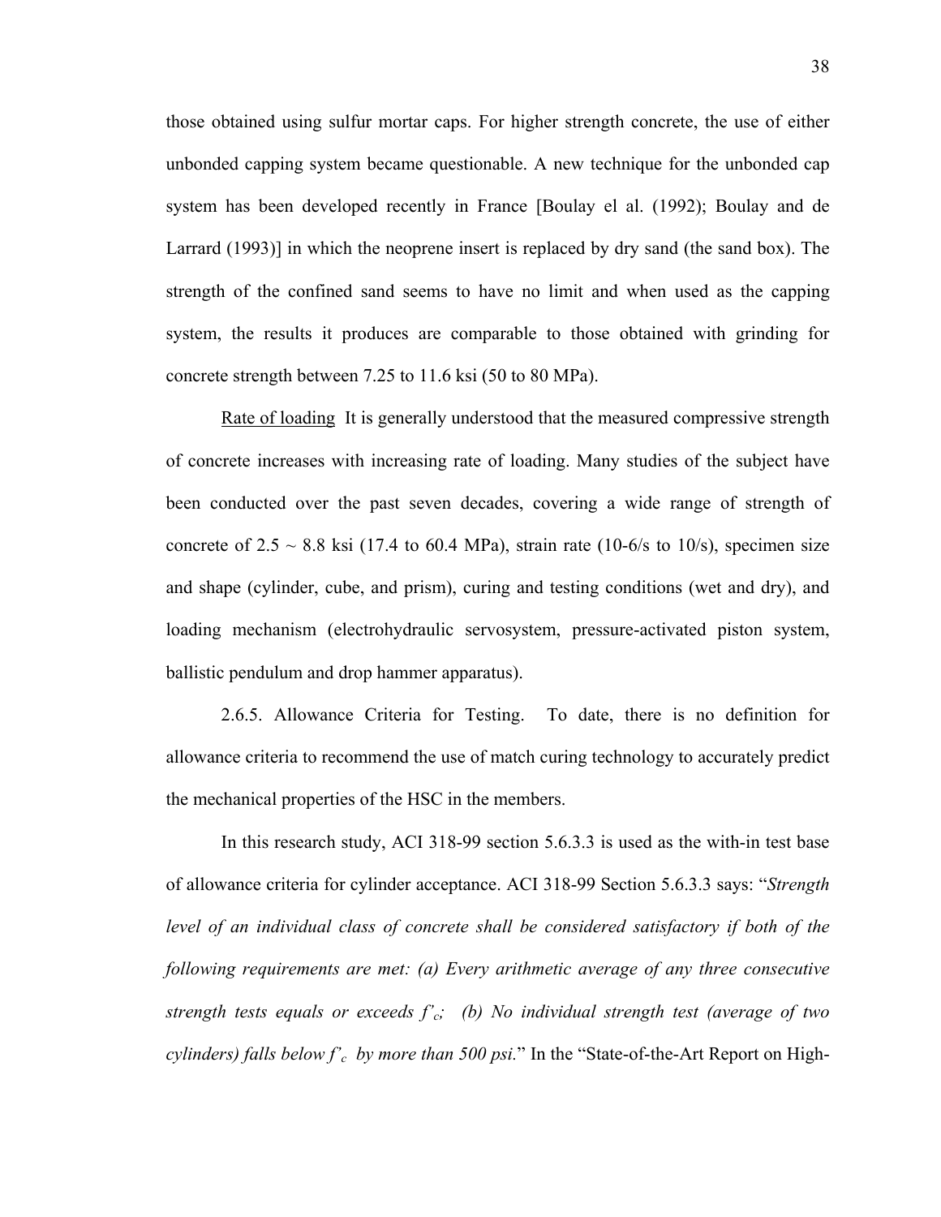those obtained using sulfur mortar caps. For higher strength concrete, the use of either unbonded capping system became questionable. A new technique for the unbonded cap system has been developed recently in France [Boulay el al. (1992); Boulay and de Larrard (1993)] in which the neoprene insert is replaced by dry sand (the sand box). The strength of the confined sand seems to have no limit and when used as the capping system, the results it produces are comparable to those obtained with grinding for concrete strength between 7.25 to 11.6 ksi (50 to 80 MPa).

Rate of loading  It is generally understood that the measured compressive strength of concrete increases with increasing rate of loading. Many studies of the subject have been conducted over the past seven decades, covering a wide range of strength of concrete of 2.5 ~ 8.8 ksi (17.4 to 60.4 MPa), strain rate (10-6/s to 10/s), specimen size and shape (cylinder, cube, and prism), curing and testing conditions (wet and dry), and loading mechanism (electrohydraulic servosystem, pressure-activated piston system, ballistic pendulum and drop hammer apparatus).

2.6.5. Allowance Criteria for Testing.  To date, there is no definition for allowance criteria to recommend the use of match curing technology to accurately predict the mechanical properties of the HSC in the members.

In this research study, ACI 318-99 section 5.6.3.3 is used as the with-in test base of allowance criteria for cylinder acceptance. ACI 318-99 Section 5.6.3.3 says: "*Strength level of an individual class of concrete shall be considered satisfactory if both of the following requirements are met: (a) Every arithmetic average of any three consecutive strength tests equals or exceeds $f'_c$; (b) No individual strength test (average of two cylinders) falls below $f'_c$ by more than 500 psi.*" In the "State-of-the-Art Report on High-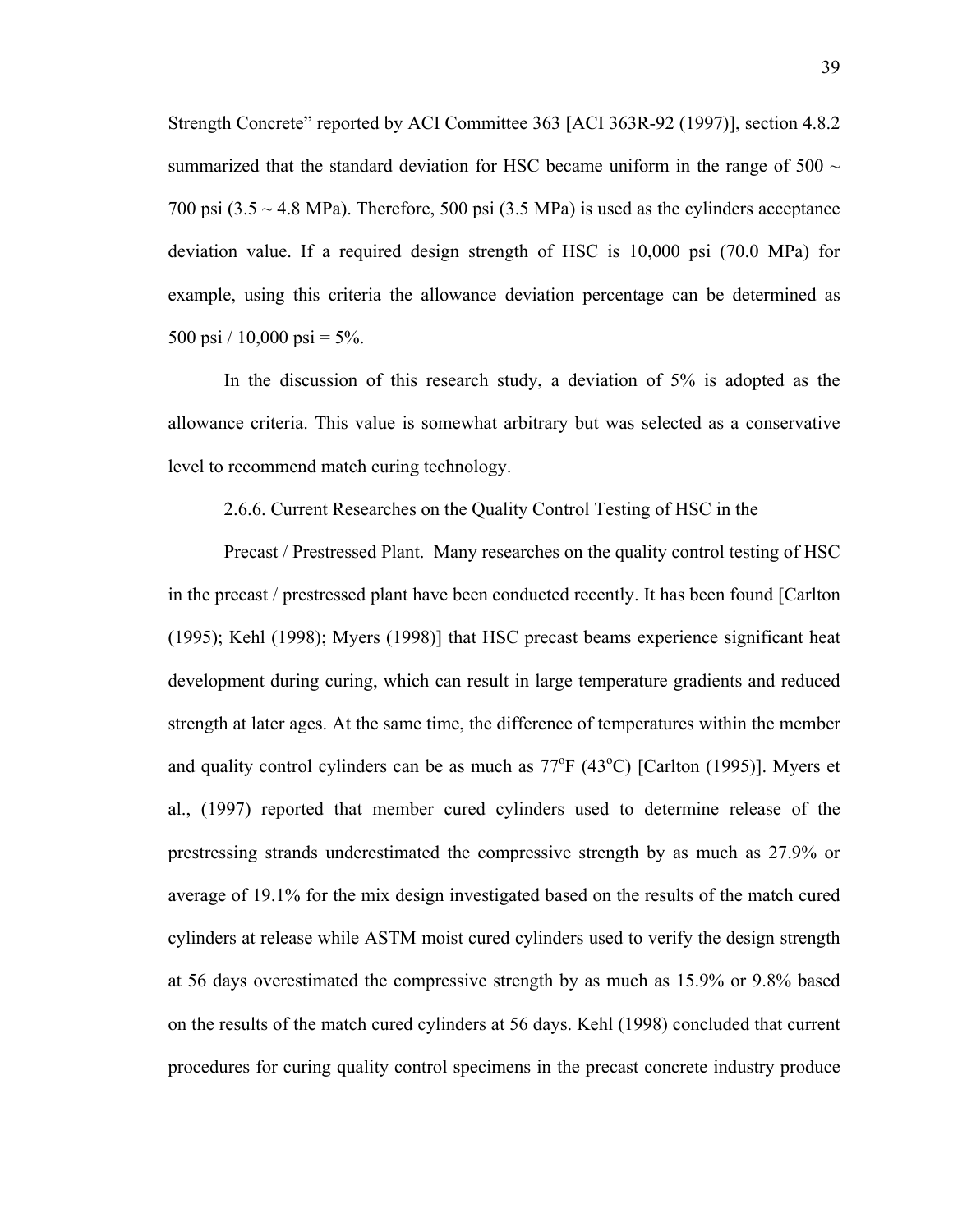Strength Concrete" reported by ACI Committee 363 [ACI 363R-92 (1997)], section 4.8.2 summarized that the standard deviation for HSC became uniform in the range of 500 ~ 700 psi (3.5 ~ 4.8 MPa). Therefore, 500 psi (3.5 MPa) is used as the cylinders acceptance deviation value. If a required design strength of HSC is 10,000 psi (70.0 MPa) for example, using this criteria the allowance deviation percentage can be determined as 500 psi / 10,000 psi = 5%.

In the discussion of this research study, a deviation of 5% is adopted as the allowance criteria. This value is somewhat arbitrary but was selected as a conservative level to recommend match curing technology.

2.6.6. Current Researches on the Quality Control Testing of HSC in the Precast / Prestressed Plant. Many researches on the quality control testing of HSC in the precast / prestressed plant have been conducted recently. It has been found [Carlton (1995); Kehl (1998); Myers (1998)] that HSC precast beams experience significant heat development during curing, which can result in large temperature gradients and reduced strength at later ages. At the same time, the difference of temperatures within the member and quality control cylinders can be as much as 77°F (43°C) [Carlton (1995)]. Myers et al., (1997) reported that member cured cylinders used to determine release of the prestressing strands underestimated the compressive strength by as much as 27.9% or average of 19.1% for the mix design investigated based on the results of the match cured cylinders at release while ASTM moist cured cylinders used to verify the design strength at 56 days overestimated the compressive strength by as much as 15.9% or 9.8% based on the results of the match cured cylinders at 56 days. Kehl (1998) concluded that current procedures for curing quality control specimens in the precast concrete industry produce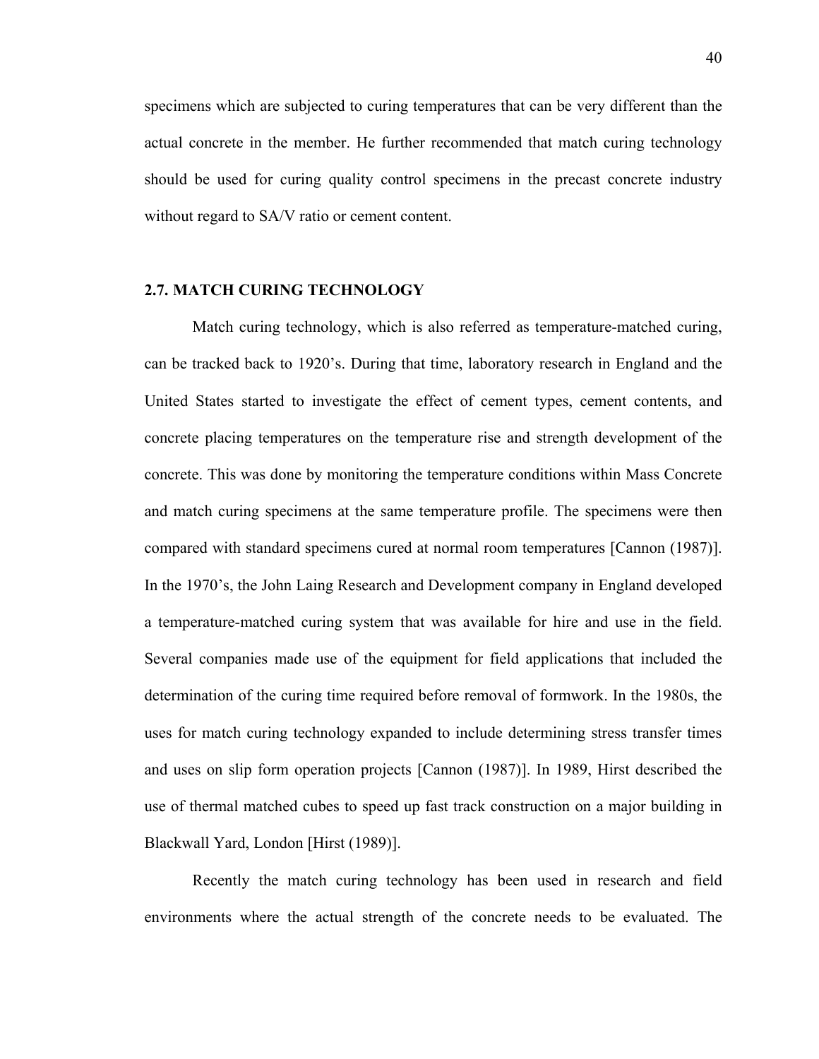specimens which are subjected to curing temperatures that can be very different than the actual concrete in the member. He further recommended that match curing technology should be used for curing quality control specimens in the precast concrete industry without regard to SA/V ratio or cement content.

## 2.7. MATCH CURING TECHNOLOGY

Match curing technology, which is also referred as temperature-matched curing, can be tracked back to 1920's. During that time, laboratory research in England and the United States started to investigate the effect of cement types, cement contents, and concrete placing temperatures on the temperature rise and strength development of the concrete. This was done by monitoring the temperature conditions within Mass Concrete and match curing specimens at the same temperature profile. The specimens were then compared with standard specimens cured at normal room temperatures [Cannon (1987)]. In the 1970's, the John Laing Research and Development company in England developed a temperature-matched curing system that was available for hire and use in the field. Several companies made use of the equipment for field applications that included the determination of the curing time required before removal of formwork. In the 1980s, the uses for match curing technology expanded to include determining stress transfer times and uses on slip form operation projects [Cannon (1987)]. In 1989, Hirst described the use of thermal matched cubes to speed up fast track construction on a major building in Blackwall Yard, London [Hirst (1989)].

Recently the match curing technology has been used in research and field environments where the actual strength of the concrete needs to be evaluated. The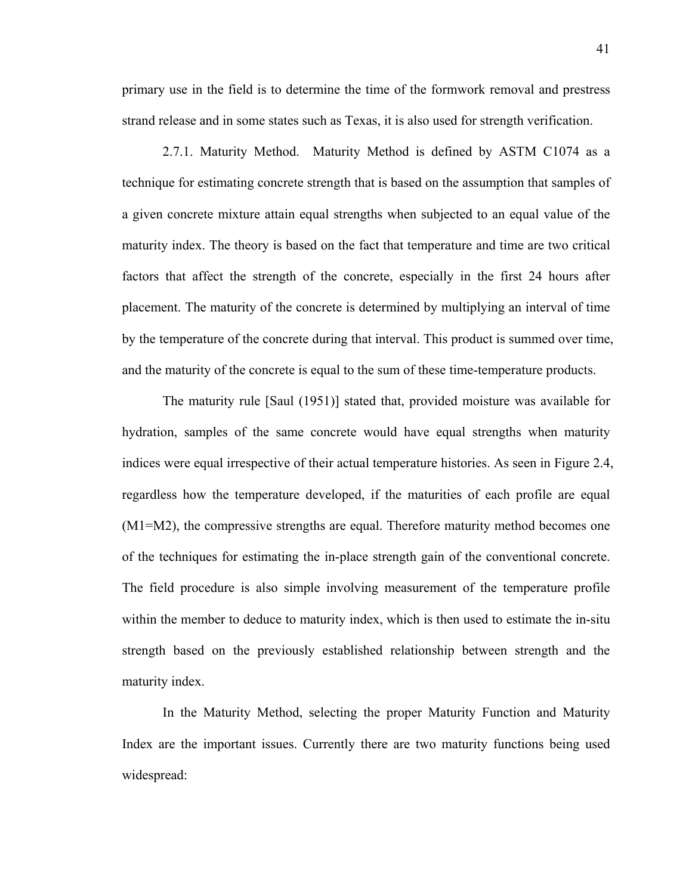primary use in the field is to determine the time of the formwork removal and prestress strand release and in some states such as Texas, it is also used for strength verification.

### 2.7.1. Maturity Method.

Maturity Method is defined by ASTM C1074 as a technique for estimating concrete strength that is based on the assumption that samples of a given concrete mixture attain equal strengths when subjected to an equal value of the maturity index. The theory is based on the fact that temperature and time are two critical factors that affect the strength of the concrete, especially in the first 24 hours after placement. The maturity of the concrete is determined by multiplying an interval of time by the temperature of the concrete during that interval. This product is summed over time, and the maturity of the concrete is equal to the sum of these time-temperature products.

The maturity rule [Saul (1951)] stated that, provided moisture was available for hydration, samples of the same concrete would have equal strengths when maturity indices were equal irrespective of their actual temperature histories. As seen in Figure 2.4, regardless how the temperature developed, if the maturities of each profile are equal (M1=M2), the compressive strengths are equal. Therefore maturity method becomes one of the techniques for estimating the in-place strength gain of the conventional concrete. The field procedure is also simple involving measurement of the temperature profile within the member to deduce to maturity index, which is then used to estimate the in-situ strength based on the previously established relationship between strength and the maturity index.

In the Maturity Method, selecting the proper Maturity Function and Maturity Index are the important issues. Currently there are two maturity functions being used widespread: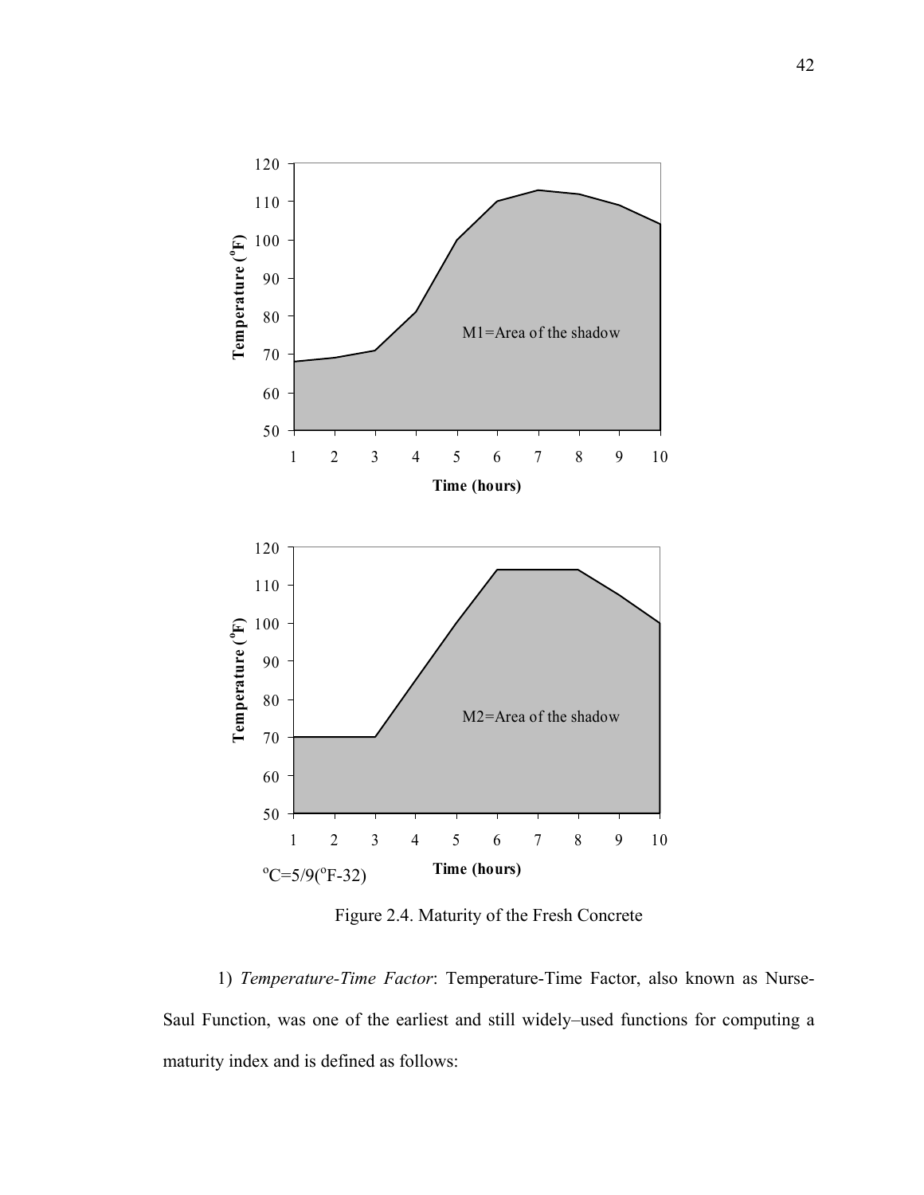Figure 2.4. Maturity of the Fresh Concrete

1) *Temperature-Time Factor*: Temperature-Time Factor, also known as Nurse-Saul Function, was one of the earliest and still widely–used functions for computing a maturity index and is defined as follows: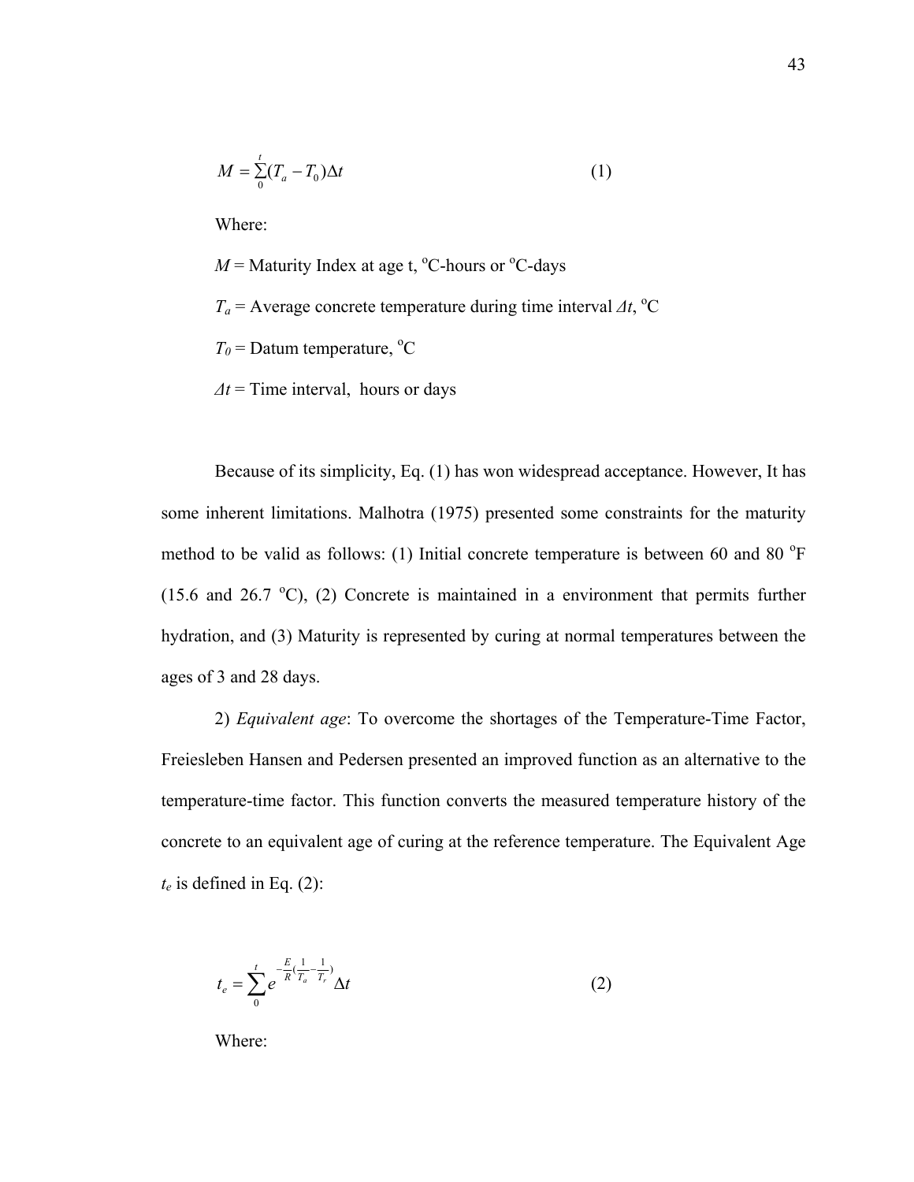$$M = \sum_{0}^{t} (T_a - T_0)\Delta t \qquad (1)$$

Where:

$M$ = Maturity Index at age t, $^{o}$C-hours or $^{o}$C-days

$T_a$ = Average concrete temperature during time interval $\Delta t$, $^{o}$C

$T_0$ = Datum temperature, $^{o}$C

$\Delta t$ = Time interval, hours or days

Because of its simplicity, Eq. (1) has won widespread acceptance. However, It has some inherent limitations. Malhotra (1975) presented some constraints for the maturity method to be valid as follows: (1) Initial concrete temperature is between 60 and 80 $^{o}$F (15.6 and 26.7 $^{o}$C), (2) Concrete is maintained in a environment that permits further hydration, and (3) Maturity is represented by curing at normal temperatures between the ages of 3 and 28 days.

2) *Equivalent age*: To overcome the shortages of the Temperature-Time Factor, Freiesleben Hansen and Pedersen presented an improved function as an alternative to the temperature-time factor. This function converts the measured temperature history of the concrete to an equivalent age of curing at the reference temperature. The Equivalent Age $t_e$ is defined in Eq. (2):

$$t_e = \sum_{0}^{t} e^{-\frac{E}{R}\left(\frac{1}{T_a} - \frac{1}{T_r}\right)} \Delta t \qquad (2)$$

Where: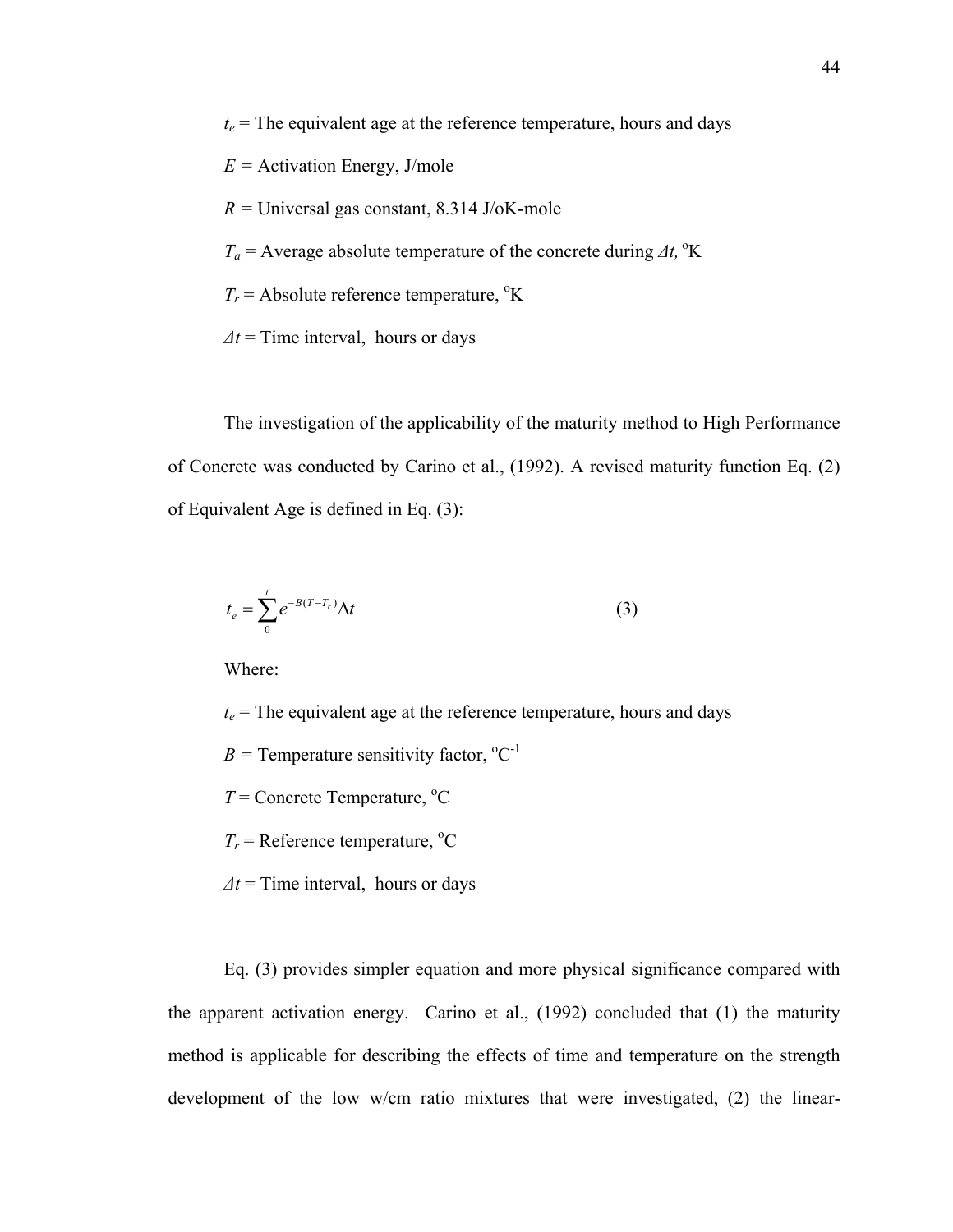$t_e$ = The equivalent age at the reference temperature, hours and days

$E$ = Activation Energy, J/mole

$R$ = Universal gas constant, 8.314 J/oK-mole

$T_a$ = Average absolute temperature of the concrete during $\Delta t$, $^{o}$K

$T_r$ = Absolute reference temperature, $^{o}$K

$\Delta t$ = Time interval, hours or days

The investigation of the applicability of the maturity method to High Performance of Concrete was conducted by Carino et al., (1992). A revised maturity function Eq. (2) of Equivalent Age is defined in Eq. (3):

$$t_e = \sum_{0}^{t} e^{-B(T-T_r)} \Delta t \tag{3}$$

Where:

$t_e$ = The equivalent age at the reference temperature, hours and days

$B$ = Temperature sensitivity factor, $^{o}C^{-1}$

$T$ = Concrete Temperature, $^{o}$C

$T_r$ = Reference temperature, $^{o}$C

$\Delta t$ = Time interval, hours or days

Eq. (3) provides simpler equation and more physical significance compared with the apparent activation energy. Carino et al., (1992) concluded that (1) the maturity method is applicable for describing the effects of time and temperature on the strength development of the low w/cm ratio mixtures that were investigated, (2) the linear-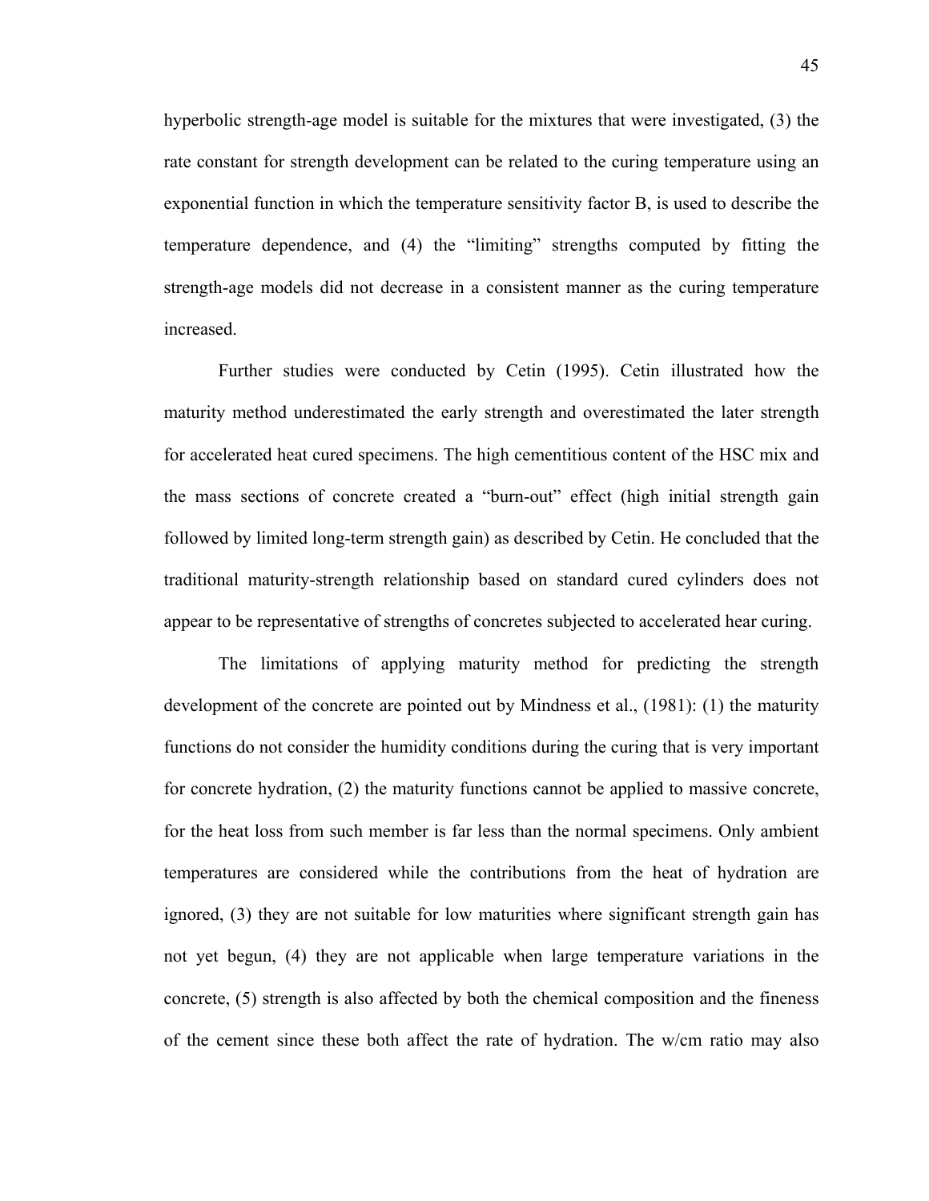hyperbolic strength-age model is suitable for the mixtures that were investigated, (3) the rate constant for strength development can be related to the curing temperature using an exponential function in which the temperature sensitivity factor B, is used to describe the temperature dependence, and (4) the "limiting" strengths computed by fitting the strength-age models did not decrease in a consistent manner as the curing temperature increased.

Further studies were conducted by Cetin (1995). Cetin illustrated how the maturity method underestimated the early strength and overestimated the later strength for accelerated heat cured specimens. The high cementitious content of the HSC mix and the mass sections of concrete created a "burn-out" effect (high initial strength gain followed by limited long-term strength gain) as described by Cetin. He concluded that the traditional maturity-strength relationship based on standard cured cylinders does not appear to be representative of strengths of concretes subjected to accelerated hear curing.

The limitations of applying maturity method for predicting the strength development of the concrete are pointed out by Mindness et al., (1981): (1) the maturity functions do not consider the humidity conditions during the curing that is very important for concrete hydration, (2) the maturity functions cannot be applied to massive concrete, for the heat loss from such member is far less than the normal specimens. Only ambient temperatures are considered while the contributions from the heat of hydration are ignored, (3) they are not suitable for low maturities where significant strength gain has not yet begun, (4) they are not applicable when large temperature variations in the concrete, (5) strength is also affected by both the chemical composition and the fineness of the cement since these both affect the rate of hydration. The w/cm ratio may also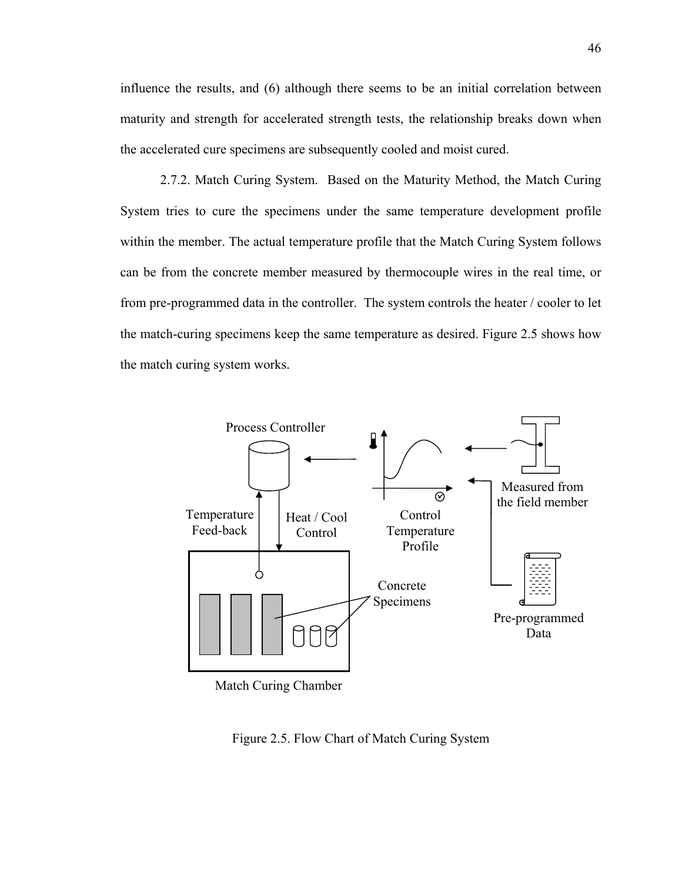influence the results, and (6) although there seems to be an initial correlation between maturity and strength for accelerated strength tests, the relationship breaks down when the accelerated cure specimens are subsequently cooled and moist cured.

2.7.2. Match Curing System. Based on the Maturity Method, the Match Curing System tries to cure the specimens under the same temperature development profile within the member. The actual temperature profile that the Match Curing System follows can be from the concrete member measured by thermocouple wires in the real time, or from pre-programmed data in the controller. The system controls the heater / cooler to let the match-curing specimens keep the same temperature as desired. Figure 2.5 shows how the match curing system works.

Figure 2.5. Flow Chart of Match Curing System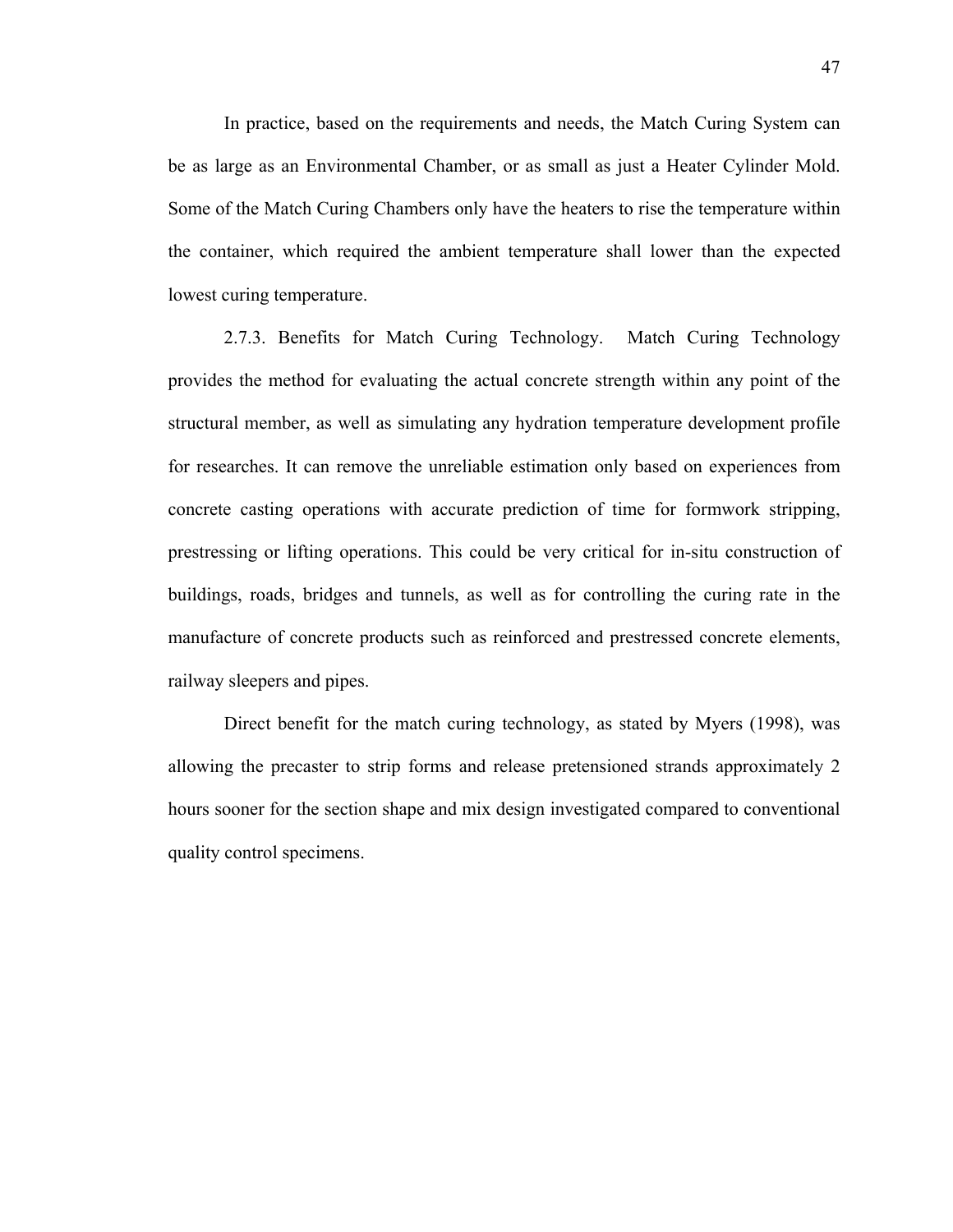In practice, based on the requirements and needs, the Match Curing System can be as large as an Environmental Chamber, or as small as just a Heater Cylinder Mold. Some of the Match Curing Chambers only have the heaters to rise the temperature within the container, which required the ambient temperature shall lower than the expected lowest curing temperature.

2.7.3. Benefits for Match Curing Technology. Match Curing Technology provides the method for evaluating the actual concrete strength within any point of the structural member, as well as simulating any hydration temperature development profile for researches. It can remove the unreliable estimation only based on experiences from concrete casting operations with accurate prediction of time for formwork stripping, prestressing or lifting operations. This could be very critical for in-situ construction of buildings, roads, bridges and tunnels, as well as for controlling the curing rate in the manufacture of concrete products such as reinforced and prestressed concrete elements, railway sleepers and pipes.

Direct benefit for the match curing technology, as stated by Myers (1998), was allowing the precaster to strip forms and release pretensioned strands approximately 2 hours sooner for the section shape and mix design investigated compared to conventional quality control specimens.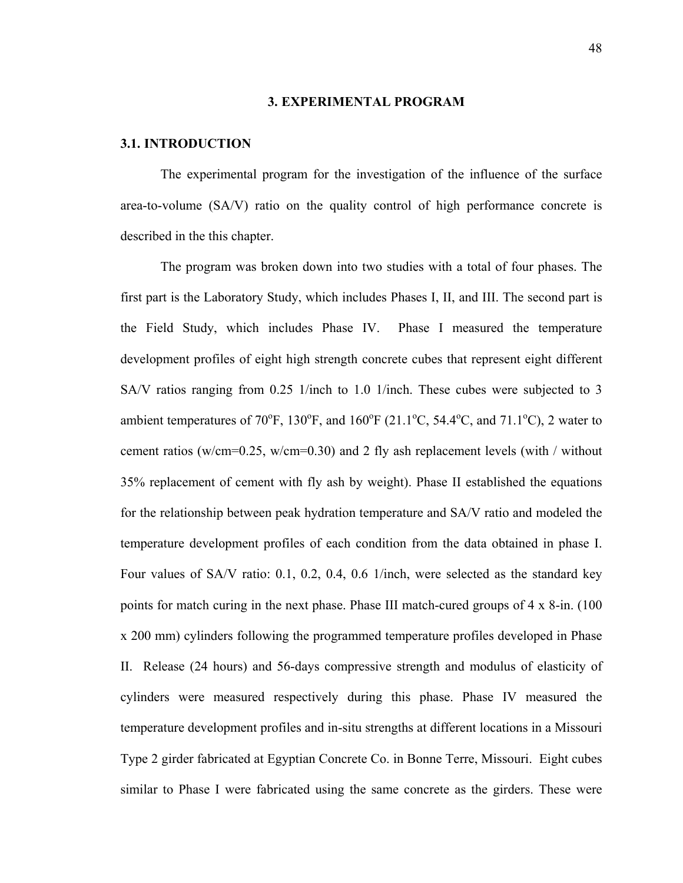# 3. EXPERIMENTAL PROGRAM

## 3.1. INTRODUCTION

The experimental program for the investigation of the influence of the surface area-to-volume (SA/V) ratio on the quality control of high performance concrete is described in the this chapter.

The program was broken down into two studies with a total of four phases. The first part is the Laboratory Study, which includes Phases I, II, and III. The second part is the Field Study, which includes Phase IV. Phase I measured the temperature development profiles of eight high strength concrete cubes that represent eight different SA/V ratios ranging from 0.25 1/inch to 1.0 1/inch. These cubes were subjected to 3 ambient temperatures of 70$^{o}$F, 130$^{o}$F, and 160$^{o}$F (21.1$^{o}$C, 54.4$^{o}$C, and 71.1$^{o}$C), 2 water to cement ratios (w/cm=0.25, w/cm=0.30) and 2 fly ash replacement levels (with / without 35% replacement of cement with fly ash by weight). Phase II established the equations for the relationship between peak hydration temperature and SA/V ratio and modeled the temperature development profiles of each condition from the data obtained in phase I. Four values of SA/V ratio: 0.1, 0.2, 0.4, 0.6 1/inch, were selected as the standard key points for match curing in the next phase. Phase III match-cured groups of 4 x 8-in. (100 x 200 mm) cylinders following the programmed temperature profiles developed in Phase II. Release (24 hours) and 56-days compressive strength and modulus of elasticity of cylinders were measured respectively during this phase. Phase IV measured the temperature development profiles and in-situ strengths at different locations in a Missouri Type 2 girder fabricated at Egyptian Concrete Co. in Bonne Terre, Missouri. Eight cubes similar to Phase I were fabricated using the same concrete as the girders. These were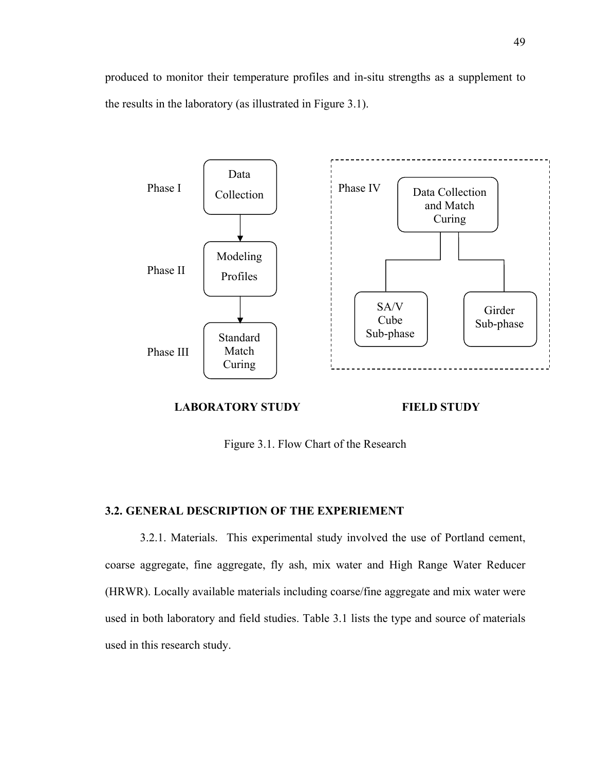produced to monitor their temperature profiles and in-situ strengths as a supplement to the results in the laboratory (as illustrated in Figure 3.1).

Figure 3.1. Flow Chart of the Research

## 3.2. GENERAL DESCRIPTION OF THE EXPERIEMENT

3.2.1. Materials. This experimental study involved the use of Portland cement, coarse aggregate, fine aggregate, fly ash, mix water and High Range Water Reducer (HRWR). Locally available materials including coarse/fine aggregate and mix water were used in both laboratory and field studies. Table 3.1 lists the type and source of materials used in this research study.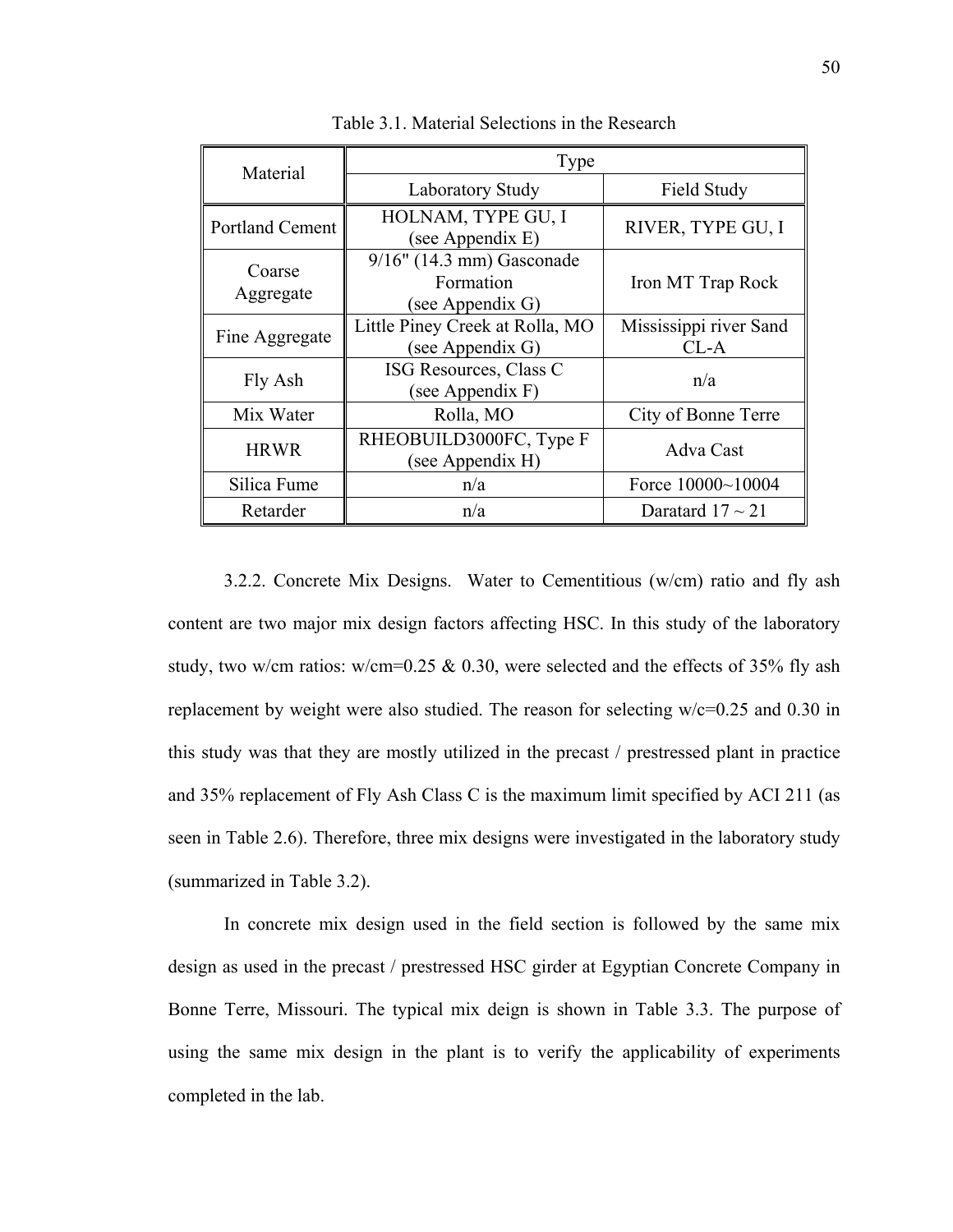Table 3.1. Material Selections in the Research

| Material | Type | |
|---|---|---|
| | Laboratory Study | Field Study |
| Portland Cement | HOLNAM, TYPE GU, I (see Appendix E) | RIVER, TYPE GU, I |
| Coarse Aggregate | 9/16" (14.3 mm) Gasconade Formation (see Appendix G) | Iron MT Trap Rock |
| Fine Aggregate | Little Piney Creek at Rolla, MO (see Appendix G) | Mississippi river Sand CL-A |
| Fly Ash | ISG Resources, Class C (see Appendix F) | n/a |
| Mix Water | Rolla, MO | City of Bonne Terre |
| HRWR | RHEOBUILD3000FC, Type F (see Appendix H) | Adva Cast |
| Silica Fume | n/a | Force 10000~10004 |
| Retarder | n/a | Daratard 17 ~ 21 |

3.2.2. Concrete Mix Designs. Water to Cementitious (w/cm) ratio and fly ash content are two major mix design factors affecting HSC. In this study of the laboratory study, two w/cm ratios: w/cm=0.25 & 0.30, were selected and the effects of 35% fly ash replacement by weight were also studied. The reason for selecting w/c=0.25 and 0.30 in this study was that they are mostly utilized in the precast / prestressed plant in practice and 35% replacement of Fly Ash Class C is the maximum limit specified by ACI 211 (as seen in Table 2.6). Therefore, three mix designs were investigated in the laboratory study (summarized in Table 3.2).

In concrete mix design used in the field section is followed by the same mix design as used in the precast / prestressed HSC girder at Egyptian Concrete Company in Bonne Terre, Missouri. The typical mix deign is shown in Table 3.3. The purpose of using the same mix design in the plant is to verify the applicability of experiments completed in the lab.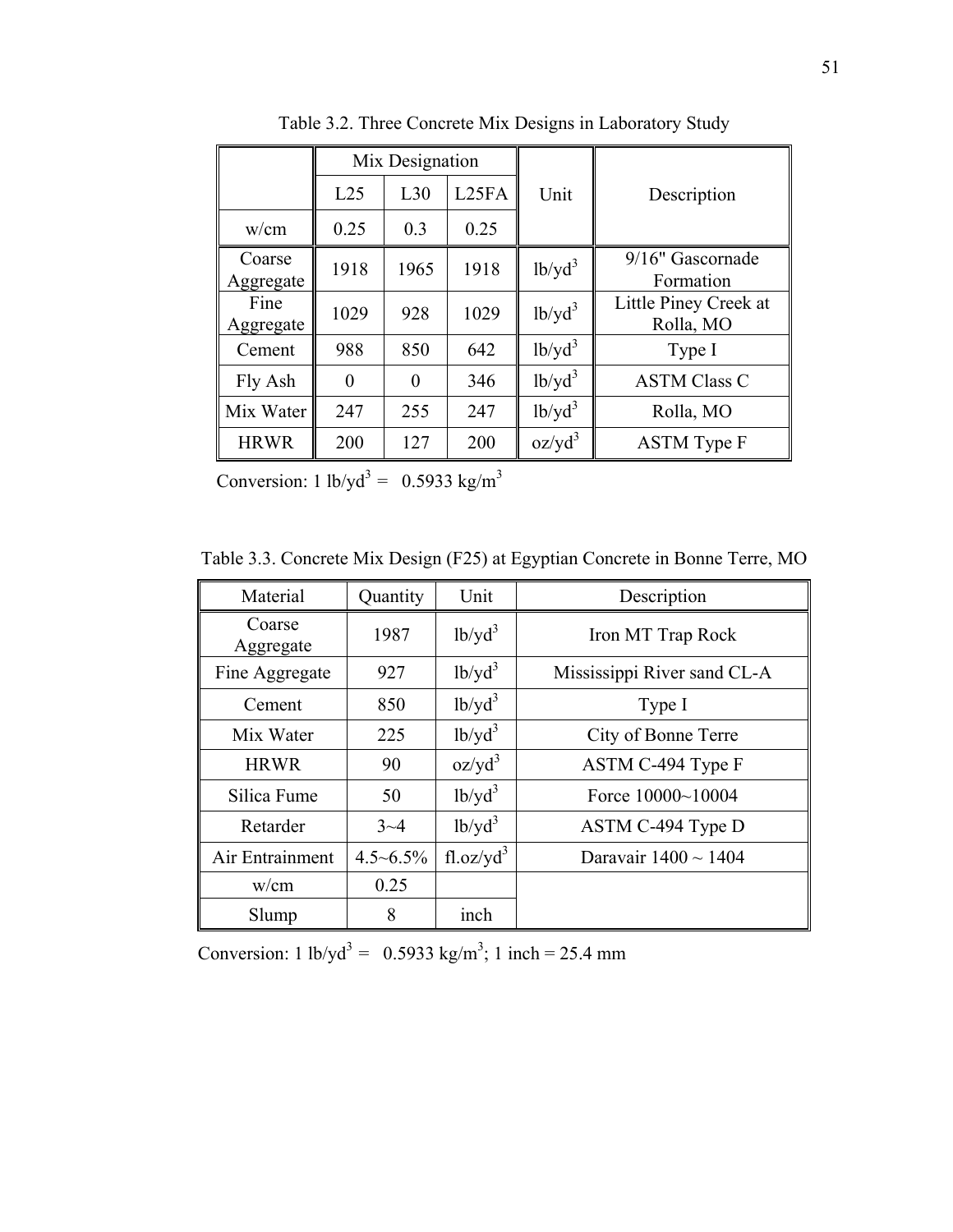Table 3.2. Three Concrete Mix Designs in Laboratory Study

| | Mix Designation | | | Unit | Description |
|---|---|---|---|---|---|
| | L25 | L30 | L25FA | | |
| w/cm | 0.25 | 0.3 | 0.25 | | |
| Coarse Aggregate | 1918 | 1965 | 1918 | $lb/yd^3$ | 9/16" Gascornade Formation |
| Fine Aggregate | 1029 | 928 | 1029 | $lb/yd^3$ | Little Piney Creek at Rolla, MO |
| Cement | 988 | 850 | 642 | $lb/yd^3$ | Type I |
| Fly Ash | 0 | 0 | 346 | $lb/yd^3$ | ASTM Class C |
| Mix Water | 247 | 255 | 247 | $lb/yd^3$ | Rolla, MO |
| HRWR | 200 | 127 | 200 | $oz/yd^3$ | ASTM Type F |

Conversion: 1 $lb/yd^3$ = 0.5933 $kg/m^3$

Table 3.3. Concrete Mix Design (F25) at Egyptian Concrete in Bonne Terre, MO

| Material | Quantity | Unit | Description |
|---|---|---|---|
| Coarse Aggregate | 1987 | $lb/yd^3$ | Iron MT Trap Rock |
| Fine Aggregate | 927 | $lb/yd^3$ | Mississippi River sand CL-A |
| Cement | 850 | $lb/yd^3$ | Type I |
| Mix Water | 225 | $lb/yd^3$ | City of Bonne Terre |
| HRWR | 90 | $oz/yd^3$ | ASTM C-494 Type F |
| Silica Fume | 50 | $lb/yd^3$ | Force 10000~10004 |
| Retarder | 3~4 | $lb/yd^3$ | ASTM C-494 Type D |
| Air Entrainment | 4.5~6.5% | $fl.oz/yd^3$ | Daravair 1400 ~ 1404 |
| w/cm | 0.25 | | |
| Slump | 8 | inch | |

Conversion: 1 $lb/yd^3$ = 0.5933 $kg/m^3$; 1 inch = 25.4 mm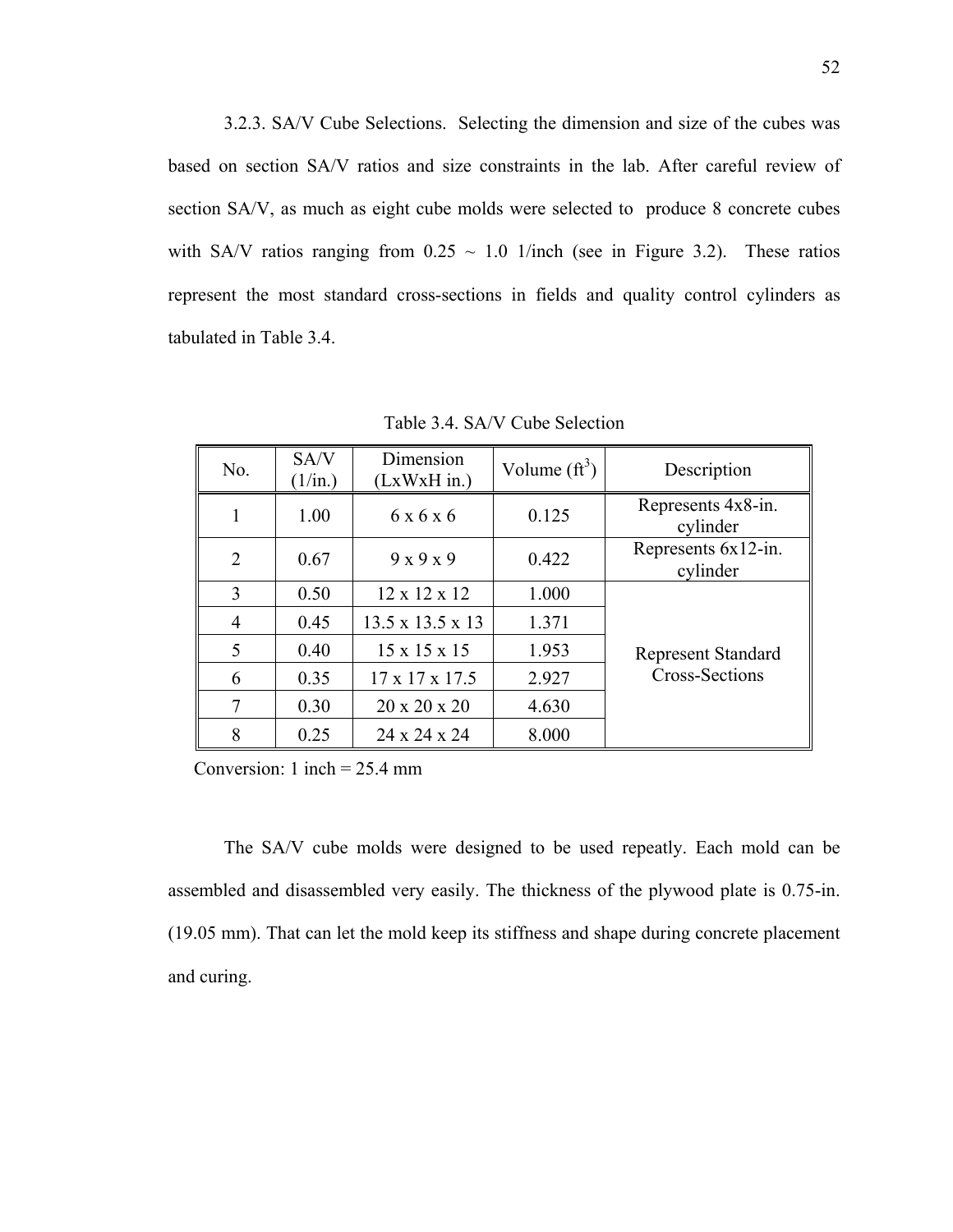3.2.3. SA/V Cube Selections. Selecting the dimension and size of the cubes was based on section SA/V ratios and size constraints in the lab. After careful review of section SA/V, as much as eight cube molds were selected to produce 8 concrete cubes with SA/V ratios ranging from 0.25 ~ 1.0 1/inch (see in Figure 3.2). These ratios represent the most standard cross-sections in fields and quality control cylinders as tabulated in Table 3.4.

Table 3.4. SA/V Cube Selection

| No. | SA/V (1/in.) | Dimension (LxWxH in.) | Volume ($ft^3$) | Description |
|---|---|---|---|---|
| 1 | 1.00 | 6 x 6 x 6 | 0.125 | Represents 4x8-in. cylinder |
| 2 | 0.67 | 9 x 9 x 9 | 0.422 | Represents 6x12-in. cylinder |
| 3 | 0.50 | 12 x 12 x 12 | 1.000 | Represent Standard Cross-Sections |
| 4 | 0.45 | 13.5 x 13.5 x 13 | 1.371 | |
| 5 | 0.40 | 15 x 15 x 15 | 1.953 | |
| 6 | 0.35 | 17 x 17 x 17.5 | 2.927 | |
| 7 | 0.30 | 20 x 20 x 20 | 4.630 | |
| 8 | 0.25 | 24 x 24 x 24 | 8.000 | |

Conversion: 1 inch = 25.4 mm

The SA/V cube molds were designed to be used repeatly. Each mold can be assembled and disassembled very easily. The thickness of the plywood plate is 0.75-in. (19.05 mm). That can let the mold keep its stiffness and shape during concrete placement and curing.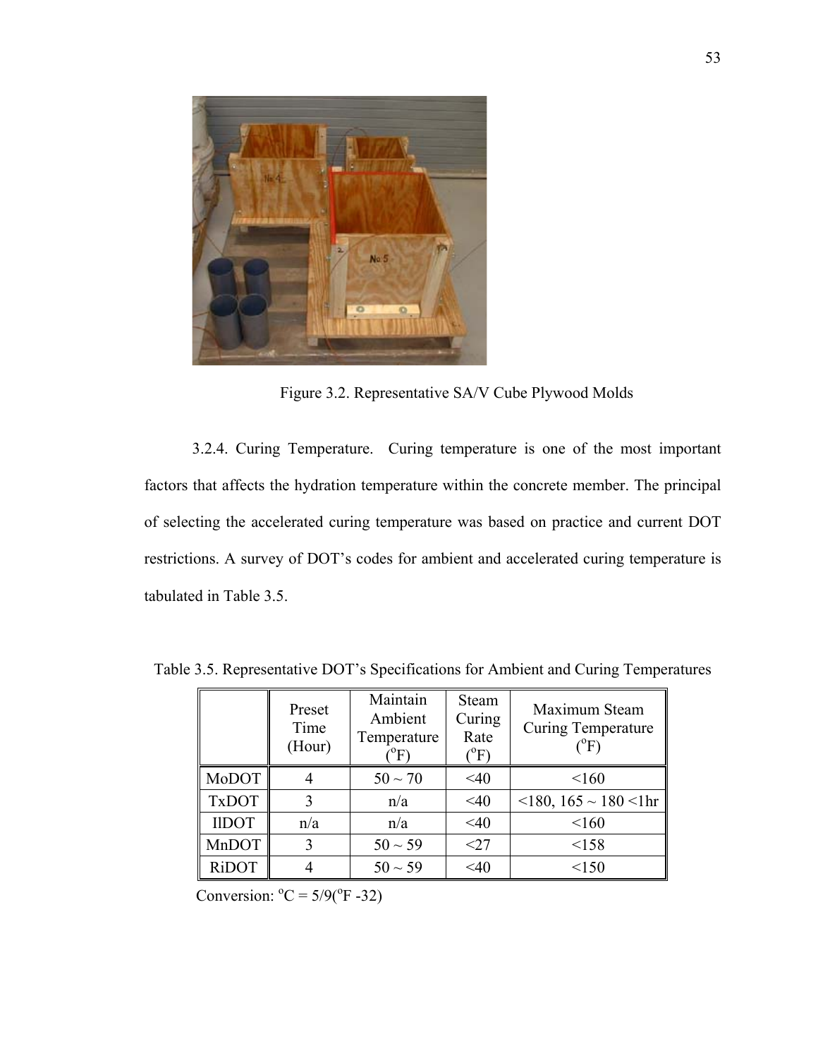Figure 3.2. Representative SA/V Cube Plywood Molds

3.2.4. Curing Temperature. Curing temperature is one of the most important factors that affects the hydration temperature within the concrete member. The principal of selecting the accelerated curing temperature was based on practice and current DOT restrictions. A survey of DOT's codes for ambient and accelerated curing temperature is tabulated in Table 3.5.

Table 3.5. Representative DOT's Specifications for Ambient and Curing Temperatures

| | Preset Time (Hour) | Maintain Ambient Temperature ($^o$F) | Steam Curing Rate ($^o$F) | Maximum Steam Curing Temperature ($^o$F) |
|---|---|---|---|---|
| MoDOT | 4 | 50 ~ 70 | <40 | <160 |
| TxDOT | 3 | n/a | <40 | <180, 165 ~ 180 <1hr |
| IlDOT | n/a | n/a | <40 | <160 |
| MnDOT | 3 | 50 ~ 59 | <27 | <158 |
| RiDOT | 4 | 50 ~ 59 | <40 | <150 |

Conversion: $^o$C = 5/9($^o$F -32)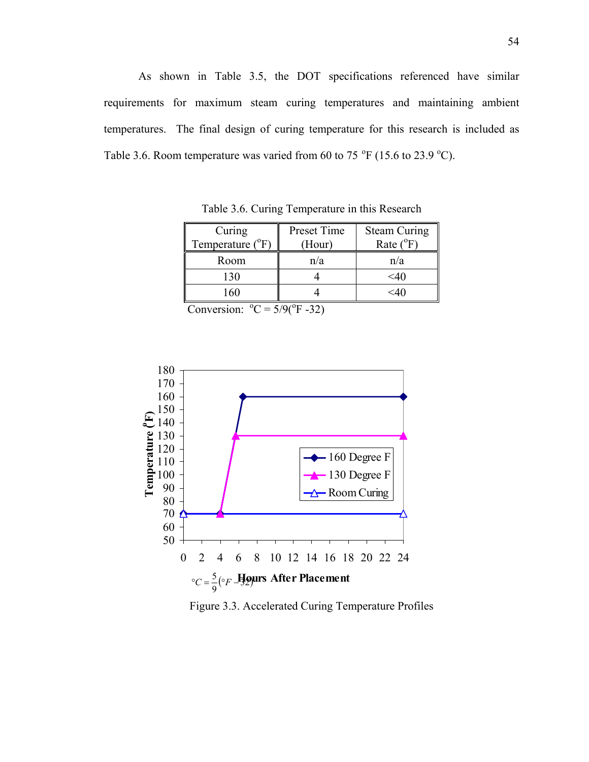As shown in Table 3.5, the DOT specifications referenced have similar requirements for maximum steam curing temperatures and maintaining ambient temperatures. The final design of curing temperature for this research is included as Table 3.6. Room temperature was varied from 60 to 75 $^{o}$F (15.6 to 23.9 $^{o}$C).

Table 3.6. Curing Temperature in this Research

| Curing Temperature ($^{o}$F) | Preset Time (Hour) | Steam Curing Rate ($^{o}$F) |
|---|---|---|
| Room | n/a | n/a |
| 130 | 4 | <40 |
| 160 | 4 | <40 |

Conversion: $^{o}C = 5/9(^{o}F - 32)$

Figure 3.3. Accelerated Curing Temperature Profiles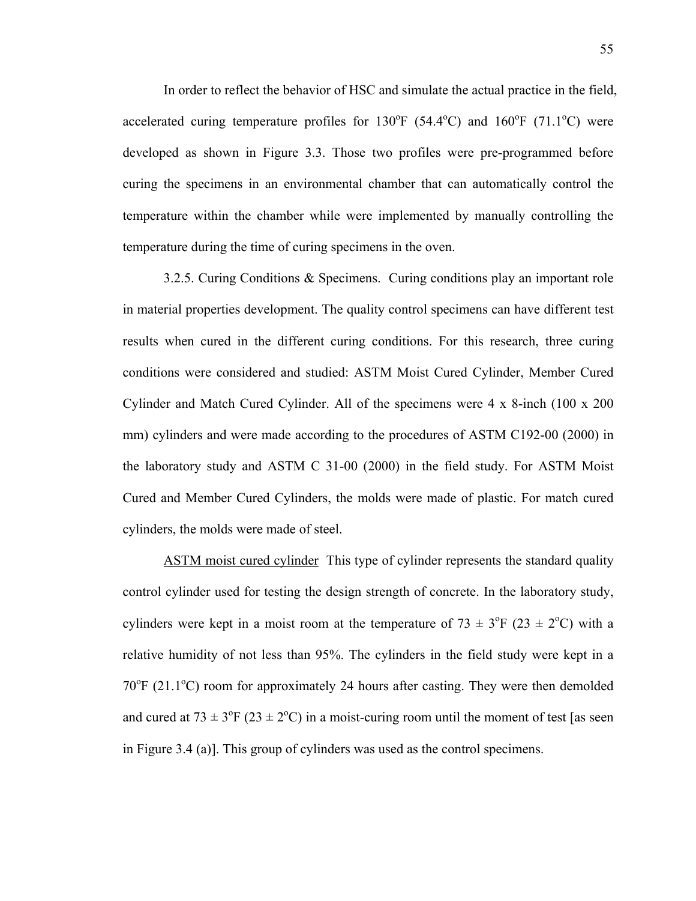In order to reflect the behavior of HSC and simulate the actual practice in the field, accelerated curing temperature profiles for 130°F (54.4°C) and 160°F (71.1°C) were developed as shown in Figure 3.3. Those two profiles were pre-programmed before curing the specimens in an environmental chamber that can automatically control the temperature within the chamber while were implemented by manually controlling the temperature during the time of curing specimens in the oven.

3.2.5. Curing Conditions & Specimens. Curing conditions play an important role in material properties development. The quality control specimens can have different test results when cured in the different curing conditions. For this research, three curing conditions were considered and studied: ASTM Moist Cured Cylinder, Member Cured Cylinder and Match Cured Cylinder. All of the specimens were 4 x 8-inch (100 x 200 mm) cylinders and were made according to the procedures of ASTM C192-00 (2000) in the laboratory study and ASTM C 31-00 (2000) in the field study. For ASTM Moist Cured and Member Cured Cylinders, the molds were made of plastic. For match cured cylinders, the molds were made of steel.

<u>ASTM moist cured cylinder</u> This type of cylinder represents the standard quality control cylinder used for testing the design strength of concrete. In the laboratory study, cylinders were kept in a moist room at the temperature of 73 ± 3°F (23 ± 2°C) with a relative humidity of not less than 95%. The cylinders in the field study were kept in a 70°F (21.1°C) room for approximately 24 hours after casting. They were then demolded and cured at 73 ± 3°F (23 ± 2°C) in a moist-curing room until the moment of test [as seen in Figure 3.4 (a)]. This group of cylinders was used as the control specimens.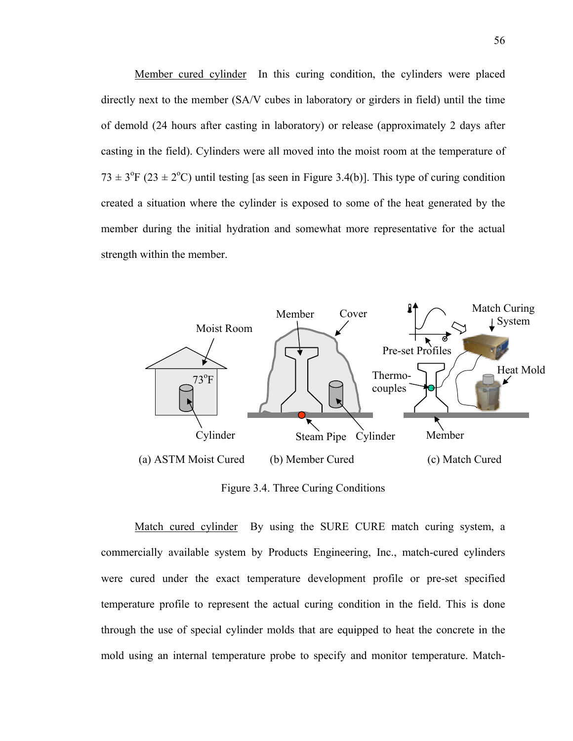Member cured cylinder In this curing condition, the cylinders were placed directly next to the member (SA/V cubes in laboratory or girders in field) until the time of demold (24 hours after casting in laboratory) or release (approximately 2 days after casting in the field). Cylinders were all moved into the moist room at the temperature of 73 ± 3°F (23 ± 2°C) until testing [as seen in Figure 3.4(b)]. This type of curing condition created a situation where the cylinder is exposed to some of the heat generated by the member during the initial hydration and somewhat more representative for the actual strength within the member.

Figure 3.4. Three Curing Conditions

Match cured cylinder By using the SURE CURE match curing system, a commercially available system by Products Engineering, Inc., match-cured cylinders were cured under the exact temperature development profile or pre-set specified temperature profile to represent the actual curing condition in the field. This is done through the use of special cylinder molds that are equipped to heat the concrete in the mold using an internal temperature probe to specify and monitor temperature. Match-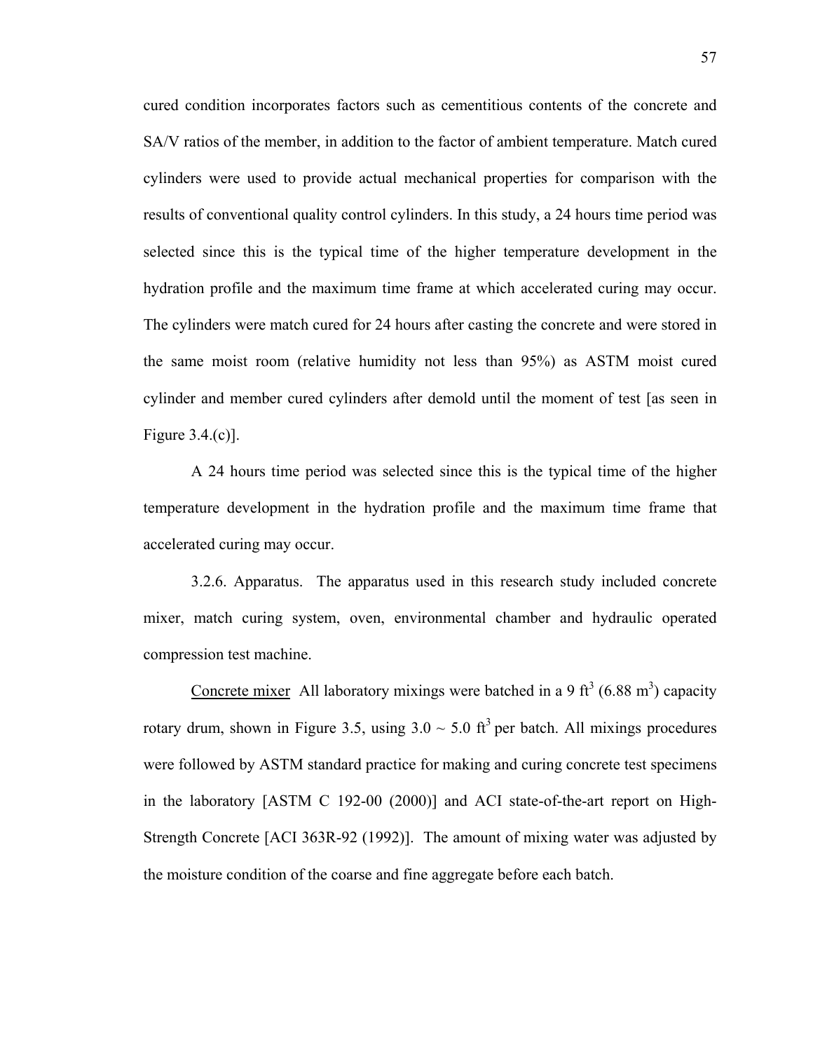cured condition incorporates factors such as cementitious contents of the concrete and SA/V ratios of the member, in addition to the factor of ambient temperature. Match cured cylinders were used to provide actual mechanical properties for comparison with the results of conventional quality control cylinders. In this study, a 24 hours time period was selected since this is the typical time of the higher temperature development in the hydration profile and the maximum time frame at which accelerated curing may occur. The cylinders were match cured for 24 hours after casting the concrete and were stored in the same moist room (relative humidity not less than 95%) as ASTM moist cured cylinder and member cured cylinders after demold until the moment of test [as seen in Figure 3.4.(c)].

A 24 hours time period was selected since this is the typical time of the higher temperature development in the hydration profile and the maximum time frame that accelerated curing may occur.

3.2.6. Apparatus. The apparatus used in this research study included concrete mixer, match curing system, oven, environmental chamber and hydraulic operated compression test machine.

<u>Concrete mixer</u> All laboratory mixings were batched in a 9 $ft^3$ (6.88 $m^3$) capacity rotary drum, shown in Figure 3.5, using 3.0 ~ 5.0 $ft^3$ per batch. All mixings procedures were followed by ASTM standard practice for making and curing concrete test specimens in the laboratory [ASTM C 192-00 (2000)] and ACI state-of-the-art report on High-Strength Concrete [ACI 363R-92 (1992)]. The amount of mixing water was adjusted by the moisture condition of the coarse and fine aggregate before each batch.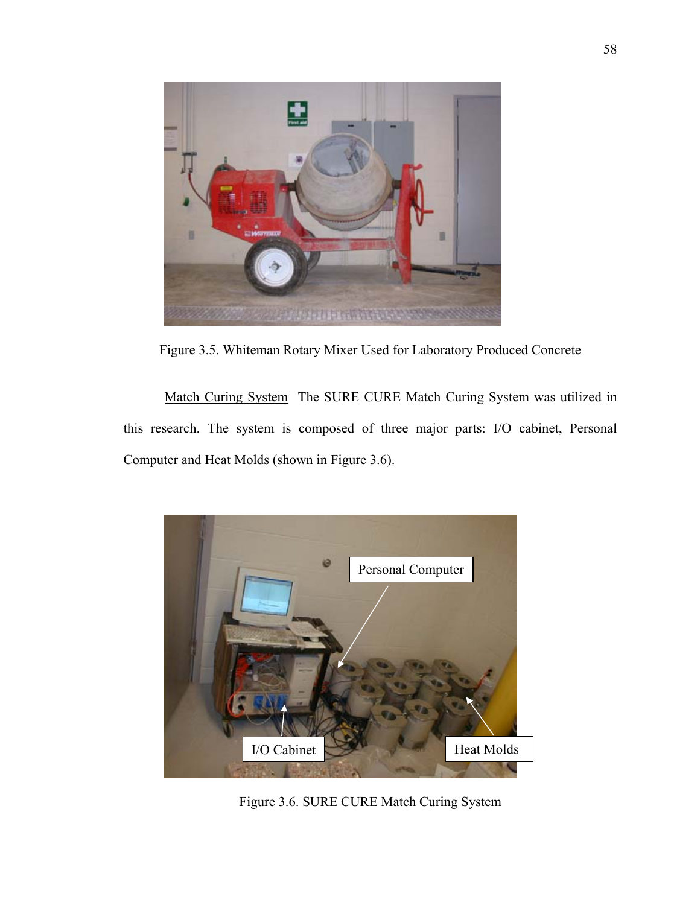Figure 3.5. Whiteman Rotary Mixer Used for Laboratory Produced Concrete

Match Curing System  The SURE CURE Match Curing System was utilized in this research. The system is composed of three major parts: I/O cabinet, Personal Computer and Heat Molds (shown in Figure 3.6).

Figure 3.6. SURE CURE Match Curing System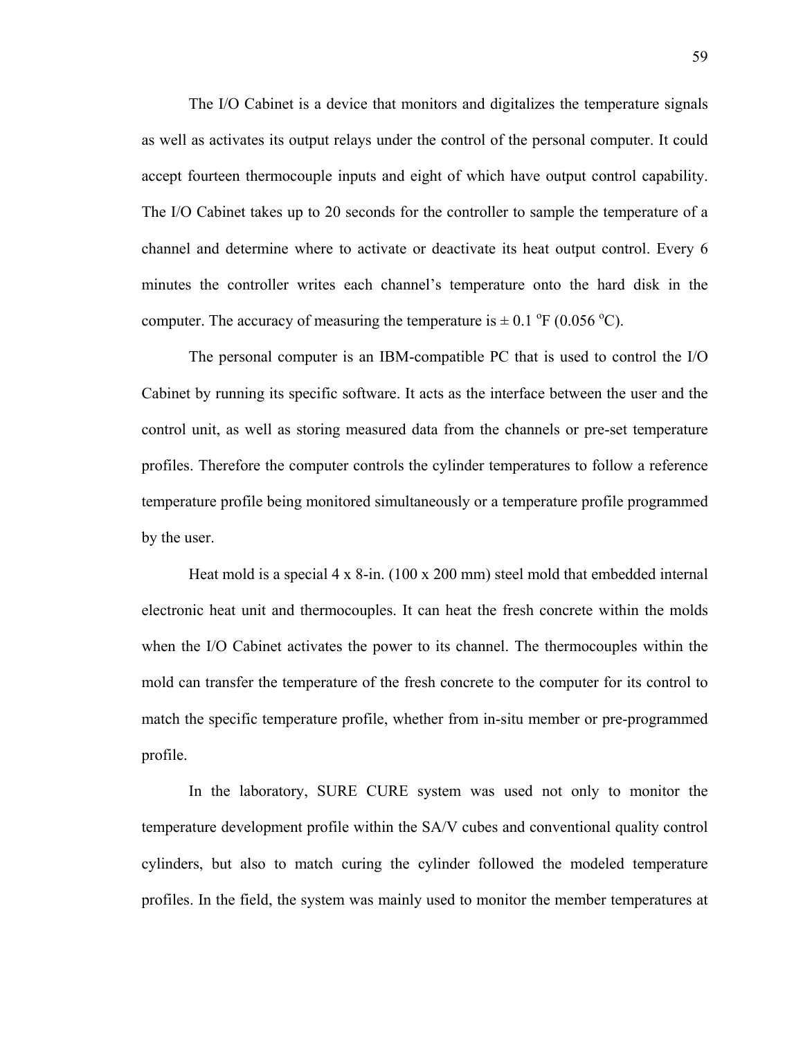The I/O Cabinet is a device that monitors and digitalizes the temperature signals as well as activates its output relays under the control of the personal computer. It could accept fourteen thermocouple inputs and eight of which have output control capability. The I/O Cabinet takes up to 20 seconds for the controller to sample the temperature of a channel and determine where to activate or deactivate its heat output control. Every 6 minutes the controller writes each channel's temperature onto the hard disk in the computer. The accuracy of measuring the temperature is ± 0.1 $^{o}$F (0.056 $^{o}$C).

The personal computer is an IBM-compatible PC that is used to control the I/O Cabinet by running its specific software. It acts as the interface between the user and the control unit, as well as storing measured data from the channels or pre-set temperature profiles. Therefore the computer controls the cylinder temperatures to follow a reference temperature profile being monitored simultaneously or a temperature profile programmed by the user.

Heat mold is a special 4 x 8-in. (100 x 200 mm) steel mold that embedded internal electronic heat unit and thermocouples. It can heat the fresh concrete within the molds when the I/O Cabinet activates the power to its channel. The thermocouples within the mold can transfer the temperature of the fresh concrete to the computer for its control to match the specific temperature profile, whether from in-situ member or pre-programmed profile.

In the laboratory, SURE CURE system was used not only to monitor the temperature development profile within the SA/V cubes and conventional quality control cylinders, but also to match curing the cylinder followed the modeled temperature profiles. In the field, the system was mainly used to monitor the member temperatures at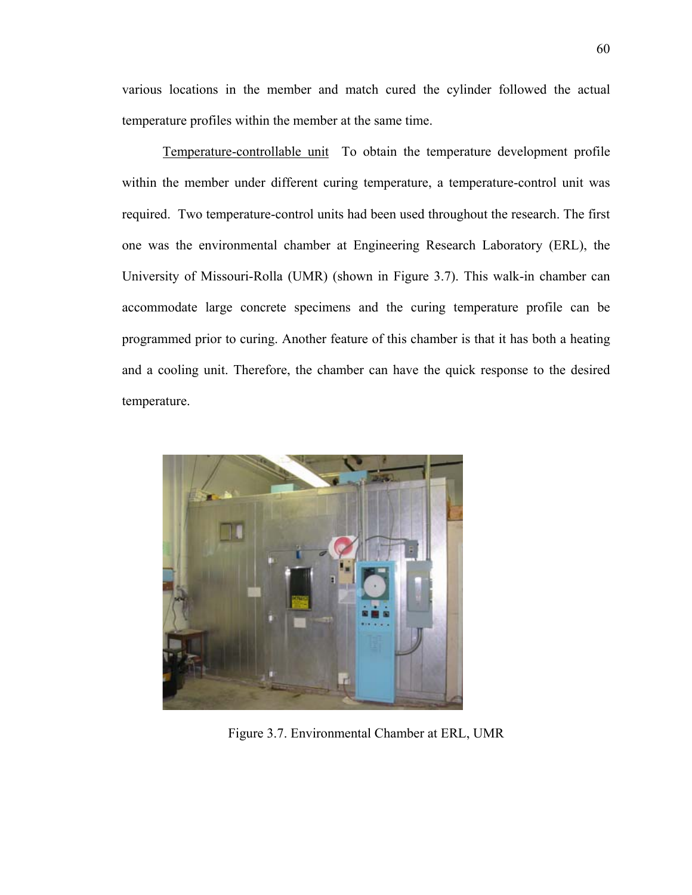various locations in the member and match cured the cylinder followed the actual temperature profiles within the member at the same time.

<u>Temperature-controllable unit</u> To obtain the temperature development profile within the member under different curing temperature, a temperature-control unit was required. Two temperature-control units had been used throughout the research. The first one was the environmental chamber at Engineering Research Laboratory (ERL), the University of Missouri-Rolla (UMR) (shown in Figure 3.7). This walk-in chamber can accommodate large concrete specimens and the curing temperature profile can be programmed prior to curing. Another feature of this chamber is that it has both a heating and a cooling unit. Therefore, the chamber can have the quick response to the desired temperature.

Figure 3.7. Environmental Chamber at ERL, UMR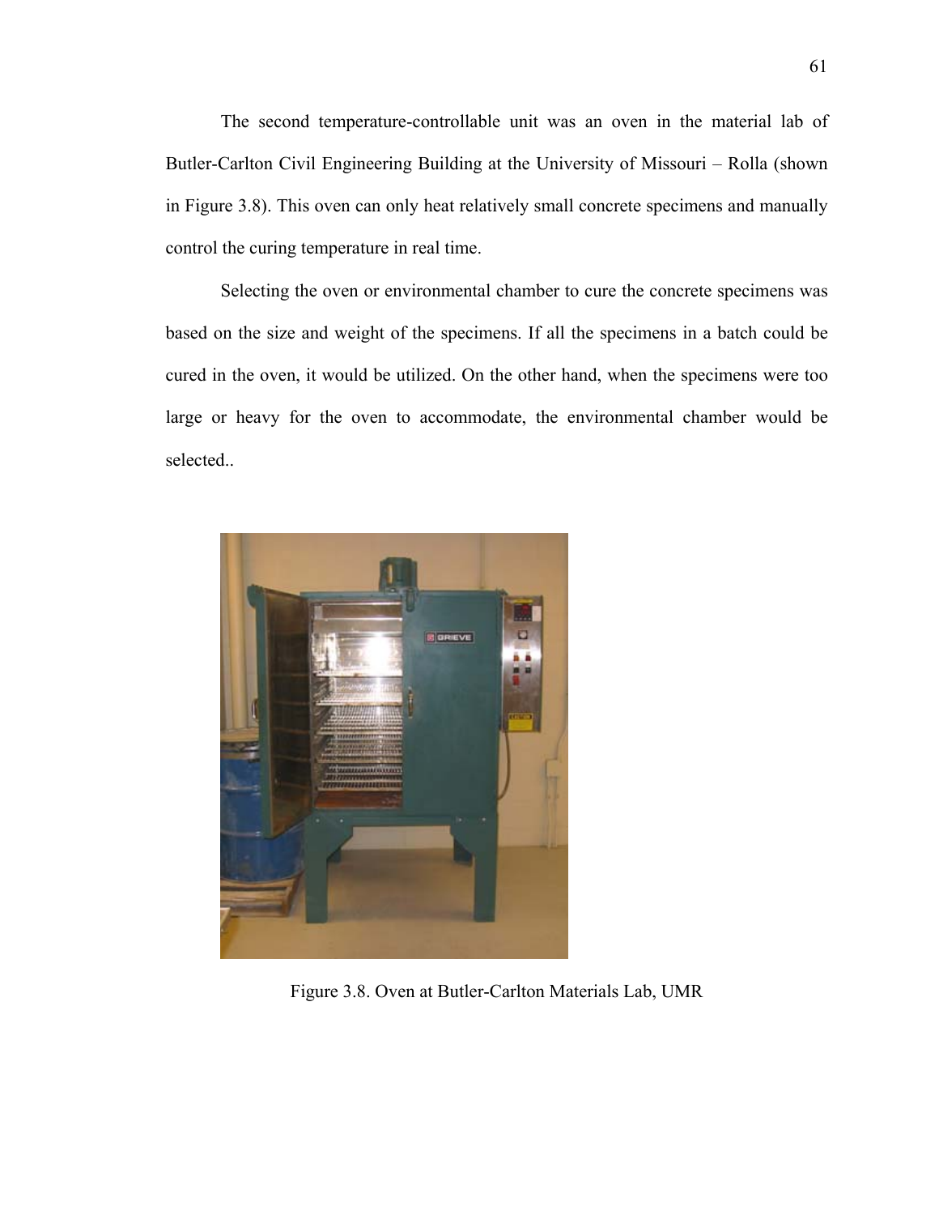The second temperature-controllable unit was an oven in the material lab of Butler-Carlton Civil Engineering Building at the University of Missouri – Rolla (shown in Figure 3.8). This oven can only heat relatively small concrete specimens and manually control the curing temperature in real time.

Selecting the oven or environmental chamber to cure the concrete specimens was based on the size and weight of the specimens. If all the specimens in a batch could be cured in the oven, it would be utilized. On the other hand, when the specimens were too large or heavy for the oven to accommodate, the environmental chamber would be selected..

Figure 3.8. Oven at Butler-Carlton Materials Lab, UMR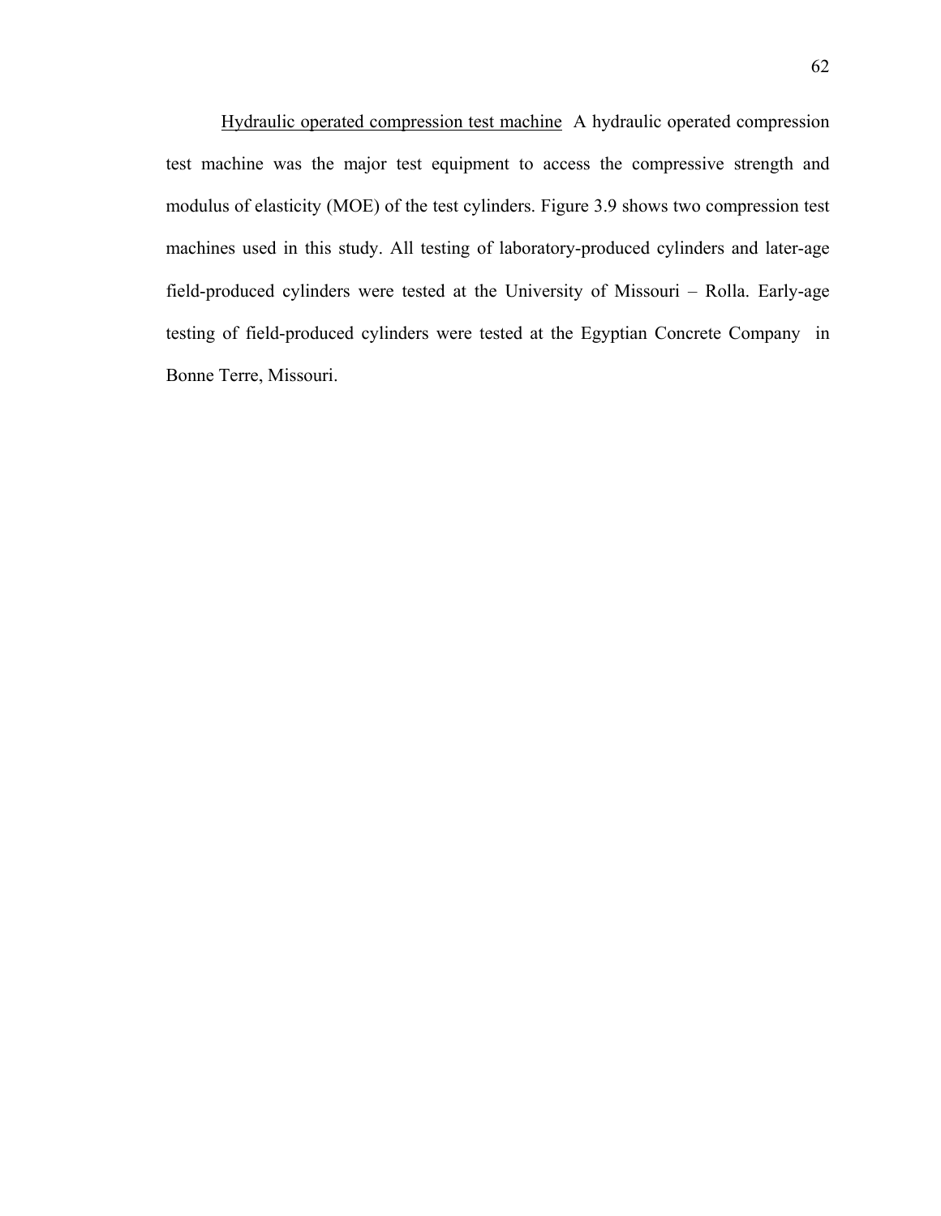<u>Hydraulic operated compression test machine</u> A hydraulic operated compression test machine was the major test equipment to access the compressive strength and modulus of elasticity (MOE) of the test cylinders. Figure 3.9 shows two compression test machines used in this study. All testing of laboratory-produced cylinders and later-age field-produced cylinders were tested at the University of Missouri – Rolla. Early-age testing of field-produced cylinders were tested at the Egyptian Concrete Company in Bonne Terre, Missouri.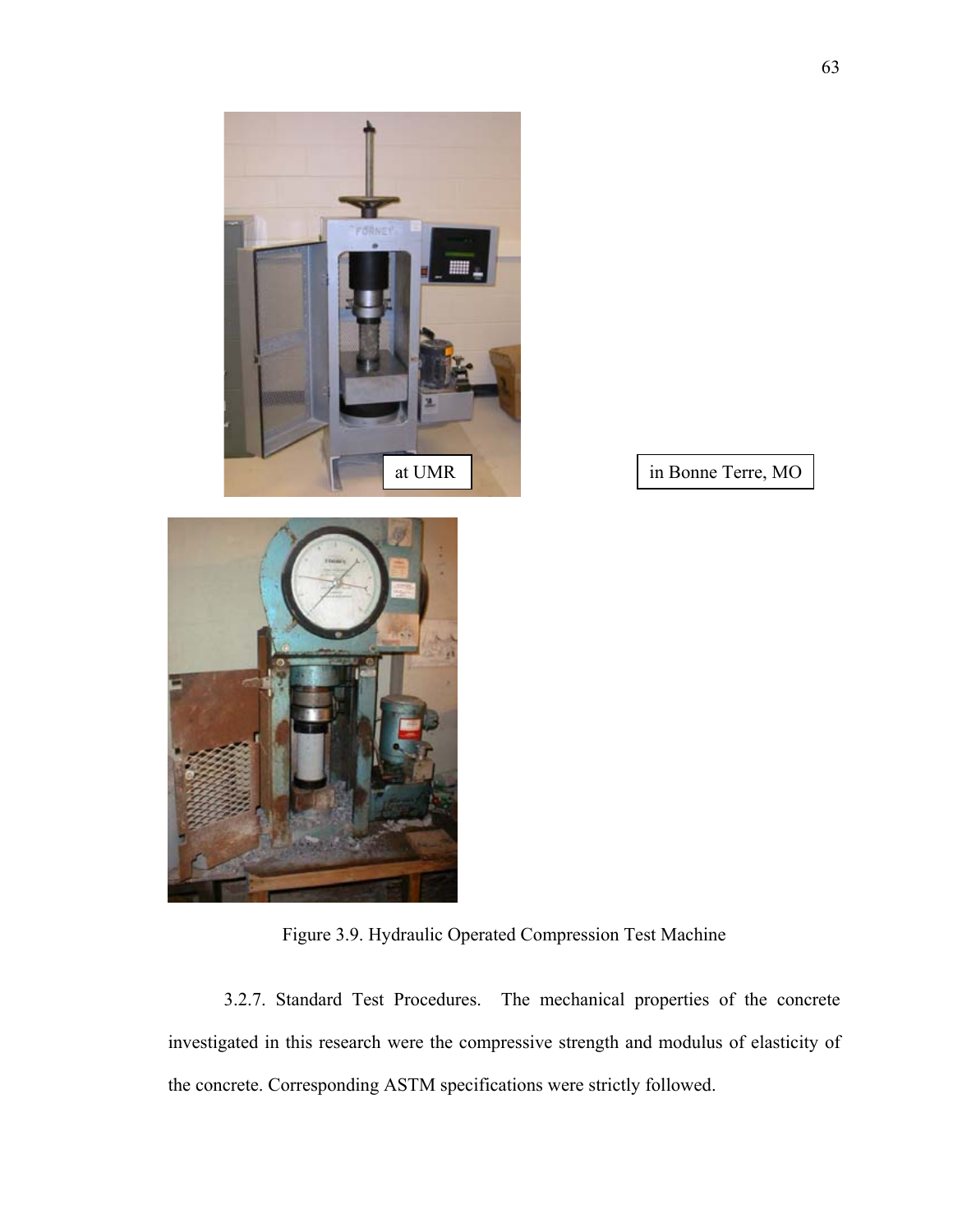at UMR

in Bonne Terre, MO

Figure 3.9. Hydraulic Operated Compression Test Machine

3.2.7. Standard Test Procedures. The mechanical properties of the concrete investigated in this research were the compressive strength and modulus of elasticity of the concrete. Corresponding ASTM specifications were strictly followed.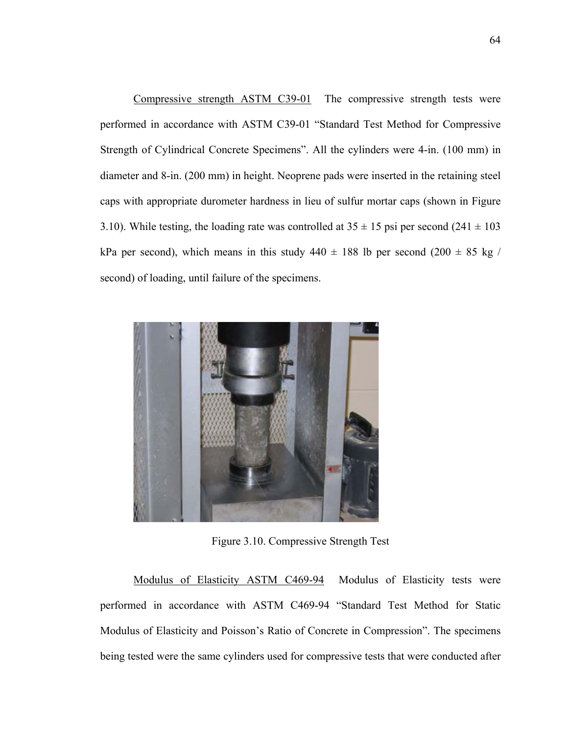Compressive strength ASTM C39-01 The compressive strength tests were performed in accordance with ASTM C39-01 "Standard Test Method for Compressive Strength of Cylindrical Concrete Specimens". All the cylinders were 4-in. (100 mm) in diameter and 8-in. (200 mm) in height. Neoprene pads were inserted in the retaining steel caps with appropriate durometer hardness in lieu of sulfur mortar caps (shown in Figure 3.10). While testing, the loading rate was controlled at 35 ± 15 psi per second (241 ± 103 kPa per second), which means in this study 440 ± 188 lb per second (200 ± 85 kg / second) of loading, until failure of the specimens.

Figure 3.10. Compressive Strength Test

Modulus of Elasticity ASTM C469-94 Modulus of Elasticity tests were performed in accordance with ASTM C469-94 "Standard Test Method for Static Modulus of Elasticity and Poisson's Ratio of Concrete in Compression". The specimens being tested were the same cylinders used for compressive tests that were conducted after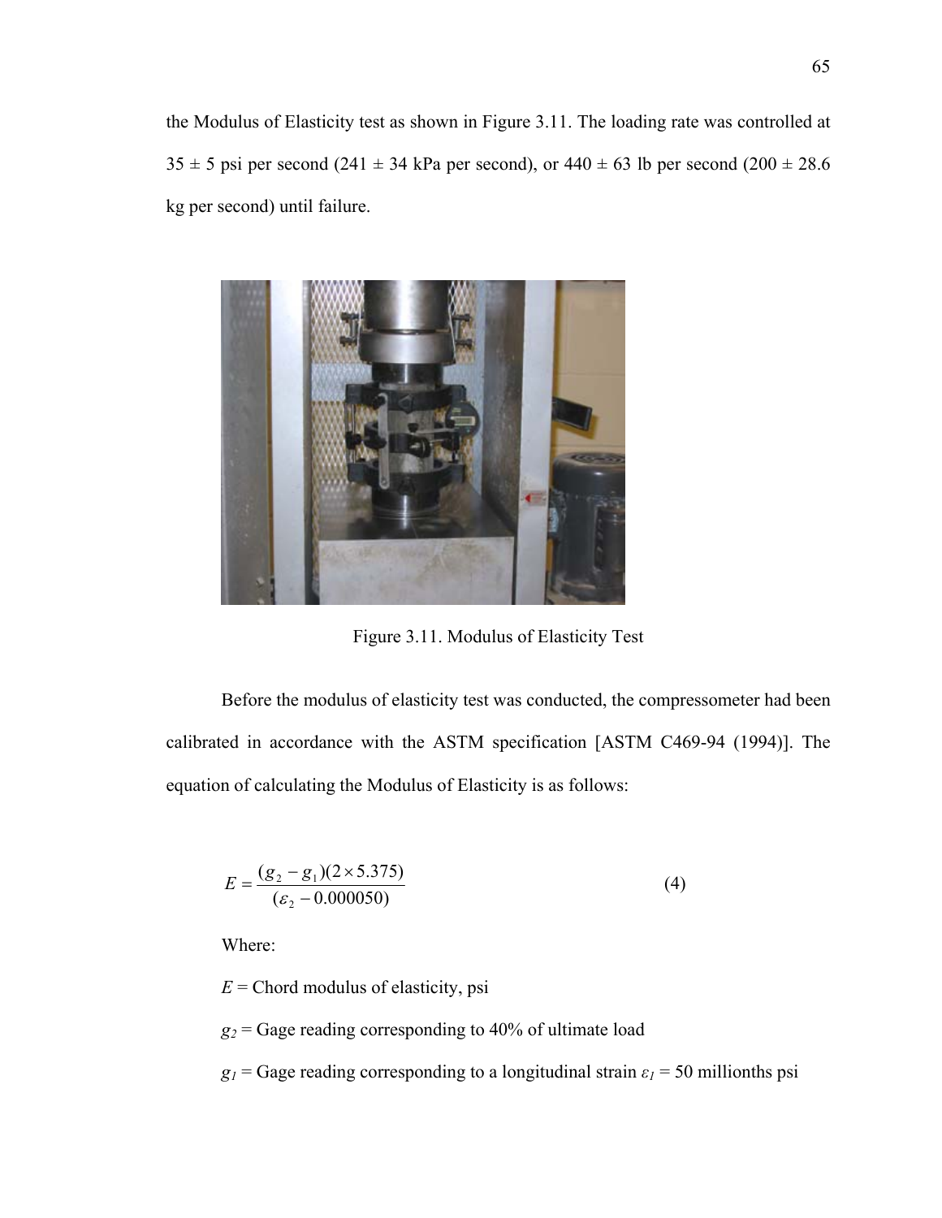the Modulus of Elasticity test as shown in Figure 3.11. The loading rate was controlled at 35 ± 5 psi per second (241 ± 34 kPa per second), or 440 ± 63 lb per second (200 ± 28.6 kg per second) until failure.

Figure 3.11. Modulus of Elasticity Test

Before the modulus of elasticity test was conducted, the compressometer had been calibrated in accordance with the ASTM specification [ASTM C469-94 (1994)]. The equation of calculating the Modulus of Elasticity is as follows:

$$E = \frac{(g_2 - g_1)(2 \times 5.375)}{(\varepsilon_2 - 0.000050)} \qquad (4)$$

Where:

$E$ = Chord modulus of elasticity, psi

$g_2$ = Gage reading corresponding to 40% of ultimate load

$g_1$ = Gage reading corresponding to a longitudinal strain $\varepsilon_1$ = 50 millionths psi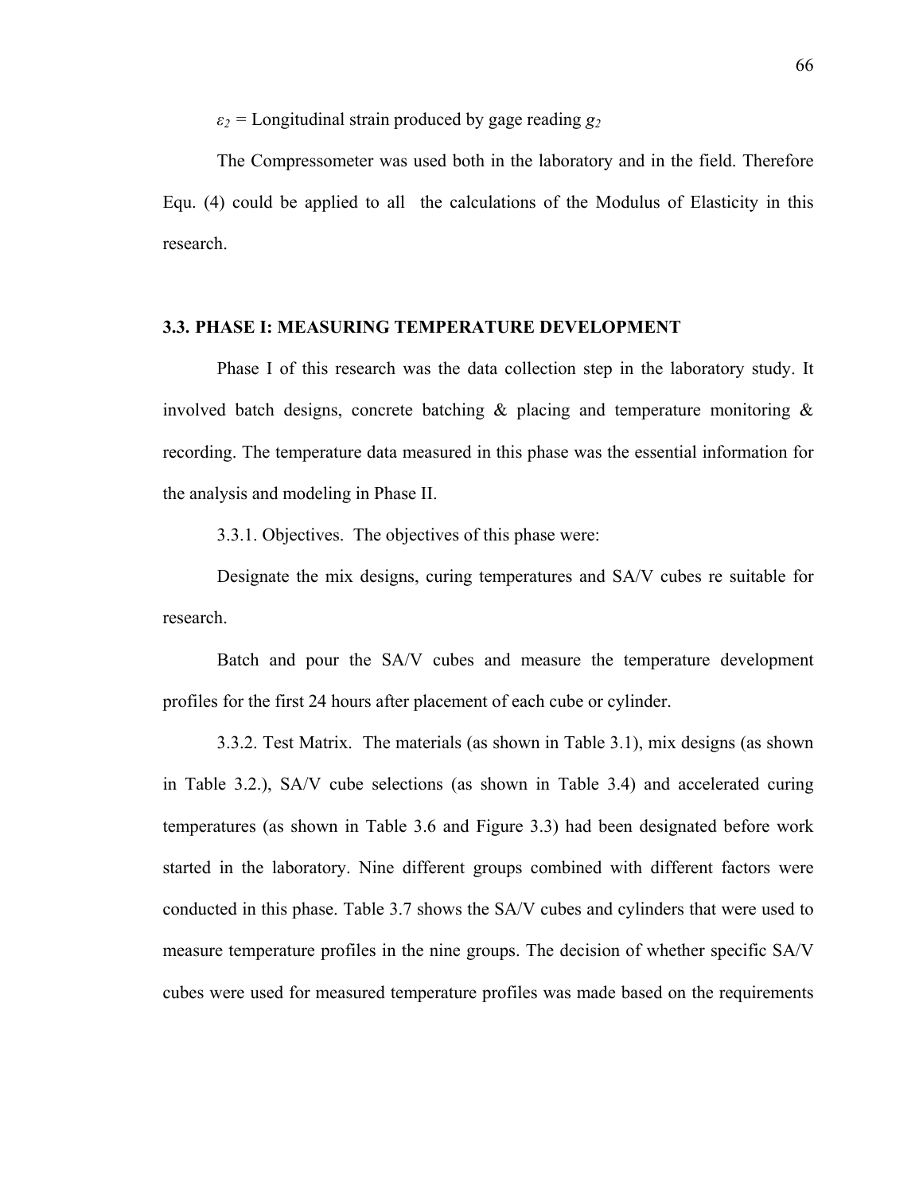$\varepsilon_2$ = Longitudinal strain produced by gage reading $g_2$

The Compressometer was used both in the laboratory and in the field. Therefore Equ. (4) could be applied to all the calculations of the Modulus of Elasticity in this research.

### 3.3. PHASE I: MEASURING TEMPERATURE DEVELOPMENT

Phase I of this research was the data collection step in the laboratory study. It involved batch designs, concrete batching & placing and temperature monitoring & recording. The temperature data measured in this phase was the essential information for the analysis and modeling in Phase II.

3.3.1. Objectives. The objectives of this phase were:

Designate the mix designs, curing temperatures and SA/V cubes re suitable for research.

Batch and pour the SA/V cubes and measure the temperature development profiles for the first 24 hours after placement of each cube or cylinder.

3.3.2. Test Matrix. The materials (as shown in Table 3.1), mix designs (as shown in Table 3.2.), SA/V cube selections (as shown in Table 3.4) and accelerated curing temperatures (as shown in Table 3.6 and Figure 3.3) had been designated before work started in the laboratory. Nine different groups combined with different factors were conducted in this phase. Table 3.7 shows the SA/V cubes and cylinders that were used to measure temperature profiles in the nine groups. The decision of whether specific SA/V cubes were used for measured temperature profiles was made based on the requirements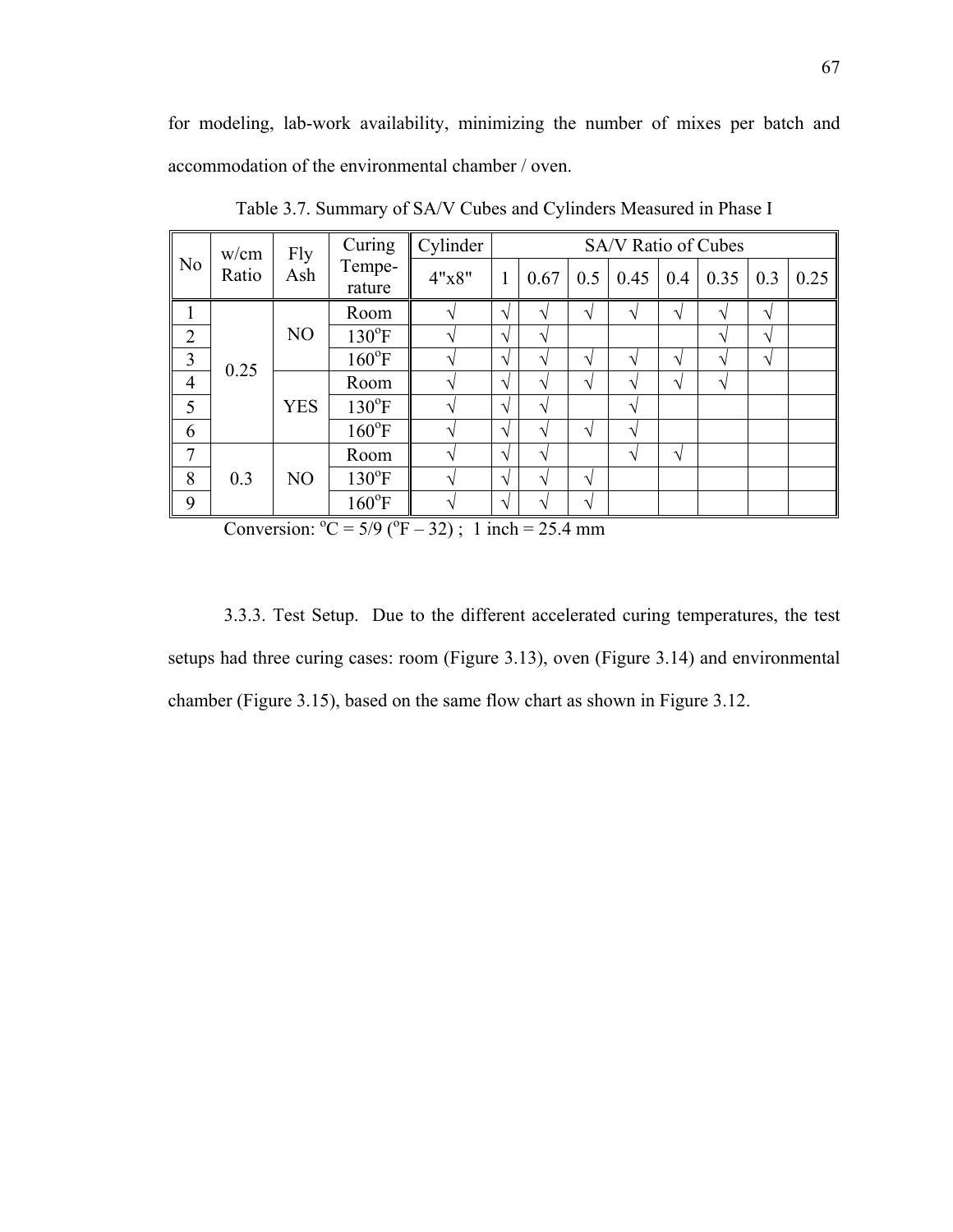for modeling, lab-work availability, minimizing the number of mixes per batch and accommodation of the environmental chamber / oven.

Table 3.7. Summary of SA/V Cubes and Cylinders Measured in Phase I

| No | w/cm Ratio | Fly Ash | Curing Tempe-rature | Cylinder | SA/V Ratio of Cubes | | | | | | | |
|---|---|---|---|---|---|---|---|---|---|---|---|---|
| | | | | 4"x8" | 1 | 0.67 | 0.5 | 0.45 | 0.4 | 0.35 | 0.3 | 0.25 |
| 1 | 0.25 | NO | Room | √ | √ | √ | √ | √ | √ | √ | √ | |
| 2 | | | 130°F | √ | √ | √ | | | | √ | √ | |
| 3 | | | 160°F | √ | √ | √ | √ | √ | √ | √ | √ | |
| 4 | | YES | Room | √ | √ | √ | √ | √ | √ | √ | | |
| 5 | | | 130°F | √ | √ | √ | | √ | | | | |
| 6 | | | 160°F | √ | √ | √ | √ | √ | | | | |
| 7 | 0.3 | NO | Room | √ | √ | √ | | √ | √ | | | |
| 8 | | | 130°F | √ | √ | √ | √ | | | | | |
| 9 | | | 160°F | √ | √ | √ | √ | | | | | |

Conversion: °C = 5/9 (°F – 32) ; 1 inch = 25.4 mm

3.3.3. Test Setup. Due to the different accelerated curing temperatures, the test setups had three curing cases: room (Figure 3.13), oven (Figure 3.14) and environmental chamber (Figure 3.15), based on the same flow chart as shown in Figure 3.12.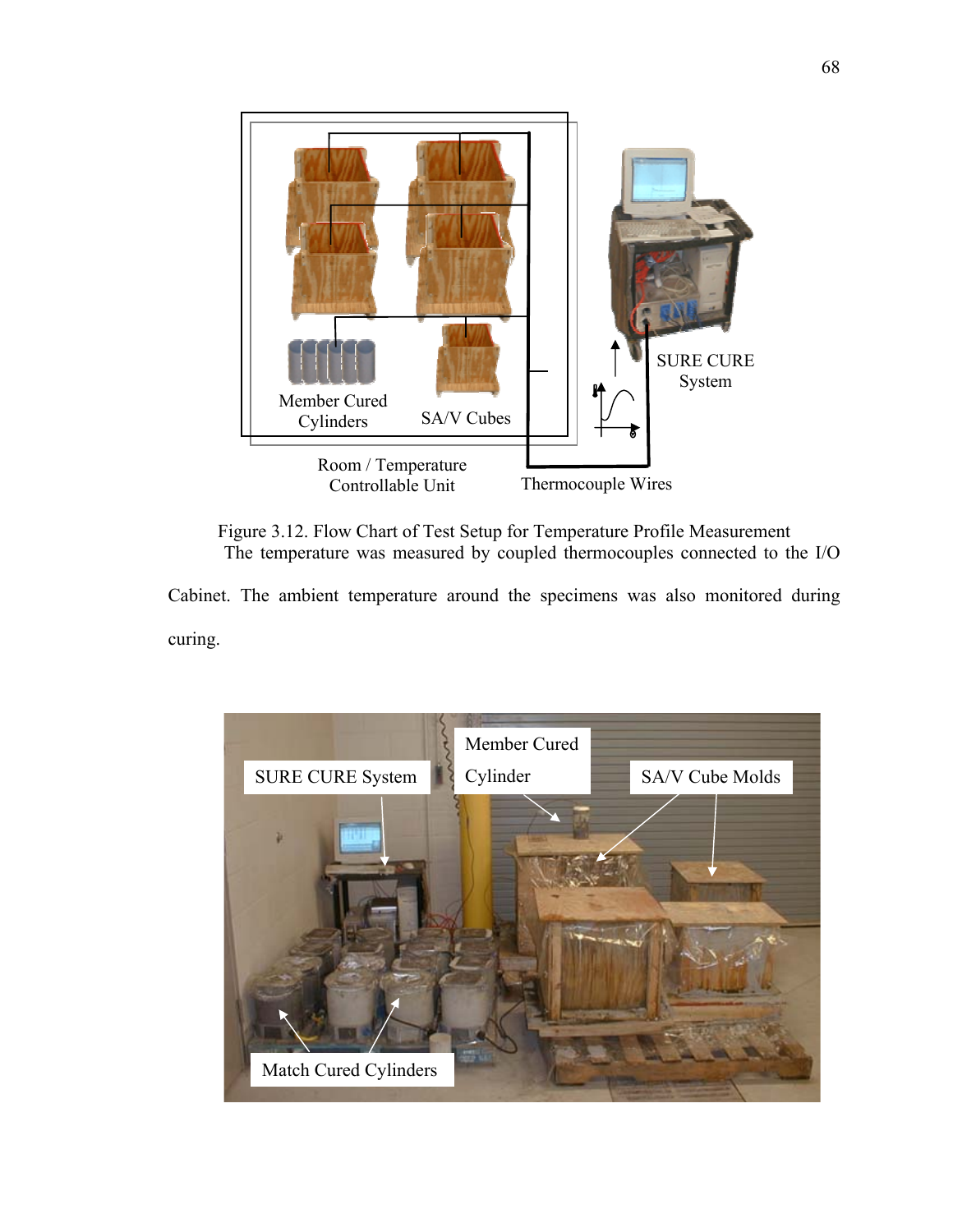Figure 3.12. Flow Chart of Test Setup for Temperature Profile Measurement

The temperature was measured by coupled thermocouples connected to the I/O Cabinet. The ambient temperature around the specimens was also monitored during curing.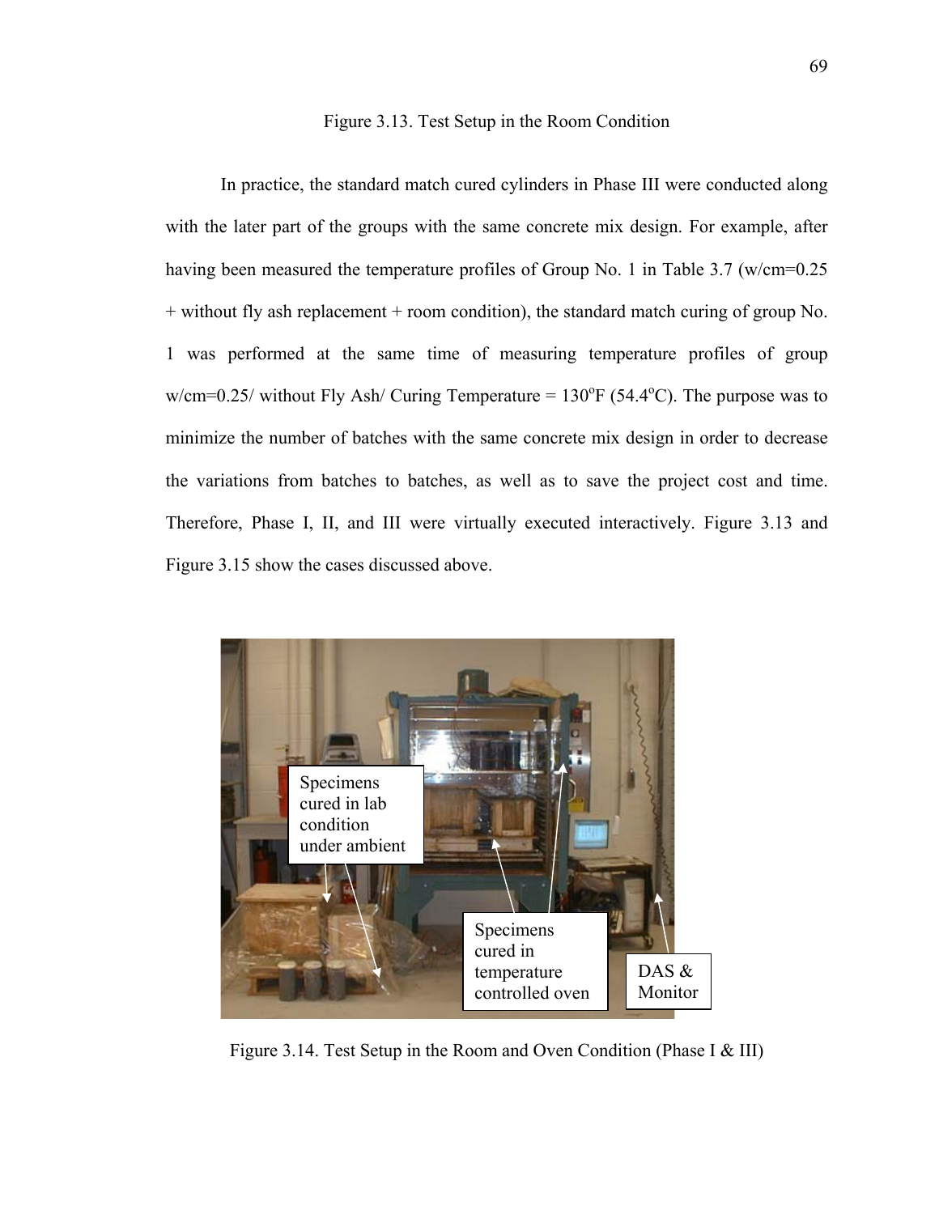Figure 3.13. Test Setup in the Room Condition

In practice, the standard match cured cylinders in Phase III were conducted along with the later part of the groups with the same concrete mix design. For example, after having been measured the temperature profiles of Group No. 1 in Table 3.7 (w/cm=0.25 + without fly ash replacement + room condition), the standard match curing of group No. 1 was performed at the same time of measuring temperature profiles of group w/cm=0.25/ without Fly Ash/ Curing Temperature = 130$^{o}$F (54.4$^{o}$C). The purpose was to minimize the number of batches with the same concrete mix design in order to decrease the variations from batches to batches, as well as to save the project cost and time. Therefore, Phase I, II, and III were virtually executed interactively. Figure 3.13 and Figure 3.15 show the cases discussed above.

Specimens cured in lab condition under ambient

Specimens cured in temperature controlled oven

DAS & Monitor

Figure 3.14. Test Setup in the Room and Oven Condition (Phase I & III)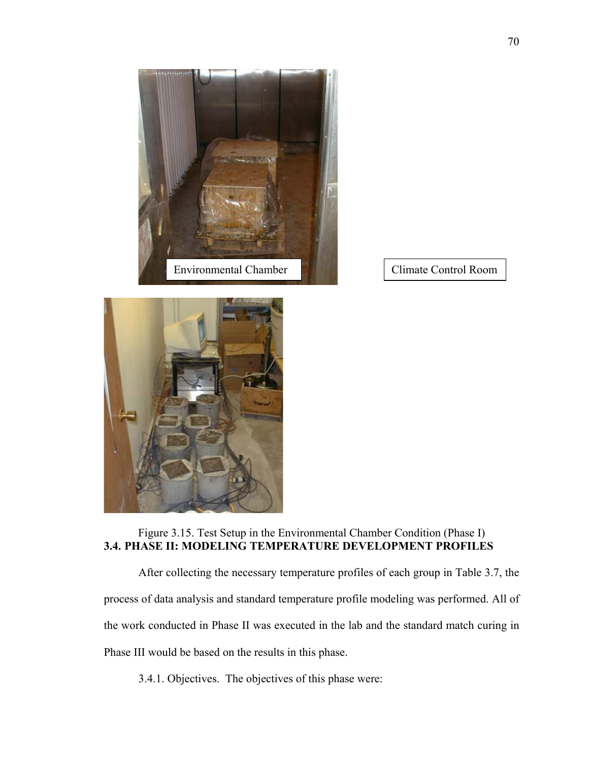Environmental Chamber

Climate Control Room

Figure 3.15. Test Setup in the Environmental Chamber Condition (Phase I)

## 3.4. PHASE II: MODELING TEMPERATURE DEVELOPMENT PROFILES

After collecting the necessary temperature profiles of each group in Table 3.7, the process of data analysis and standard temperature profile modeling was performed. All of the work conducted in Phase II was executed in the lab and the standard match curing in Phase III would be based on the results in this phase.

3.4.1. Objectives. The objectives of this phase were: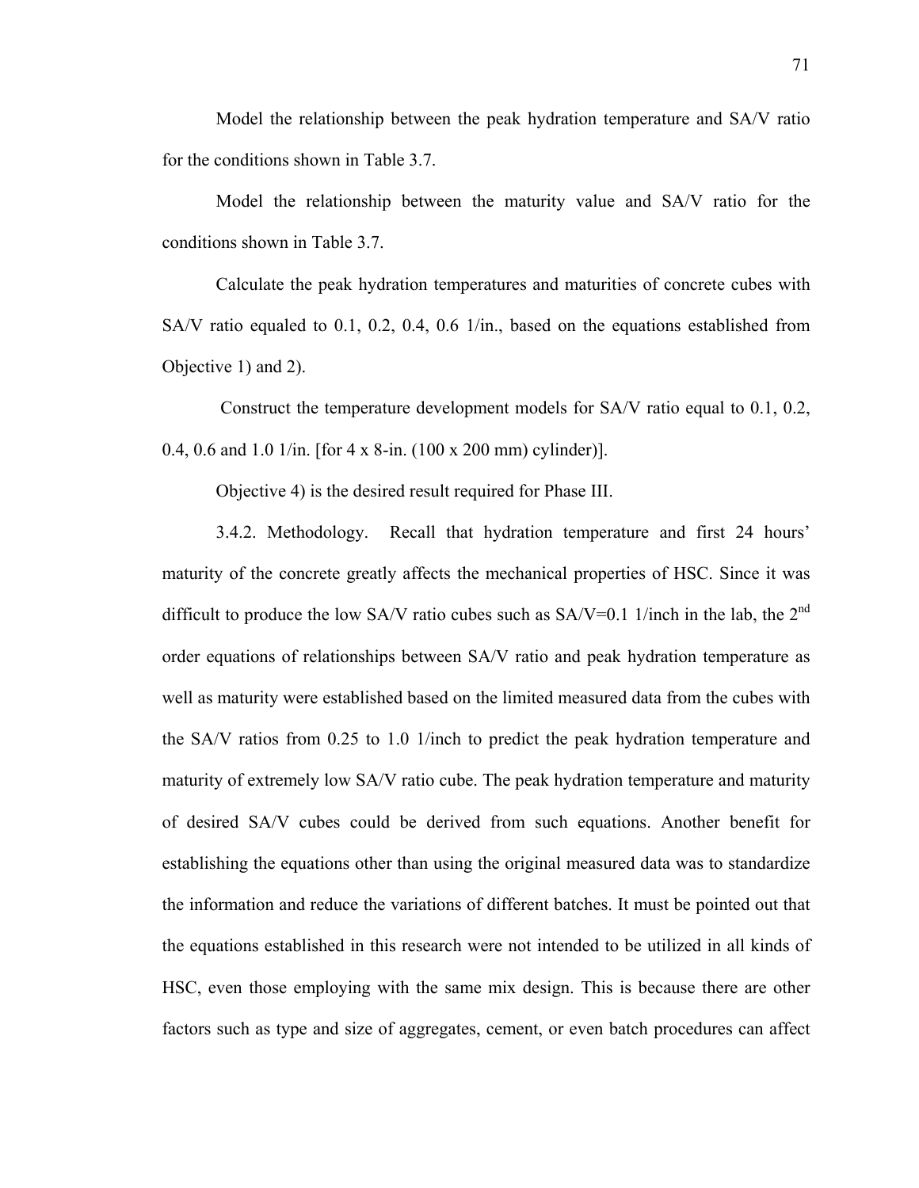Model the relationship between the peak hydration temperature and SA/V ratio for the conditions shown in Table 3.7.

Model the relationship between the maturity value and SA/V ratio for the conditions shown in Table 3.7.

Calculate the peak hydration temperatures and maturities of concrete cubes with SA/V ratio equaled to 0.1, 0.2, 0.4, 0.6 1/in., based on the equations established from Objective 1) and 2).

Construct the temperature development models for SA/V ratio equal to 0.1, 0.2, 0.4, 0.6 and 1.0 1/in. [for 4 x 8-in. (100 x 200 mm) cylinder)].

Objective 4) is the desired result required for Phase III.

3.4.2. Methodology. Recall that hydration temperature and first 24 hours' maturity of the concrete greatly affects the mechanical properties of HSC. Since it was difficult to produce the low SA/V ratio cubes such as SA/V=0.1 1/inch in the lab, the 2$^{nd}$ order equations of relationships between SA/V ratio and peak hydration temperature as well as maturity were established based on the limited measured data from the cubes with the SA/V ratios from 0.25 to 1.0 1/inch to predict the peak hydration temperature and maturity of extremely low SA/V ratio cube. The peak hydration temperature and maturity of desired SA/V cubes could be derived from such equations. Another benefit for establishing the equations other than using the original measured data was to standardize the information and reduce the variations of different batches. It must be pointed out that the equations established in this research were not intended to be utilized in all kinds of HSC, even those employing with the same mix design. This is because there are other factors such as type and size of aggregates, cement, or even batch procedures can affect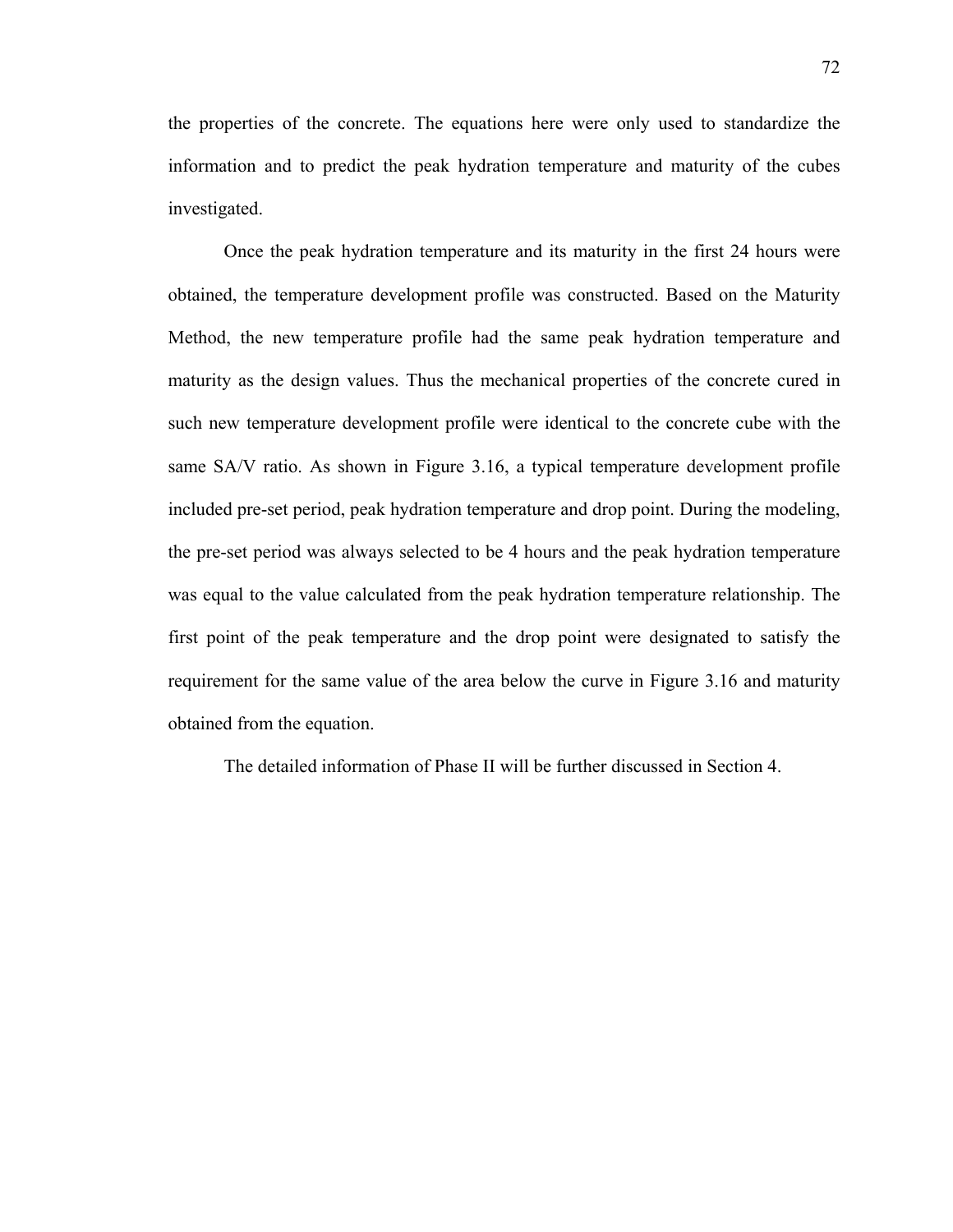the properties of the concrete. The equations here were only used to standardize the information and to predict the peak hydration temperature and maturity of the cubes investigated.

Once the peak hydration temperature and its maturity in the first 24 hours were obtained, the temperature development profile was constructed. Based on the Maturity Method, the new temperature profile had the same peak hydration temperature and maturity as the design values. Thus the mechanical properties of the concrete cured in such new temperature development profile were identical to the concrete cube with the same SA/V ratio. As shown in Figure 3.16, a typical temperature development profile included pre-set period, peak hydration temperature and drop point. During the modeling, the pre-set period was always selected to be 4 hours and the peak hydration temperature was equal to the value calculated from the peak hydration temperature relationship. The first point of the peak temperature and the drop point were designated to satisfy the requirement for the same value of the area below the curve in Figure 3.16 and maturity obtained from the equation.

The detailed information of Phase II will be further discussed in Section 4.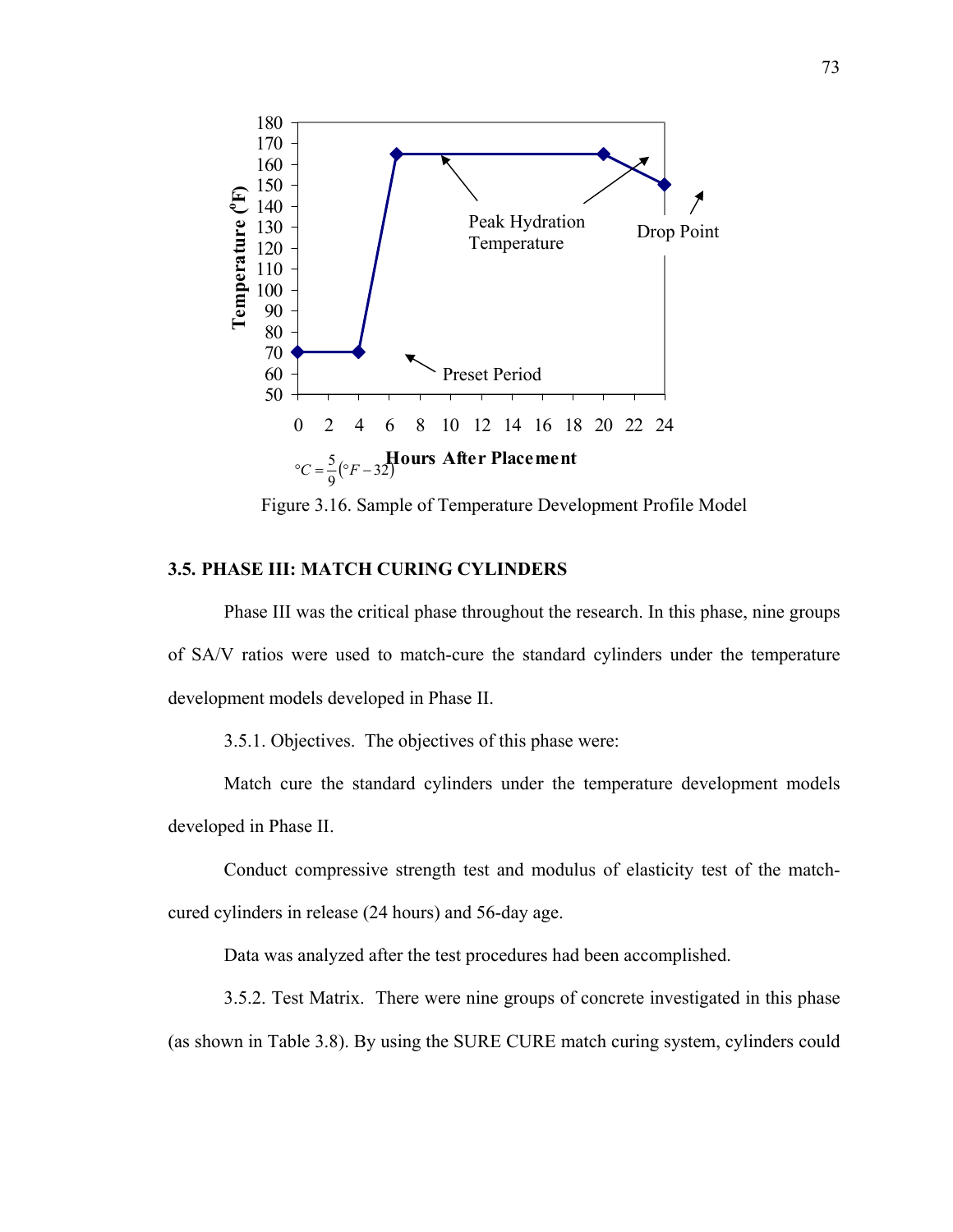Figure 3.16. Sample of Temperature Development Profile Model

### 3.5. PHASE III: MATCH CURING CYLINDERS

Phase III was the critical phase throughout the research. In this phase, nine groups of SA/V ratios were used to match-cure the standard cylinders under the temperature development models developed in Phase II.

3.5.1. Objectives. The objectives of this phase were:

Match cure the standard cylinders under the temperature development models developed in Phase II.

Conduct compressive strength test and modulus of elasticity test of the match-cured cylinders in release (24 hours) and 56-day age.

Data was analyzed after the test procedures had been accomplished.

3.5.2. Test Matrix. There were nine groups of concrete investigated in this phase (as shown in Table 3.8). By using the SURE CURE match curing system, cylinders could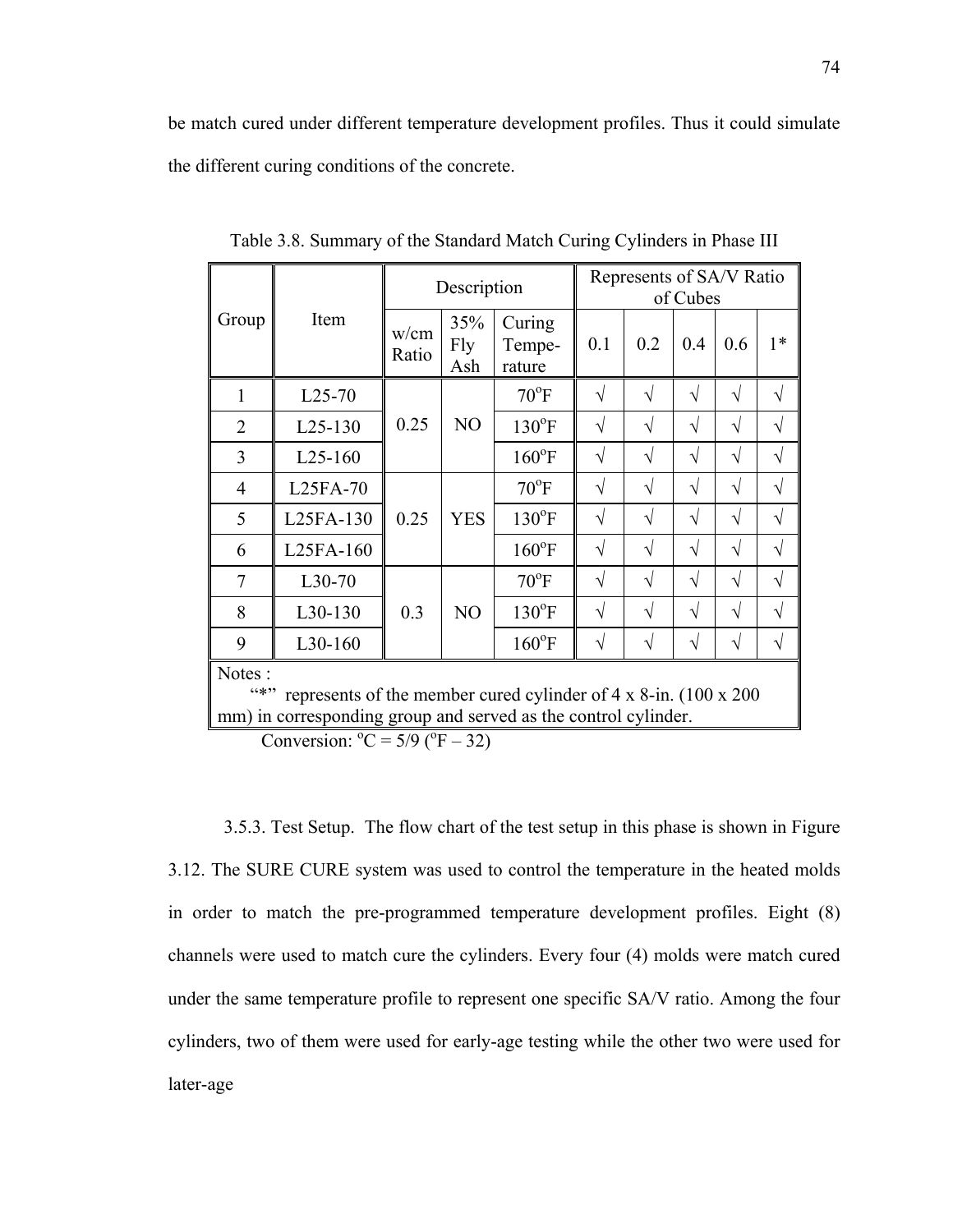be match cured under different temperature development profiles. Thus it could simulate the different curing conditions of the concrete.

Table 3.8. Summary of the Standard Match Curing Cylinders in Phase III

| Group | Item | Description | | | Represents of SA/V Ratio of Cubes | | | | |
|---|---|---|---|---|---|---|---|---|---|
| | | w/cm Ratio | 35% Fly Ash | Curing Tempe-rature | 0.1 | 0.2 | 0.4 | 0.6 | 1* |
| 1 | L25-70 | 0.25 | NO | 70°F | √ | √ | √ | √ | √ |
| 2 | L25-130 | | | 130°F | √ | √ | √ | √ | √ |
| 3 | L25-160 | | | 160°F | √ | √ | √ | √ | √ |
| 4 | L25FA-70 | 0.25 | YES | 70°F | √ | √ | √ | √ | √ |
| 5 | L25FA-130 | | | 130°F | √ | √ | √ | √ | √ |
| 6 | L25FA-160 | | | 160°F | √ | √ | √ | √ | √ |
| 7 | L30-70 | 0.3 | NO | 70°F | √ | √ | √ | √ | √ |
| 8 | L30-130 | | | 130°F | √ | √ | √ | √ | √ |
| 9 | L30-160 | | | 160°F | √ | √ | √ | √ | √ |

Notes :
"*" represents of the member cured cylinder of 4 x 8-in. (100 x 200 mm) in corresponding group and served as the control cylinder.

Conversion: °C = 5/9 (°F – 32)

3.5.3. Test Setup. The flow chart of the test setup in this phase is shown in Figure 3.12. The SURE CURE system was used to control the temperature in the heated molds in order to match the pre-programmed temperature development profiles. Eight (8) channels were used to match cure the cylinders. Every four (4) molds were match cured under the same temperature profile to represent one specific SA/V ratio. Among the four cylinders, two of them were used for early-age testing while the other two were used for later-age